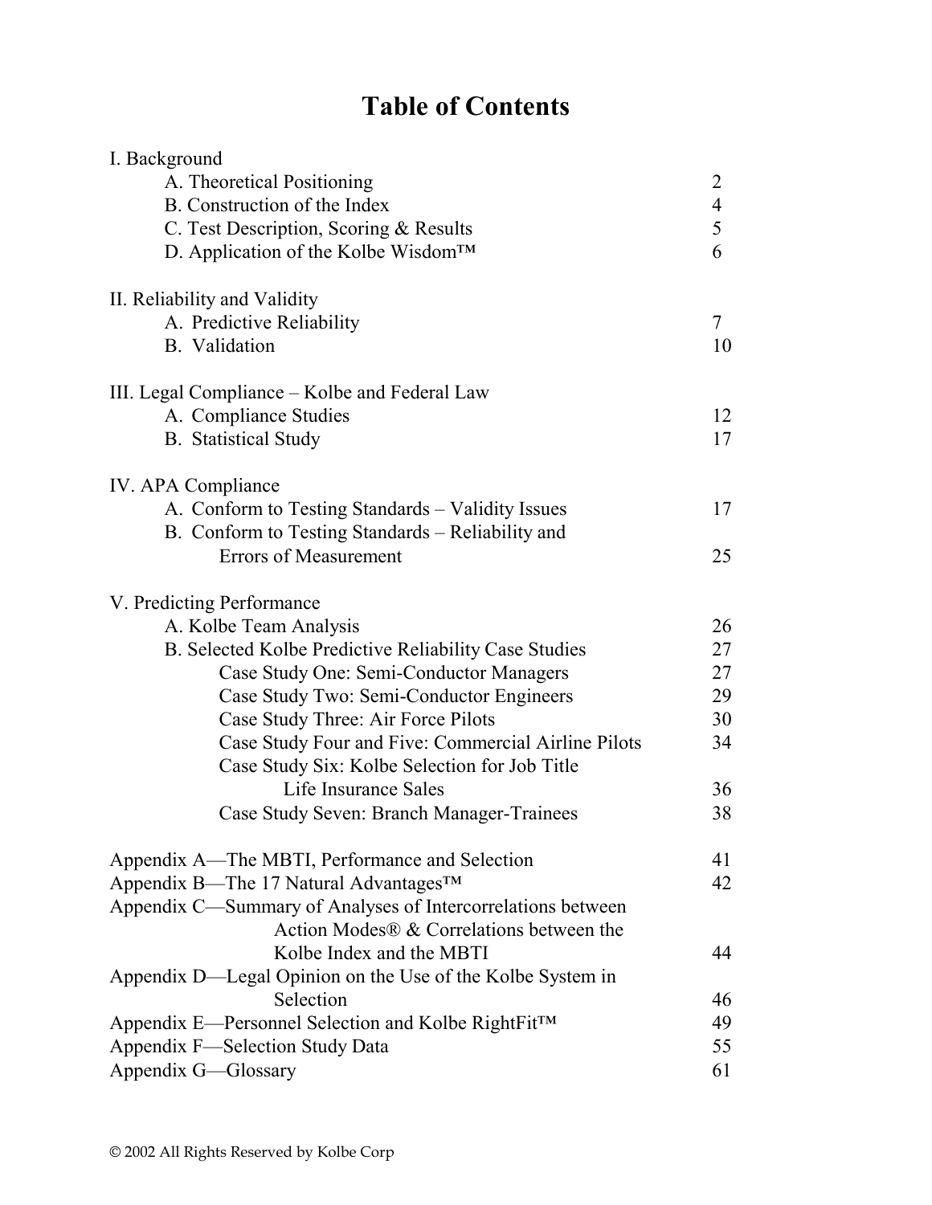# Table of Contents

I. Background

- A. Theoretical Positioning — 2
- B. Construction of the Index — 4
- C. Test Description, Scoring & Results — 5
- D. Application of the Kolbe Wisdom™ — 6

II. Reliability and Validity

- A. Predictive Reliability — 7
- B. Validation — 10

III. Legal Compliance – Kolbe and Federal Law

- A. Compliance Studies — 12
- B. Statistical Study — 17

IV. APA Compliance

- A. Conform to Testing Standards – Validity Issues — 17
- B. Conform to Testing Standards – Reliability and Errors of Measurement — 25

V. Predicting Performance

- A. Kolbe Team Analysis — 26
- B. Selected Kolbe Predictive Reliability Case Studies — 27
  - Case Study One: Semi-Conductor Managers — 27
  - Case Study Two: Semi-Conductor Engineers — 29
  - Case Study Three: Air Force Pilots — 30
  - Case Study Four and Five: Commercial Airline Pilots — 34
  - Case Study Six: Kolbe Selection for Job Title Life Insurance Sales — 36
  - Case Study Seven: Branch Manager-Trainees — 38

Appendix A—The MBTI, Performance and Selection — 41

Appendix B—The 17 Natural Advantages™ — 42

Appendix C—Summary of Analyses of Intercorrelations between Action Modes® & Correlations between the Kolbe Index and the MBTI — 44

Appendix D—Legal Opinion on the Use of the Kolbe System in Selection — 46

Appendix E—Personnel Selection and Kolbe RightFit™ — 49

Appendix F—Selection Study Data — 55

Appendix G—Glossary — 61

© 2002 All Rights Reserved by Kolbe Corp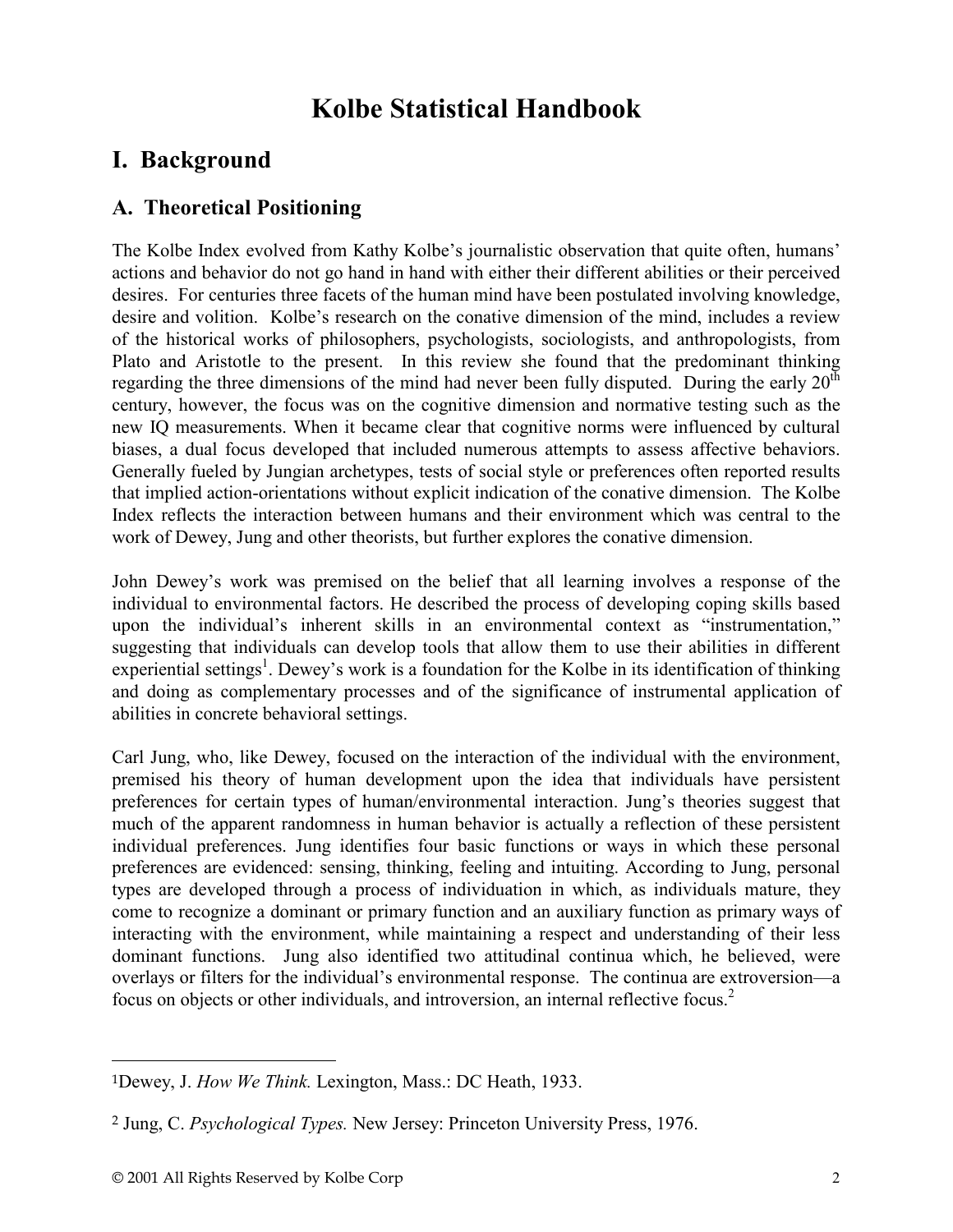# Kolbe Statistical Handbook

## I. Background

### A. Theoretical Positioning

The Kolbe Index evolved from Kathy Kolbe's journalistic observation that quite often, humans' actions and behavior do not go hand in hand with either their different abilities or their perceived desires. For centuries three facets of the human mind have been postulated involving knowledge, desire and volition. Kolbe's research on the conative dimension of the mind, includes a review of the historical works of philosophers, psychologists, sociologists, and anthropologists, from Plato and Aristotle to the present. In this review she found that the predominant thinking regarding the three dimensions of the mind had never been fully disputed. During the early 20th century, however, the focus was on the cognitive dimension and normative testing such as the new IQ measurements. When it became clear that cognitive norms were influenced by cultural biases, a dual focus developed that included numerous attempts to assess affective behaviors. Generally fueled by Jungian archetypes, tests of social style or preferences often reported results that implied action-orientations without explicit indication of the conative dimension. The Kolbe Index reflects the interaction between humans and their environment which was central to the work of Dewey, Jung and other theorists, but further explores the conative dimension.

John Dewey's work was premised on the belief that all learning involves a response of the individual to environmental factors. He described the process of developing coping skills based upon the individual's inherent skills in an environmental context as "instrumentation," suggesting that individuals can develop tools that allow them to use their abilities in different experiential settings[1]. Dewey's work is a foundation for the Kolbe in its identification of thinking and doing as complementary processes and of the significance of instrumental application of abilities in concrete behavioral settings.

Carl Jung, who, like Dewey, focused on the interaction of the individual with the environment, premised his theory of human development upon the idea that individuals have persistent preferences for certain types of human/environmental interaction. Jung's theories suggest that much of the apparent randomness in human behavior is actually a reflection of these persistent individual preferences. Jung identifies four basic functions or ways in which these personal preferences are evidenced: sensing, thinking, feeling and intuiting. According to Jung, personal types are developed through a process of individuation in which, as individuals mature, they come to recognize a dominant or primary function and an auxiliary function as primary ways of interacting with the environment, while maintaining a respect and understanding of their less dominant functions. Jung also identified two attitudinal continua which, he believed, were overlays or filters for the individual's environmental response. The continua are extroversion—a focus on objects or other individuals, and introversion, an internal reflective focus.[2]

---

[1] Dewey, J. *How We Think.* Lexington, Mass.: DC Heath, 1933.

[2] Jung, C. *Psychological Types.* New Jersey: Princeton University Press, 1976.

© 2001 All Rights Reserved by Kolbe Corp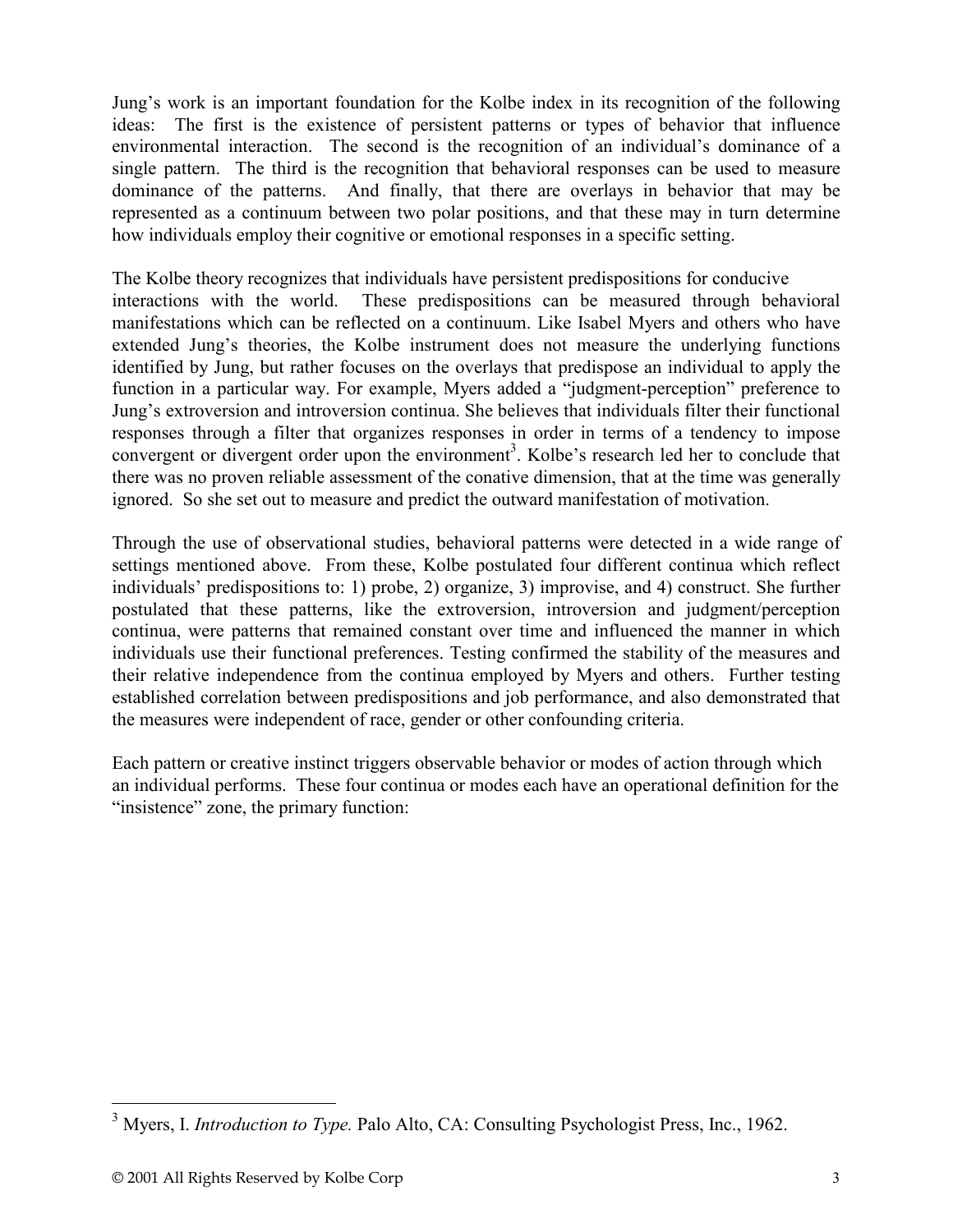Jung's work is an important foundation for the Kolbe index in its recognition of the following ideas: The first is the existence of persistent patterns or types of behavior that influence environmental interaction. The second is the recognition of an individual's dominance of a single pattern. The third is the recognition that behavioral responses can be used to measure dominance of the patterns. And finally, that there are overlays in behavior that may be represented as a continuum between two polar positions, and that these may in turn determine how individuals employ their cognitive or emotional responses in a specific setting.

The Kolbe theory recognizes that individuals have persistent predispositions for conducive interactions with the world. These predispositions can be measured through behavioral manifestations which can be reflected on a continuum. Like Isabel Myers and others who have extended Jung's theories, the Kolbe instrument does not measure the underlying functions identified by Jung, but rather focuses on the overlays that predispose an individual to apply the function in a particular way. For example, Myers added a "judgment-perception" preference to Jung's extroversion and introversion continua. She believes that individuals filter their functional responses through a filter that organizes responses in order in terms of a tendency to impose convergent or divergent order upon the environment[3]. Kolbe's research led her to conclude that there was no proven reliable assessment of the conative dimension, that at the time was generally ignored. So she set out to measure and predict the outward manifestation of motivation.

Through the use of observational studies, behavioral patterns were detected in a wide range of settings mentioned above. From these, Kolbe postulated four different continua which reflect individuals' predispositions to: 1) probe, 2) organize, 3) improvise, and 4) construct. She further postulated that these patterns, like the extroversion, introversion and judgment/perception continua, were patterns that remained constant over time and influenced the manner in which individuals use their functional preferences. Testing confirmed the stability of the measures and their relative independence from the continua employed by Myers and others. Further testing established correlation between predispositions and job performance, and also demonstrated that the measures were independent of race, gender or other confounding criteria.

Each pattern or creative instinct triggers observable behavior or modes of action through which an individual performs. These four continua or modes each have an operational definition for the "insistence" zone, the primary function:

---

[3] Myers, I. *Introduction to Type.* Palo Alto, CA: Consulting Psychologist Press, Inc., 1962.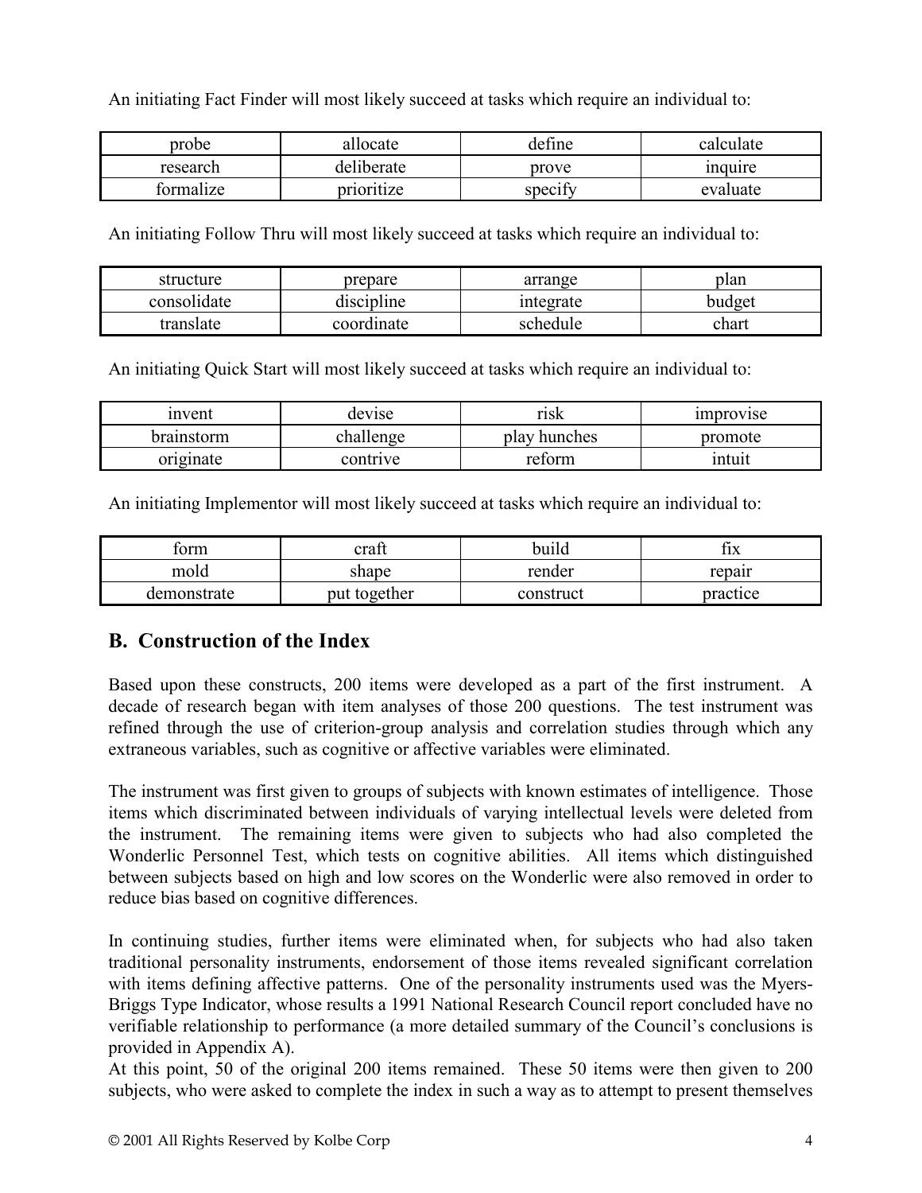An initiating Fact Finder will most likely succeed at tasks which require an individual to:

| probe | allocate | define | calculate |
|---|---|---|---|
| research | deliberate | prove | inquire |
| formalize | prioritize | specify | evaluate |

An initiating Follow Thru will most likely succeed at tasks which require an individual to:

| structure | prepare | arrange | plan |
|---|---|---|---|
| consolidate | discipline | integrate | budget |
| translate | coordinate | schedule | chart |

An initiating Quick Start will most likely succeed at tasks which require an individual to:

| invent | devise | risk | improvise |
|---|---|---|---|
| brainstorm | challenge | play hunches | promote |
| originate | contrive | reform | intuit |

An initiating Implementor will most likely succeed at tasks which require an individual to:

| form | craft | build | fix |
|---|---|---|---|
| mold | shape | render | repair |
| demonstrate | put together | construct | practice |

## B. Construction of the Index

Based upon these constructs, 200 items were developed as a part of the first instrument. A decade of research began with item analyses of those 200 questions. The test instrument was refined through the use of criterion-group analysis and correlation studies through which any extraneous variables, such as cognitive or affective variables were eliminated.

The instrument was first given to groups of subjects with known estimates of intelligence. Those items which discriminated between individuals of varying intellectual levels were deleted from the instrument. The remaining items were given to subjects who had also completed the Wonderlic Personnel Test, which tests on cognitive abilities. All items which distinguished between subjects based on high and low scores on the Wonderlic were also removed in order to reduce bias based on cognitive differences.

In continuing studies, further items were eliminated when, for subjects who had also taken traditional personality instruments, endorsement of those items revealed significant correlation with items defining affective patterns. One of the personality instruments used was the Myers-Briggs Type Indicator, whose results a 1991 National Research Council report concluded have no verifiable relationship to performance (a more detailed summary of the Council's conclusions is provided in Appendix A).

At this point, 50 of the original 200 items remained. These 50 items were then given to 200 subjects, who were asked to complete the index in such a way as to attempt to present themselves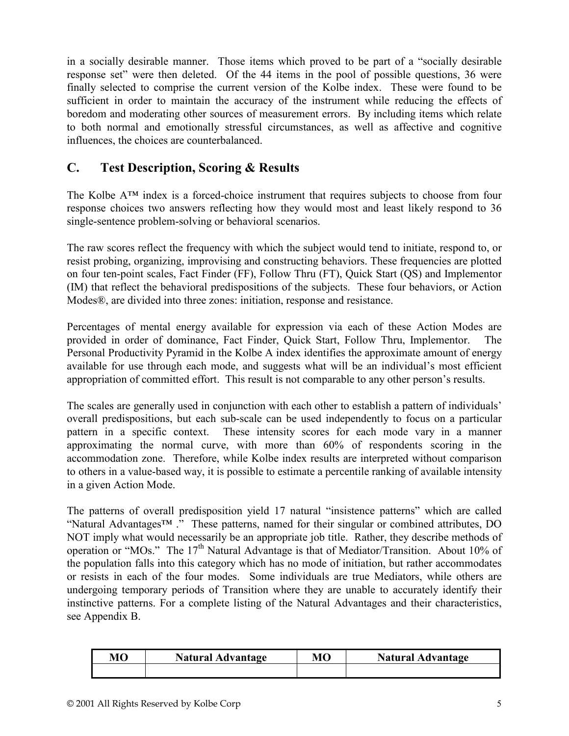in a socially desirable manner. Those items which proved to be part of a "socially desirable response set" were then deleted. Of the 44 items in the pool of possible questions, 36 were finally selected to comprise the current version of the Kolbe index. These were found to be sufficient in order to maintain the accuracy of the instrument while reducing the effects of boredom and moderating other sources of measurement errors. By including items which relate to both normal and emotionally stressful circumstances, as well as affective and cognitive influences, the choices are counterbalanced.

## C. Test Description, Scoring & Results

The Kolbe A™ index is a forced-choice instrument that requires subjects to choose from four response choices two answers reflecting how they would most and least likely respond to 36 single-sentence problem-solving or behavioral scenarios.

The raw scores reflect the frequency with which the subject would tend to initiate, respond to, or resist probing, organizing, improvising and constructing behaviors. These frequencies are plotted on four ten-point scales, Fact Finder (FF), Follow Thru (FT), Quick Start (QS) and Implementor (IM) that reflect the behavioral predispositions of the subjects. These four behaviors, or Action Modes®, are divided into three zones: initiation, response and resistance.

Percentages of mental energy available for expression via each of these Action Modes are provided in order of dominance, Fact Finder, Quick Start, Follow Thru, Implementor. The Personal Productivity Pyramid in the Kolbe A index identifies the approximate amount of energy available for use through each mode, and suggests what will be an individual's most efficient appropriation of committed effort. This result is not comparable to any other person's results.

The scales are generally used in conjunction with each other to establish a pattern of individuals' overall predispositions, but each sub-scale can be used independently to focus on a particular pattern in a specific context. These intensity scores for each mode vary in a manner approximating the normal curve, with more than 60% of respondents scoring in the accommodation zone. Therefore, while Kolbe index results are interpreted without comparison to others in a value-based way, it is possible to estimate a percentile ranking of available intensity in a given Action Mode.

The patterns of overall predisposition yield 17 natural "insistence patterns" which are called "Natural Advantages™ ." These patterns, named for their singular or combined attributes, DO NOT imply what would necessarily be an appropriate job title. Rather, they describe methods of operation or "MOs." The 17th Natural Advantage is that of Mediator/Transition. About 10% of the population falls into this category which has no mode of initiation, but rather accommodates or resists in each of the four modes. Some individuals are true Mediators, while others are undergoing temporary periods of Transition where they are unable to accurately identify their instinctive patterns. For a complete listing of the Natural Advantages and their characteristics, see Appendix B.

| MO | Natural Advantage | MO | Natural Advantage |
|---|---|---|---|
| | | | |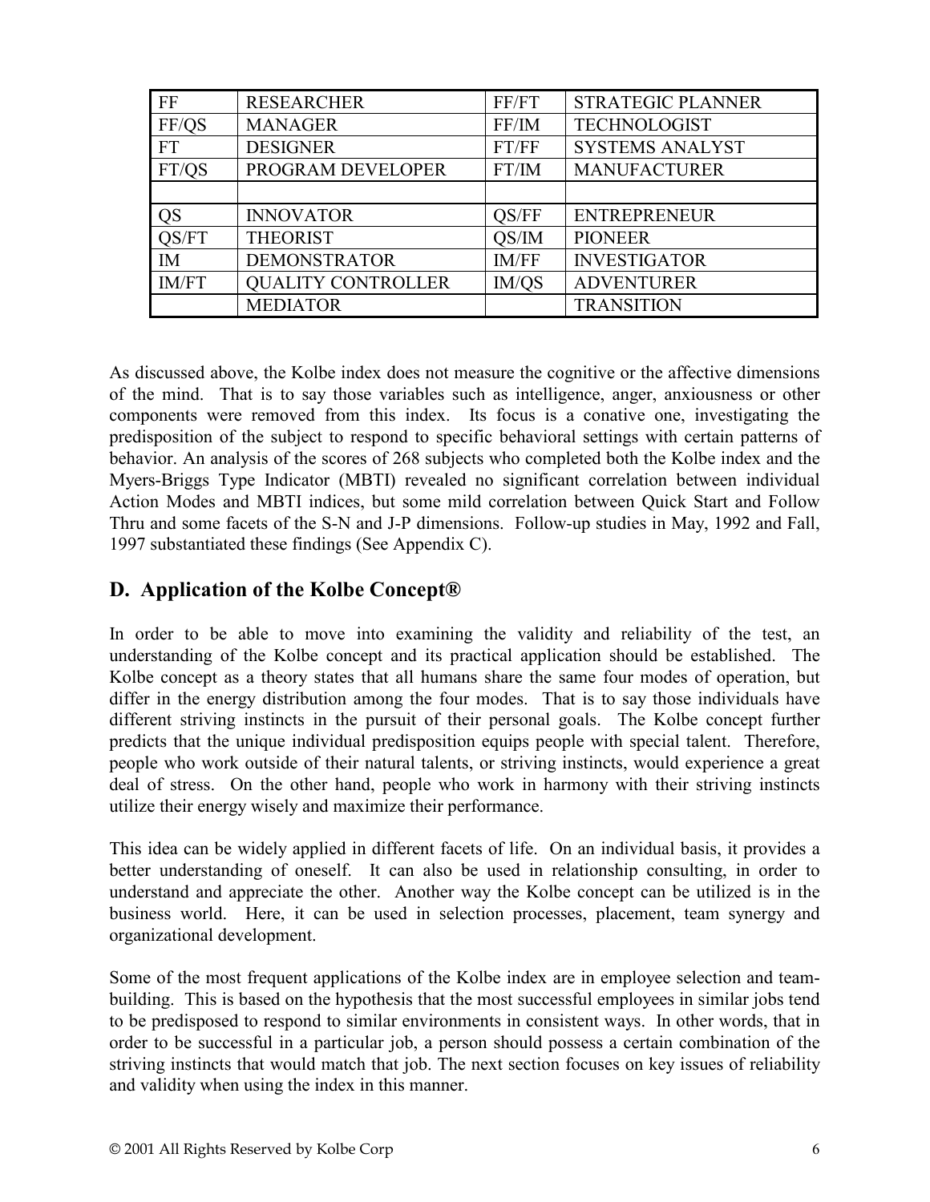| FF | RESEARCHER | FF/FT | STRATEGIC PLANNER |
|---|---|---|---|
| FF/QS | MANAGER | FF/IM | TECHNOLOGIST |
| FT | DESIGNER | FT/FF | SYSTEMS ANALYST |
| FT/QS | PROGRAM DEVELOPER | FT/IM | MANUFACTURER |
| | | | |
| QS | INNOVATOR | QS/FF | ENTREPRENEUR |
| QS/FT | THEORIST | QS/IM | PIONEER |
| IM | DEMONSTRATOR | IM/FF | INVESTIGATOR |
| IM/FT | QUALITY CONTROLLER | IM/QS | ADVENTURER |
| | MEDIATOR | | TRANSITION |

As discussed above, the Kolbe index does not measure the cognitive or the affective dimensions of the mind. That is to say those variables such as intelligence, anger, anxiousness or other components were removed from this index. Its focus is a conative one, investigating the predisposition of the subject to respond to specific behavioral settings with certain patterns of behavior. An analysis of the scores of 268 subjects who completed both the Kolbe index and the Myers-Briggs Type Indicator (MBTI) revealed no significant correlation between individual Action Modes and MBTI indices, but some mild correlation between Quick Start and Follow Thru and some facets of the S-N and J-P dimensions. Follow-up studies in May, 1992 and Fall, 1997 substantiated these findings (See Appendix C).

## D. Application of the Kolbe Concept®

In order to be able to move into examining the validity and reliability of the test, an understanding of the Kolbe concept and its practical application should be established. The Kolbe concept as a theory states that all humans share the same four modes of operation, but differ in the energy distribution among the four modes. That is to say those individuals have different striving instincts in the pursuit of their personal goals. The Kolbe concept further predicts that the unique individual predisposition equips people with special talent. Therefore, people who work outside of their natural talents, or striving instincts, would experience a great deal of stress. On the other hand, people who work in harmony with their striving instincts utilize their energy wisely and maximize their performance.

This idea can be widely applied in different facets of life. On an individual basis, it provides a better understanding of oneself. It can also be used in relationship consulting, in order to understand and appreciate the other. Another way the Kolbe concept can be utilized is in the business world. Here, it can be used in selection processes, placement, team synergy and organizational development.

Some of the most frequent applications of the Kolbe index are in employee selection and team-building. This is based on the hypothesis that the most successful employees in similar jobs tend to be predisposed to respond to similar environments in consistent ways. In other words, that in order to be successful in a particular job, a person should possess a certain combination of the striving instincts that would match that job. The next section focuses on key issues of reliability and validity when using the index in this manner.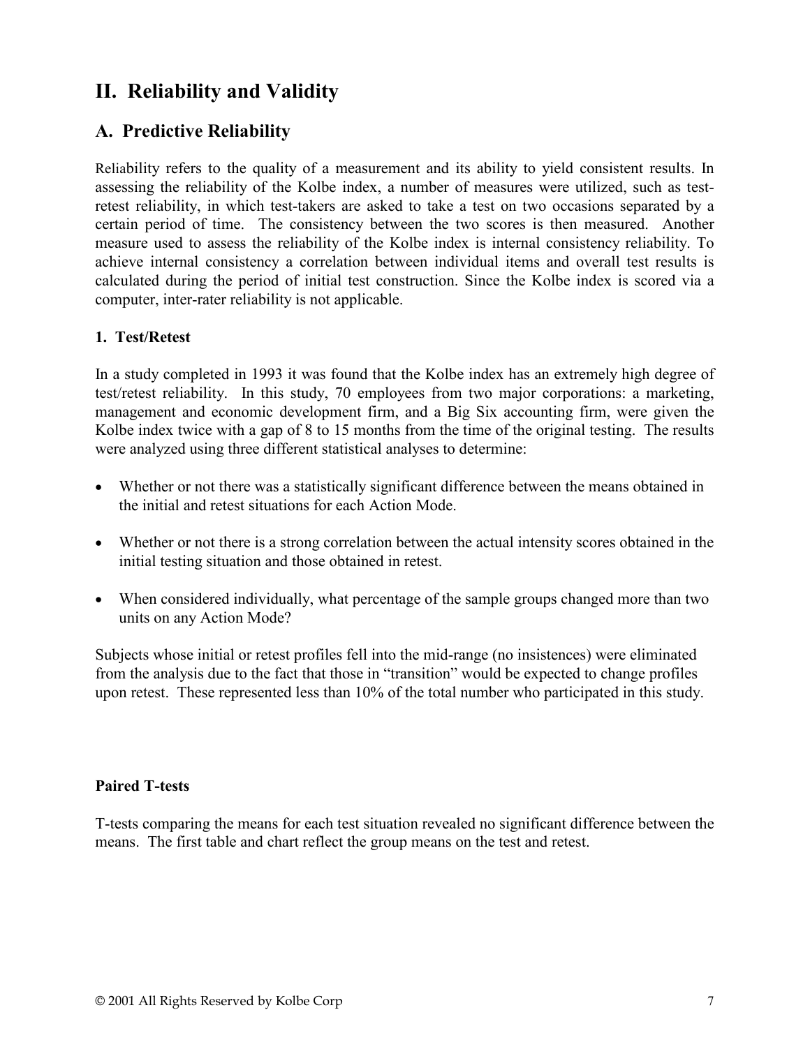# II. Reliability and Validity

## A. Predictive Reliability

Reliability refers to the quality of a measurement and its ability to yield consistent results. In assessing the reliability of the Kolbe index, a number of measures were utilized, such as test-retest reliability, in which test-takers are asked to take a test on two occasions separated by a certain period of time. The consistency between the two scores is then measured. Another measure used to assess the reliability of the Kolbe index is internal consistency reliability. To achieve internal consistency a correlation between individual items and overall test results is calculated during the period of initial test construction. Since the Kolbe index is scored via a computer, inter-rater reliability is not applicable.

### 1. Test/Retest

In a study completed in 1993 it was found that the Kolbe index has an extremely high degree of test/retest reliability. In this study, 70 employees from two major corporations: a marketing, management and economic development firm, and a Big Six accounting firm, were given the Kolbe index twice with a gap of 8 to 15 months from the time of the original testing. The results were analyzed using three different statistical analyses to determine:

- Whether or not there was a statistically significant difference between the means obtained in the initial and retest situations for each Action Mode.
- Whether or not there is a strong correlation between the actual intensity scores obtained in the initial testing situation and those obtained in retest.
- When considered individually, what percentage of the sample groups changed more than two units on any Action Mode?

Subjects whose initial or retest profiles fell into the mid-range (no insistences) were eliminated from the analysis due to the fact that those in "transition" would be expected to change profiles upon retest. These represented less than 10% of the total number who participated in this study.

#### Paired T-tests

T-tests comparing the means for each test situation revealed no significant difference between the means. The first table and chart reflect the group means on the test and retest.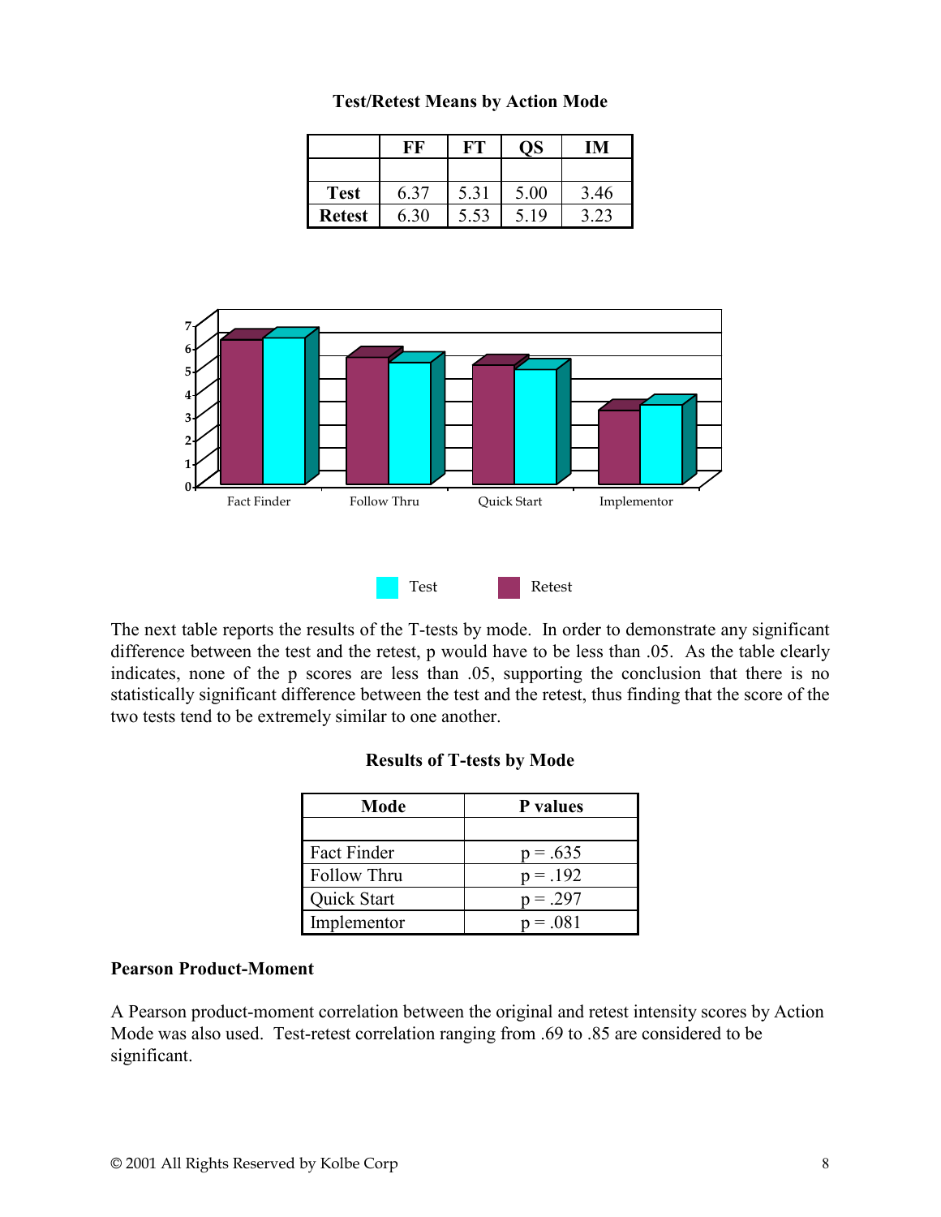**Test/Retest Means by Action Mode**

| | FF | FT | QS | IM |
|---|---|---|---|---|
| | | | | |
| **Test** | 6.37 | 5.31 | 5.00 | 3.46 |
| **Retest** | 6.30 | 5.53 | 5.19 | 3.23 |

The next table reports the results of the T-tests by mode. In order to demonstrate any significant difference between the test and the retest, p would have to be less than .05. As the table clearly indicates, none of the p scores are less than .05, supporting the conclusion that there is no statistically significant difference between the test and the retest, thus finding that the score of the two tests tend to be extremely similar to one another.

**Results of T-tests by Mode**

| Mode | P values |
|---|---|
| | |
| Fact Finder | $p = .635$ |
| Follow Thru | $p = .192$ |
| Quick Start | $p = .297$ |
| Implementor | $p = .081$ |

**Pearson Product-Moment**

A Pearson product-moment correlation between the original and retest intensity scores by Action Mode was also used. Test-retest correlation ranging from .69 to .85 are considered to be significant.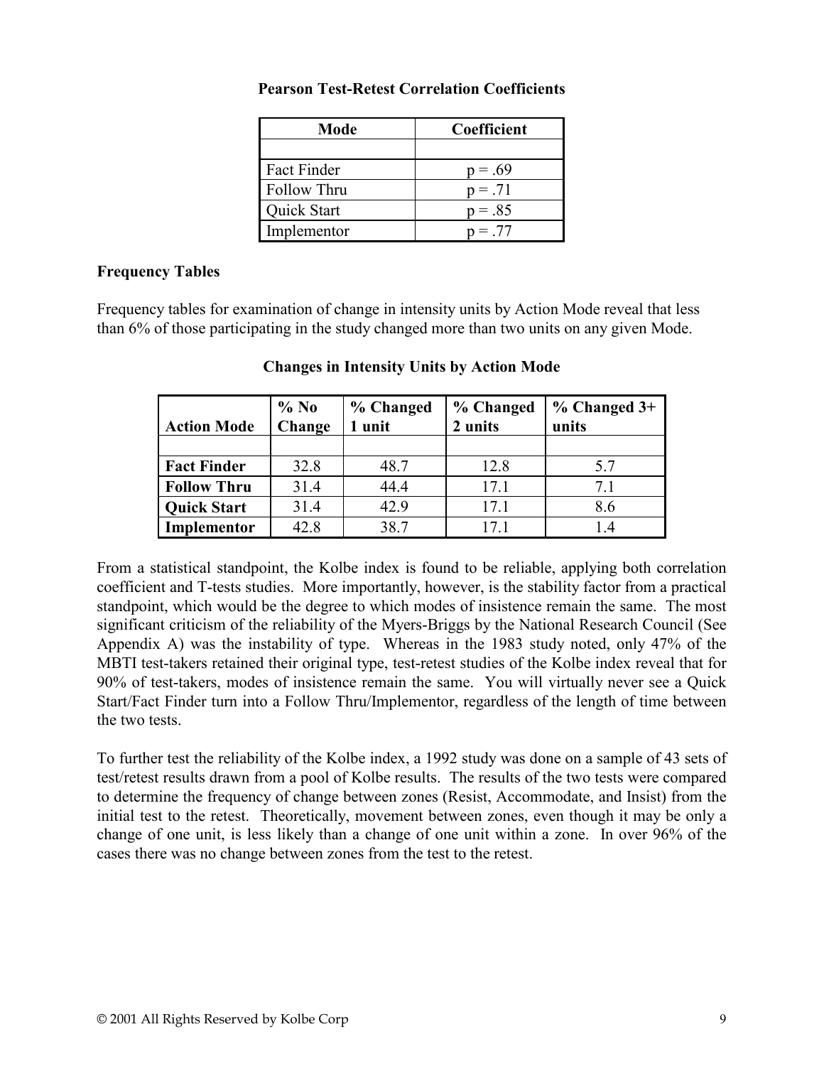**Pearson Test-Retest Correlation Coefficients**

| Mode | Coefficient |
|---|---|
| | |
| Fact Finder | p = .69 |
| Follow Thru | p = .71 |
| Quick Start | p = .85 |
| Implementor | p = .77 |

**Frequency Tables**

Frequency tables for examination of change in intensity units by Action Mode reveal that less than 6% of those participating in the study changed more than two units on any given Mode.

**Changes in Intensity Units by Action Mode**

| Action Mode | % No Change | % Changed 1 unit | % Changed 2 units | % Changed 3+ units |
|---|---|---|---|---|
| | | | | |
| **Fact Finder** | 32.8 | 48.7 | 12.8 | 5.7 |
| **Follow Thru** | 31.4 | 44.4 | 17.1 | 7.1 |
| **Quick Start** | 31.4 | 42.9 | 17.1 | 8.6 |
| **Implementor** | 42.8 | 38.7 | 17.1 | 1.4 |

From a statistical standpoint, the Kolbe index is found to be reliable, applying both correlation coefficient and T-tests studies. More importantly, however, is the stability factor from a practical standpoint, which would be the degree to which modes of insistence remain the same. The most significant criticism of the reliability of the Myers-Briggs by the National Research Council (See Appendix A) was the instability of type. Whereas in the 1983 study noted, only 47% of the MBTI test-takers retained their original type, test-retest studies of the Kolbe index reveal that for 90% of test-takers, modes of insistence remain the same. You will virtually never see a Quick Start/Fact Finder turn into a Follow Thru/Implementor, regardless of the length of time between the two tests.

To further test the reliability of the Kolbe index, a 1992 study was done on a sample of 43 sets of test/retest results drawn from a pool of Kolbe results. The results of the two tests were compared to determine the frequency of change between zones (Resist, Accommodate, and Insist) from the initial test to the retest. Theoretically, movement between zones, even though it may be only a change of one unit, is less likely than a change of one unit within a zone. In over 96% of the cases there was no change between zones from the test to the retest.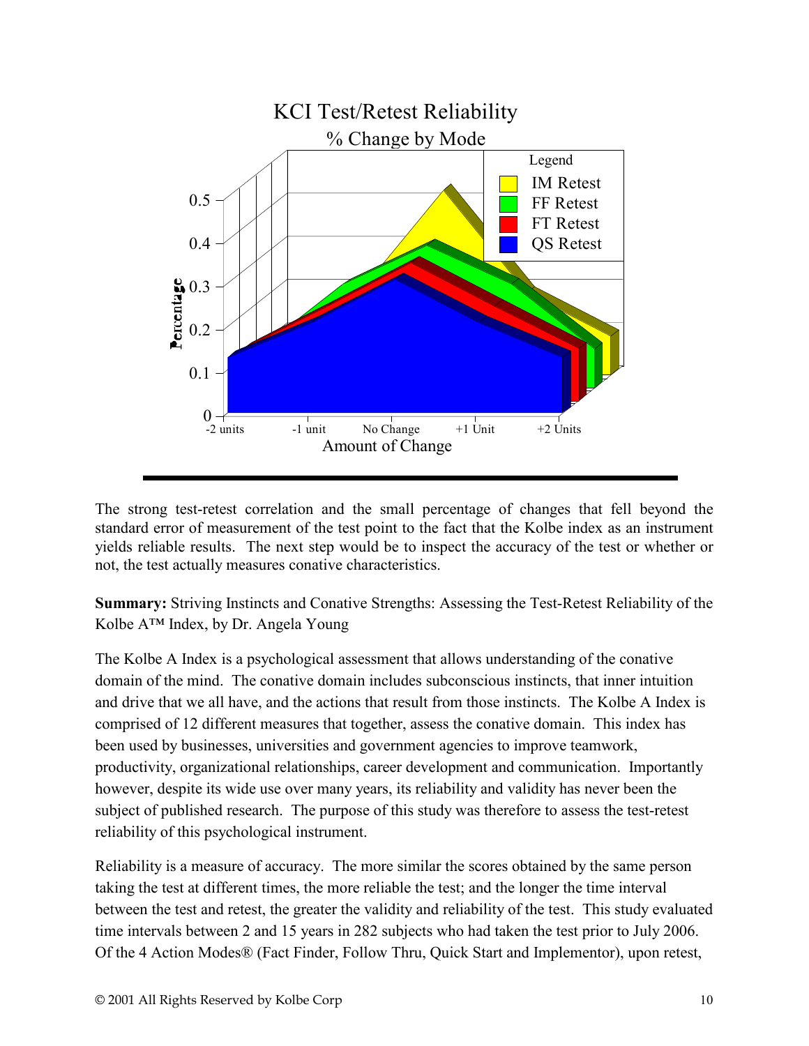The strong test-retest correlation and the small percentage of changes that fell beyond the standard error of measurement of the test point to the fact that the Kolbe index as an instrument yields reliable results. The next step would be to inspect the accuracy of the test or whether or not, the test actually measures conative characteristics.

**Summary:** Striving Instincts and Conative Strengths: Assessing the Test-Retest Reliability of the Kolbe A™ Index, by Dr. Angela Young

The Kolbe A Index is a psychological assessment that allows understanding of the conative domain of the mind. The conative domain includes subconscious instincts, that inner intuition and drive that we all have, and the actions that result from those instincts. The Kolbe A Index is comprised of 12 different measures that together, assess the conative domain. This index has been used by businesses, universities and government agencies to improve teamwork, productivity, organizational relationships, career development and communication. Importantly however, despite its wide use over many years, its reliability and validity has never been the subject of published research. The purpose of this study was therefore to assess the test-retest reliability of this psychological instrument.

Reliability is a measure of accuracy. The more similar the scores obtained by the same person taking the test at different times, the more reliable the test; and the longer the time interval between the test and retest, the greater the validity and reliability of the test. This study evaluated time intervals between 2 and 15 years in 282 subjects who had taken the test prior to July 2006. Of the 4 Action Modes® (Fact Finder, Follow Thru, Quick Start and Implementor), upon retest,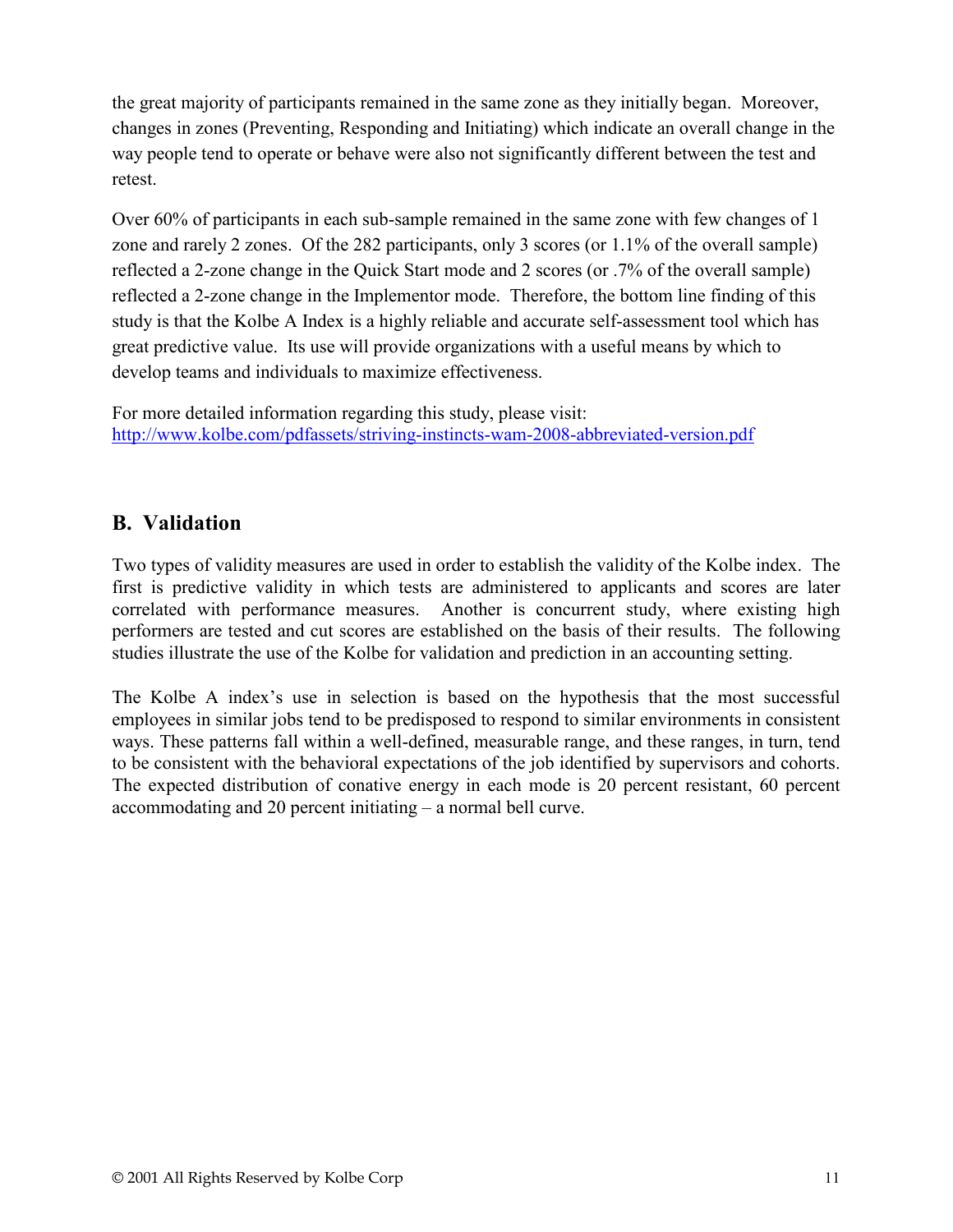the great majority of participants remained in the same zone as they initially began. Moreover, changes in zones (Preventing, Responding and Initiating) which indicate an overall change in the way people tend to operate or behave were also not significantly different between the test and retest.

Over 60% of participants in each sub-sample remained in the same zone with few changes of 1 zone and rarely 2 zones. Of the 282 participants, only 3 scores (or 1.1% of the overall sample) reflected a 2-zone change in the Quick Start mode and 2 scores (or .7% of the overall sample) reflected a 2-zone change in the Implementor mode. Therefore, the bottom line finding of this study is that the Kolbe A Index is a highly reliable and accurate self-assessment tool which has great predictive value. Its use will provide organizations with a useful means by which to develop teams and individuals to maximize effectiveness.

For more detailed information regarding this study, please visit:
http://www.kolbe.com/pdfassets/striving-instincts-wam-2008-abbreviated-version.pdf

## B. Validation

Two types of validity measures are used in order to establish the validity of the Kolbe index. The first is predictive validity in which tests are administered to applicants and scores are later correlated with performance measures. Another is concurrent study, where existing high performers are tested and cut scores are established on the basis of their results. The following studies illustrate the use of the Kolbe for validation and prediction in an accounting setting.

The Kolbe A index's use in selection is based on the hypothesis that the most successful employees in similar jobs tend to be predisposed to respond to similar environments in consistent ways. These patterns fall within a well-defined, measurable range, and these ranges, in turn, tend to be consistent with the behavioral expectations of the job identified by supervisors and cohorts. The expected distribution of conative energy in each mode is 20 percent resistant, 60 percent accommodating and 20 percent initiating – a normal bell curve.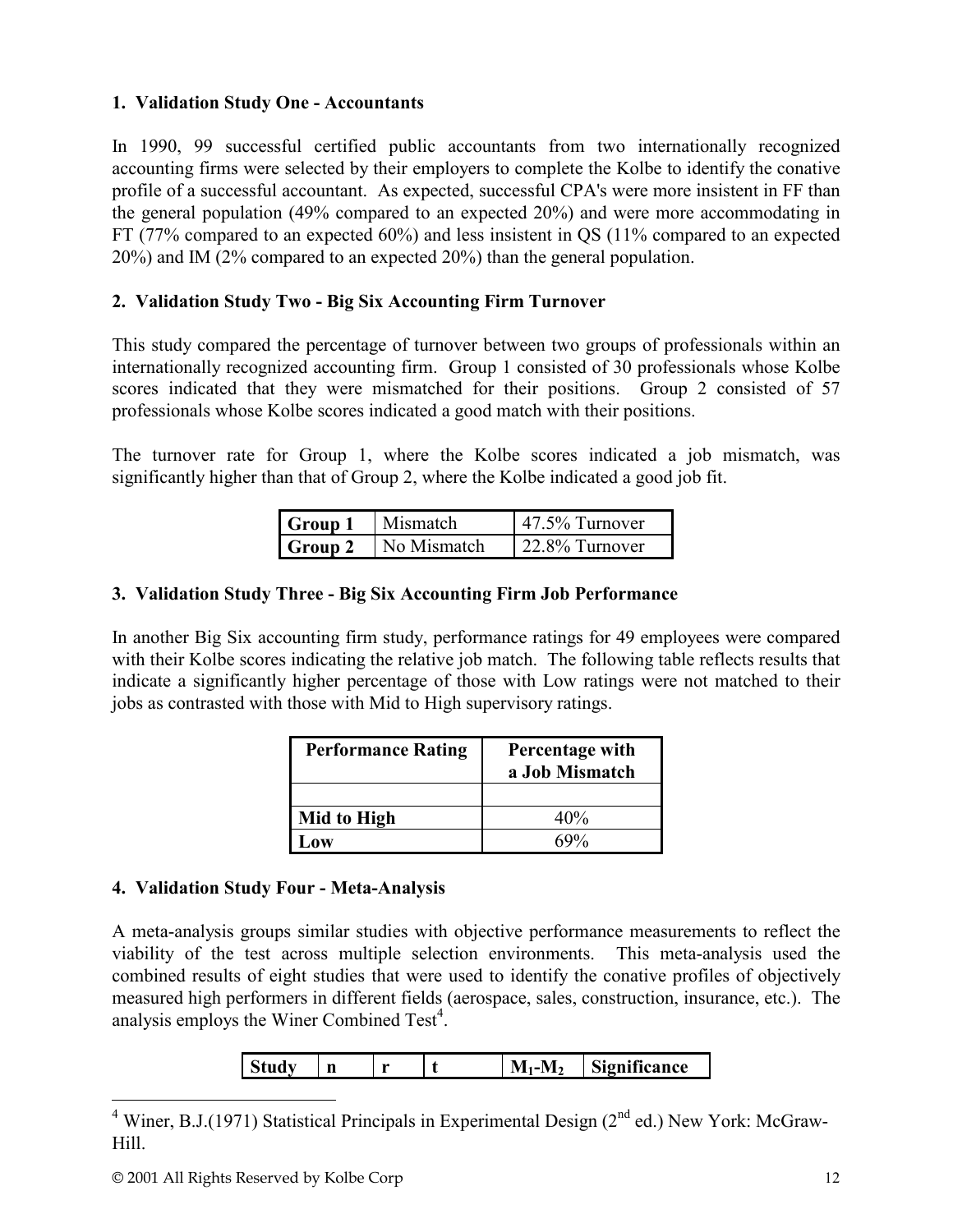### 1. Validation Study One - Accountants

In 1990, 99 successful certified public accountants from two internationally recognized accounting firms were selected by their employers to complete the Kolbe to identify the conative profile of a successful accountant. As expected, successful CPA's were more insistent in FF than the general population (49% compared to an expected 20%) and were more accommodating in FT (77% compared to an expected 60%) and less insistent in QS (11% compared to an expected 20%) and IM (2% compared to an expected 20%) than the general population.

### 2. Validation Study Two - Big Six Accounting Firm Turnover

This study compared the percentage of turnover between two groups of professionals within an internationally recognized accounting firm. Group 1 consisted of 30 professionals whose Kolbe scores indicated that they were mismatched for their positions. Group 2 consisted of 57 professionals whose Kolbe scores indicated a good match with their positions.

The turnover rate for Group 1, where the Kolbe scores indicated a job mismatch, was significantly higher than that of Group 2, where the Kolbe indicated a good job fit.

| | | |
|---|---|---|
| **Group 1** | Mismatch | 47.5% Turnover |
| **Group 2** | No Mismatch | 22.8% Turnover |

### 3. Validation Study Three - Big Six Accounting Firm Job Performance

In another Big Six accounting firm study, performance ratings for 49 employees were compared with their Kolbe scores indicating the relative job match. The following table reflects results that indicate a significantly higher percentage of those with Low ratings were not matched to their jobs as contrasted with those with Mid to High supervisory ratings.

| Performance Rating | Percentage with a Job Mismatch |
|---|---|
| | |
| **Mid to High** | 40% |
| **Low** | 69% |

### 4. Validation Study Four - Meta-Analysis

A meta-analysis groups similar studies with objective performance measurements to reflect the viability of the test across multiple selection environments. This meta-analysis used the combined results of eight studies that were used to identify the conative profiles of objectively measured high performers in different fields (aerospace, sales, construction, insurance, etc.). The analysis employs the Winer Combined Test[4].

| Study | n | r | t | $M_1$-$M_2$ | Significance |
|---|---|---|---|---|---|

[4] Winer, B.J.(1971) Statistical Principals in Experimental Design (2nd ed.) New York: McGraw-Hill.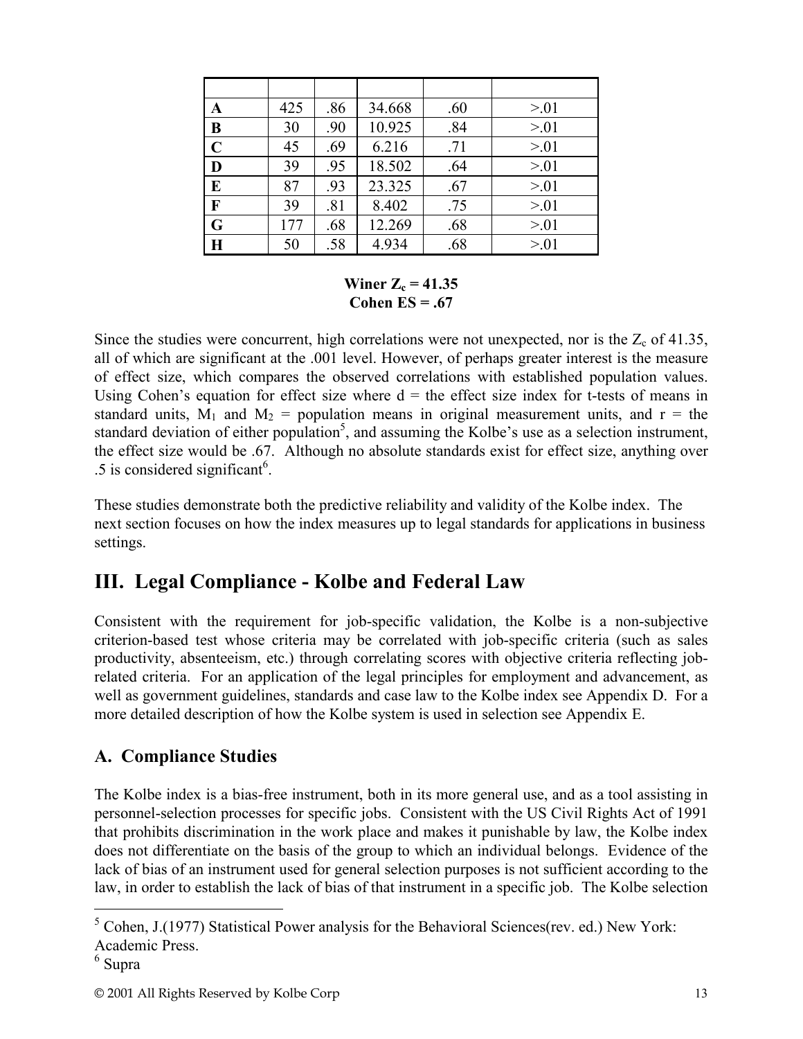| | | | | | |
|---|---|---|---|---|---|
| **A** | 425 | .86 | 34.668 | .60 | >.01 |
| **B** | 30 | .90 | 10.925 | .84 | >.01 |
| **C** | 45 | .69 | 6.216 | .71 | >.01 |
| **D** | 39 | .95 | 18.502 | .64 | >.01 |
| **E** | 87 | .93 | 23.325 | .67 | >.01 |
| **F** | 39 | .81 | 8.402 | .75 | >.01 |
| **G** | 177 | .68 | 12.269 | .68 | >.01 |
| **H** | 50 | .58 | 4.934 | .68 | >.01 |

**Winer $Z_c$ = 41.35**
**Cohen ES = .67**

Since the studies were concurrent, high correlations were not unexpected, nor is the $Z_c$ of 41.35, all of which are significant at the .001 level. However, of perhaps greater interest is the measure of effect size, which compares the observed correlations with established population values. Using Cohen's equation for effect size where d = the effect size index for t-tests of means in standard units, $M_1$ and $M_2$ = population means in original measurement units, and r = the standard deviation of either population[5], and assuming the Kolbe's use as a selection instrument, the effect size would be .67. Although no absolute standards exist for effect size, anything over .5 is considered significant[6].

These studies demonstrate both the predictive reliability and validity of the Kolbe index. The next section focuses on how the index measures up to legal standards for applications in business settings.

## III. Legal Compliance - Kolbe and Federal Law

Consistent with the requirement for job-specific validation, the Kolbe is a non-subjective criterion-based test whose criteria may be correlated with job-specific criteria (such as sales productivity, absenteeism, etc.) through correlating scores with objective criteria reflecting job-related criteria. For an application of the legal principles for employment and advancement, as well as government guidelines, standards and case law to the Kolbe index see Appendix D. For a more detailed description of how the Kolbe system is used in selection see Appendix E.

### A. Compliance Studies

The Kolbe index is a bias-free instrument, both in its more general use, and as a tool assisting in personnel-selection processes for specific jobs. Consistent with the US Civil Rights Act of 1991 that prohibits discrimination in the work place and makes it punishable by law, the Kolbe index does not differentiate on the basis of the group to which an individual belongs. Evidence of the lack of bias of an instrument used for general selection purposes is not sufficient according to the law, in order to establish the lack of bias of that instrument in a specific job. The Kolbe selection

---

[5] Cohen, J.(1977) Statistical Power analysis for the Behavioral Sciences(rev. ed.) New York: Academic Press.

[6] Supra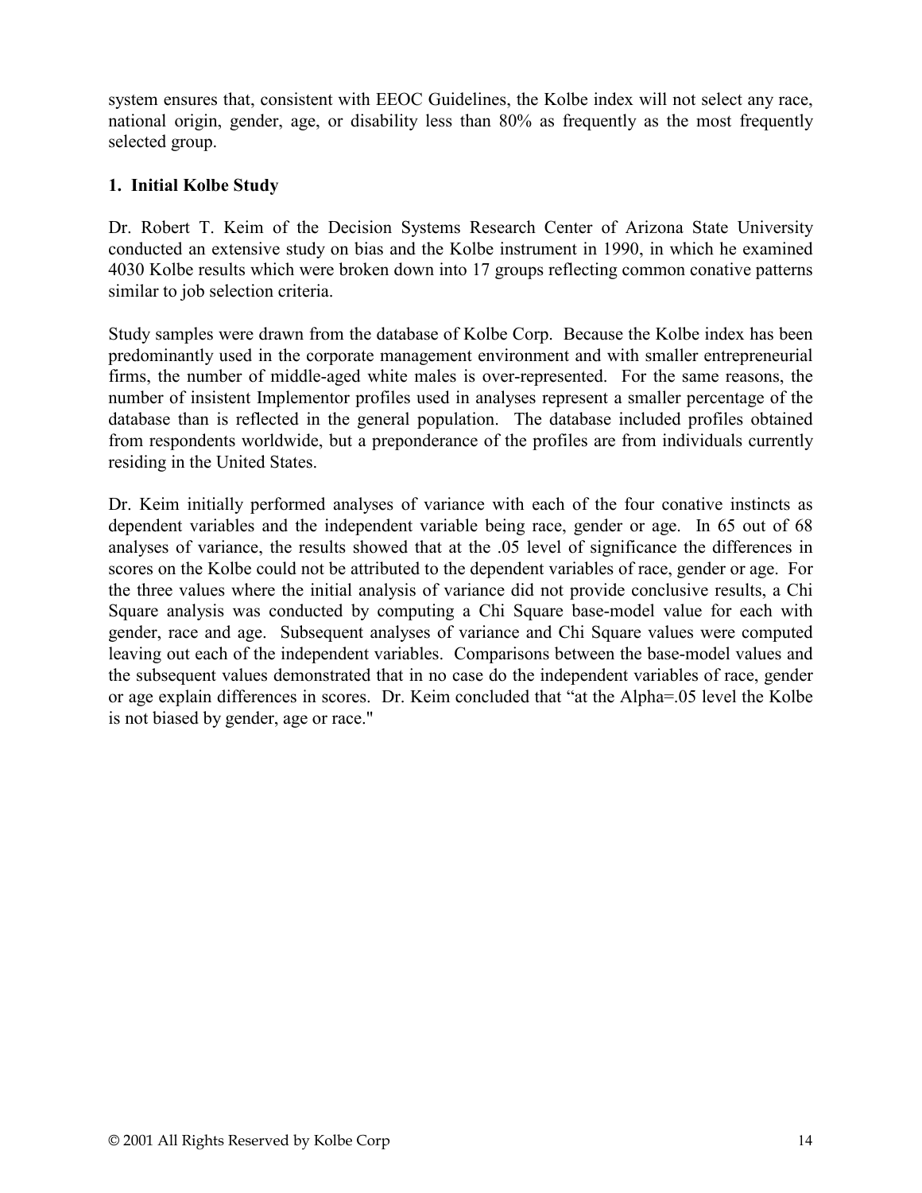system ensures that, consistent with EEOC Guidelines, the Kolbe index will not select any race, national origin, gender, age, or disability less than 80% as frequently as the most frequently selected group.

### 1. Initial Kolbe Study

Dr. Robert T. Keim of the Decision Systems Research Center of Arizona State University conducted an extensive study on bias and the Kolbe instrument in 1990, in which he examined 4030 Kolbe results which were broken down into 17 groups reflecting common conative patterns similar to job selection criteria.

Study samples were drawn from the database of Kolbe Corp. Because the Kolbe index has been predominantly used in the corporate management environment and with smaller entrepreneurial firms, the number of middle-aged white males is over-represented. For the same reasons, the number of insistent Implementor profiles used in analyses represent a smaller percentage of the database than is reflected in the general population. The database included profiles obtained from respondents worldwide, but a preponderance of the profiles are from individuals currently residing in the United States.

Dr. Keim initially performed analyses of variance with each of the four conative instincts as dependent variables and the independent variable being race, gender or age. In 65 out of 68 analyses of variance, the results showed that at the .05 level of significance the differences in scores on the Kolbe could not be attributed to the dependent variables of race, gender or age. For the three values where the initial analysis of variance did not provide conclusive results, a Chi Square analysis was conducted by computing a Chi Square base-model value for each with gender, race and age. Subsequent analyses of variance and Chi Square values were computed leaving out each of the independent variables. Comparisons between the base-model values and the subsequent values demonstrated that in no case do the independent variables of race, gender or age explain differences in scores. Dr. Keim concluded that "at the Alpha=.05 level the Kolbe is not biased by gender, age or race."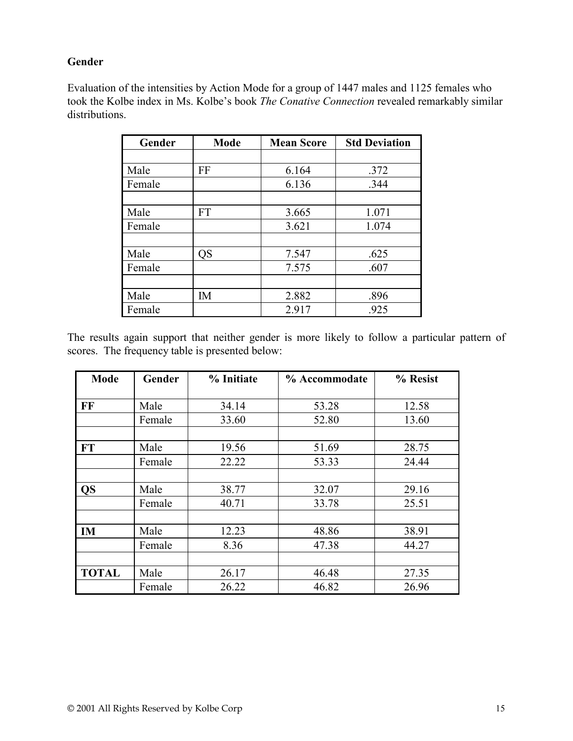## Gender

Evaluation of the intensities by Action Mode for a group of 1447 males and 1125 females who took the Kolbe index in Ms. Kolbe's book *The Conative Connection* revealed remarkably similar distributions.

| Gender | Mode | Mean Score | Std Deviation |
|---|---|---|---|
| | | | |
| Male | FF | 6.164 | .372 |
| Female | | 6.136 | .344 |
| | | | |
| Male | FT | 3.665 | 1.071 |
| Female | | 3.621 | 1.074 |
| | | | |
| Male | QS | 7.547 | .625 |
| Female | | 7.575 | .607 |
| | | | |
| Male | IM | 2.882 | .896 |
| Female | | 2.917 | .925 |

The results again support that neither gender is more likely to follow a particular pattern of scores. The frequency table is presented below:

| Mode | Gender | % Initiate | % Accommodate | % Resist |
|---|---|---|---|---|
| **FF** | Male | 34.14 | 53.28 | 12.58 |
| | Female | 33.60 | 52.80 | 13.60 |
| | | | | |
| **FT** | Male | 19.56 | 51.69 | 28.75 |
| | Female | 22.22 | 53.33 | 24.44 |
| | | | | |
| **QS** | Male | 38.77 | 32.07 | 29.16 |
| | Female | 40.71 | 33.78 | 25.51 |
| | | | | |
| **IM** | Male | 12.23 | 48.86 | 38.91 |
| | Female | 8.36 | 47.38 | 44.27 |
| | | | | |
| **TOTAL** | Male | 26.17 | 46.48 | 27.35 |
| | Female | 26.22 | 46.82 | 26.96 |

© 2001 All Rights Reserved by Kolbe Corp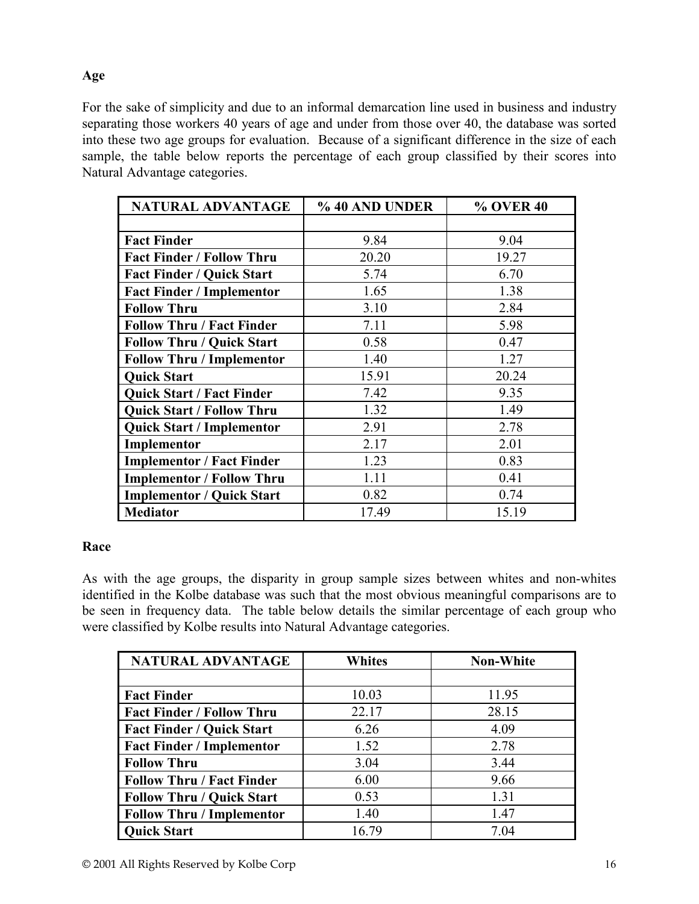## Age

For the sake of simplicity and due to an informal demarcation line used in business and industry separating those workers 40 years of age and under from those over 40, the database was sorted into these two age groups for evaluation. Because of a significant difference in the size of each sample, the table below reports the percentage of each group classified by their scores into Natural Advantage categories.

| NATURAL ADVANTAGE | % 40 AND UNDER | % OVER 40 |
|---|---|---|
| | | |
| **Fact Finder** | 9.84 | 9.04 |
| **Fact Finder / Follow Thru** | 20.20 | 19.27 |
| **Fact Finder / Quick Start** | 5.74 | 6.70 |
| **Fact Finder / Implementor** | 1.65 | 1.38 |
| **Follow Thru** | 3.10 | 2.84 |
| **Follow Thru / Fact Finder** | 7.11 | 5.98 |
| **Follow Thru / Quick Start** | 0.58 | 0.47 |
| **Follow Thru / Implementor** | 1.40 | 1.27 |
| **Quick Start** | 15.91 | 20.24 |
| **Quick Start / Fact Finder** | 7.42 | 9.35 |
| **Quick Start / Follow Thru** | 1.32 | 1.49 |
| **Quick Start / Implementor** | 2.91 | 2.78 |
| **Implementor** | 2.17 | 2.01 |
| **Implementor / Fact Finder** | 1.23 | 0.83 |
| **Implementor / Follow Thru** | 1.11 | 0.41 |
| **Implementor / Quick Start** | 0.82 | 0.74 |
| **Mediator** | 17.49 | 15.19 |

## Race

As with the age groups, the disparity in group sample sizes between whites and non-whites identified in the Kolbe database was such that the most obvious meaningful comparisons are to be seen in frequency data. The table below details the similar percentage of each group who were classified by Kolbe results into Natural Advantage categories.

| NATURAL ADVANTAGE | Whites | Non-White |
|---|---|---|
| | | |
| **Fact Finder** | 10.03 | 11.95 |
| **Fact Finder / Follow Thru** | 22.17 | 28.15 |
| **Fact Finder / Quick Start** | 6.26 | 4.09 |
| **Fact Finder / Implementor** | 1.52 | 2.78 |
| **Follow Thru** | 3.04 | 3.44 |
| **Follow Thru / Fact Finder** | 6.00 | 9.66 |
| **Follow Thru / Quick Start** | 0.53 | 1.31 |
| **Follow Thru / Implementor** | 1.40 | 1.47 |
| **Quick Start** | 16.79 | 7.04 |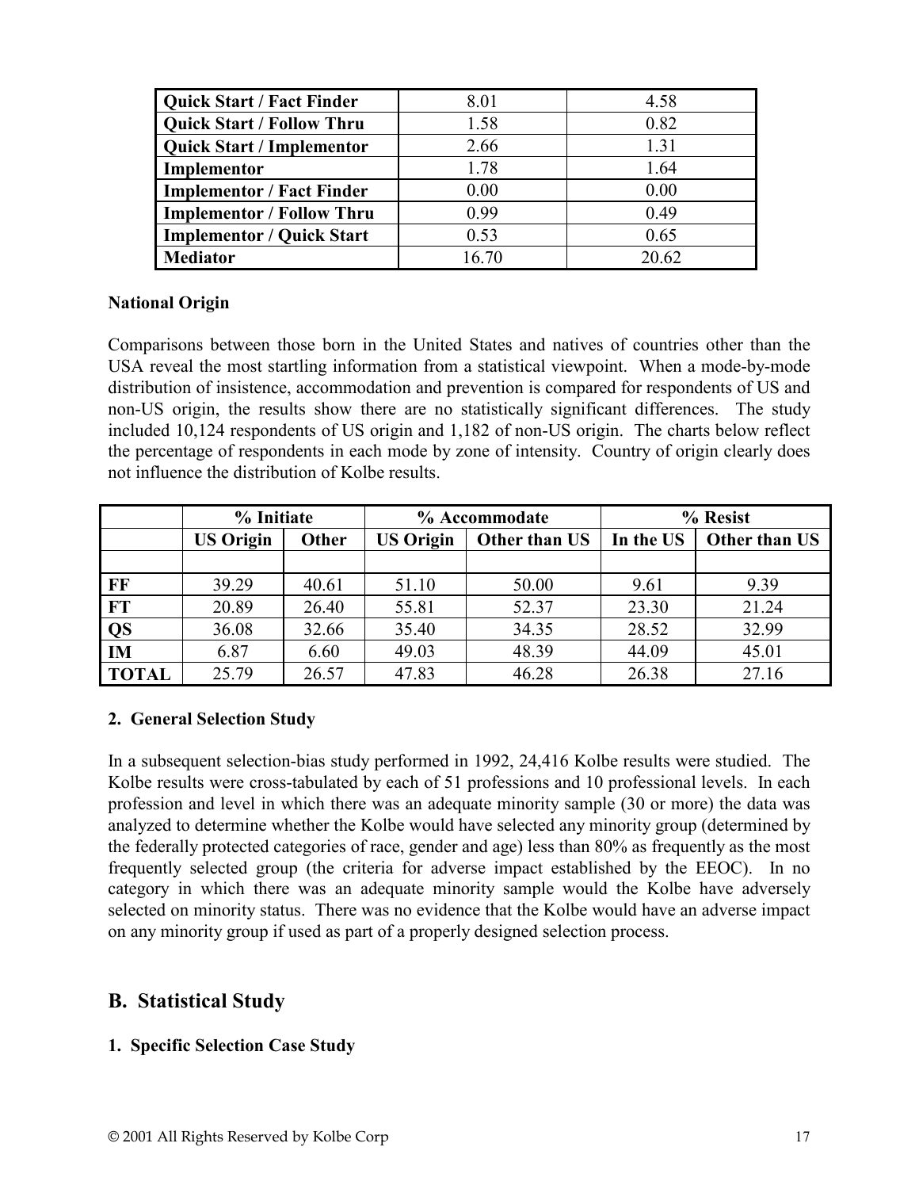| Quick Start / Fact Finder | 8.01 | 4.58 |
| --- | --- | --- |
| Quick Start / Follow Thru | 1.58 | 0.82 |
| Quick Start / Implementor | 2.66 | 1.31 |
| Implementor | 1.78 | 1.64 |
| Implementor / Fact Finder | 0.00 | 0.00 |
| Implementor / Follow Thru | 0.99 | 0.49 |
| Implementor / Quick Start | 0.53 | 0.65 |
| Mediator | 16.70 | 20.62 |

**National Origin**

Comparisons between those born in the United States and natives of countries other than the USA reveal the most startling information from a statistical viewpoint. When a mode-by-mode distribution of insistence, accommodation and prevention is compared for respondents of US and non-US origin, the results show there are no statistically significant differences. The study included 10,124 respondents of US origin and 1,182 of non-US origin. The charts below reflect the percentage of respondents in each mode by zone of intensity. Country of origin clearly does not influence the distribution of Kolbe results.

| | % Initiate | | % Accommodate | | % Resist | |
| --- | --- | --- | --- | --- | --- | --- |
| | US Origin | Other | US Origin | Other than US | In the US | Other than US |
| | | | | | | |
| FF | 39.29 | 40.61 | 51.10 | 50.00 | 9.61 | 9.39 |
| FT | 20.89 | 26.40 | 55.81 | 52.37 | 23.30 | 21.24 |
| QS | 36.08 | 32.66 | 35.40 | 34.35 | 28.52 | 32.99 |
| IM | 6.87 | 6.60 | 49.03 | 48.39 | 44.09 | 45.01 |
| TOTAL | 25.79 | 26.57 | 47.83 | 46.28 | 26.38 | 27.16 |

**2. General Selection Study**

In a subsequent selection-bias study performed in 1992, 24,416 Kolbe results were studied. The Kolbe results were cross-tabulated by each of 51 professions and 10 professional levels. In each profession and level in which there was an adequate minority sample (30 or more) the data was analyzed to determine whether the Kolbe would have selected any minority group (determined by the federally protected categories of race, gender and age) less than 80% as frequently as the most frequently selected group (the criteria for adverse impact established by the EEOC). In no category in which there was an adequate minority sample would the Kolbe have adversely selected on minority status. There was no evidence that the Kolbe would have an adverse impact on any minority group if used as part of a properly designed selection process.

## B. Statistical Study

**1. Specific Selection Case Study**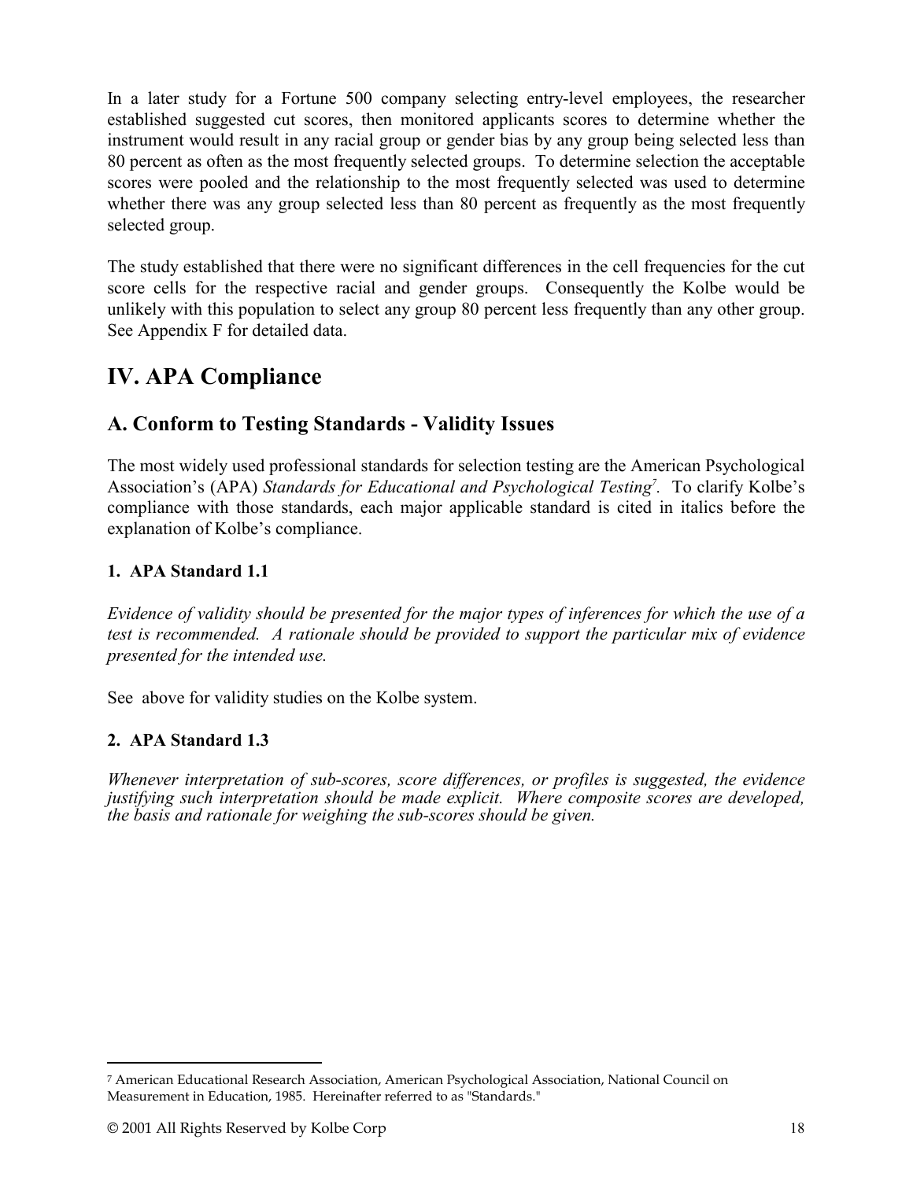In a later study for a Fortune 500 company selecting entry-level employees, the researcher established suggested cut scores, then monitored applicants scores to determine whether the instrument would result in any racial group or gender bias by any group being selected less than 80 percent as often as the most frequently selected groups. To determine selection the acceptable scores were pooled and the relationship to the most frequently selected was used to determine whether there was any group selected less than 80 percent as frequently as the most frequently selected group.

The study established that there were no significant differences in the cell frequencies for the cut score cells for the respective racial and gender groups. Consequently the Kolbe would be unlikely with this population to select any group 80 percent less frequently than any other group. See Appendix F for detailed data.

# IV. APA Compliance

## A. Conform to Testing Standards - Validity Issues

The most widely used professional standards for selection testing are the American Psychological Association's (APA) *Standards for Educational and Psychological Testing*[7]. To clarify Kolbe's compliance with those standards, each major applicable standard is cited in italics before the explanation of Kolbe's compliance.

### 1. APA Standard 1.1

*Evidence of validity should be presented for the major types of inferences for which the use of a test is recommended. A rationale should be provided to support the particular mix of evidence presented for the intended use.*

See above for validity studies on the Kolbe system.

### 2. APA Standard 1.3

*Whenever interpretation of sub-scores, score differences, or profiles is suggested, the evidence justifying such interpretation should be made explicit. Where composite scores are developed, the basis and rationale for weighing the sub-scores should be given.*

---

[7] American Educational Research Association, American Psychological Association, National Council on Measurement in Education, 1985. Hereinafter referred to as "Standards."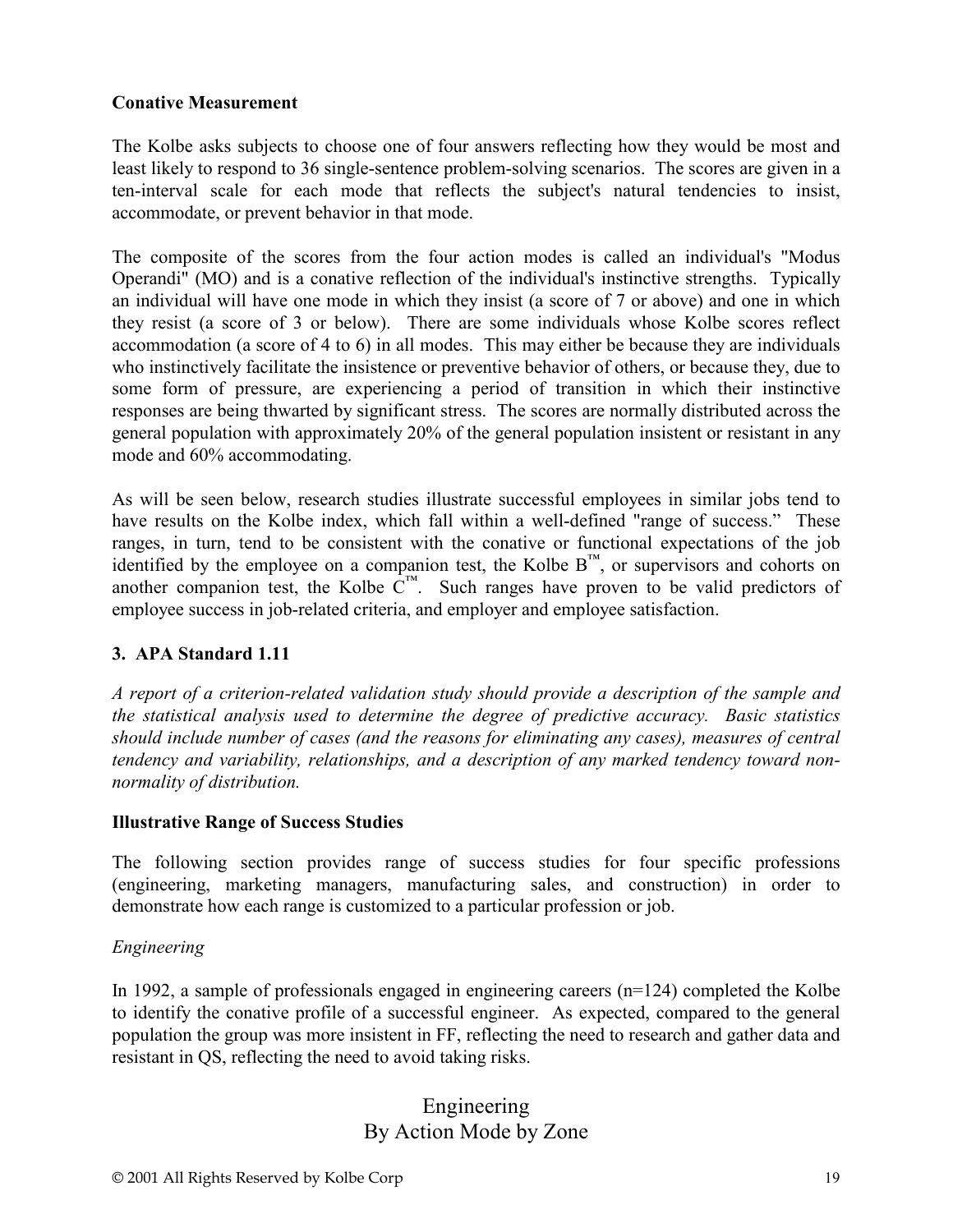**Conative Measurement**

The Kolbe asks subjects to choose one of four answers reflecting how they would be most and least likely to respond to 36 single-sentence problem-solving scenarios. The scores are given in a ten-interval scale for each mode that reflects the subject's natural tendencies to insist, accommodate, or prevent behavior in that mode.

The composite of the scores from the four action modes is called an individual's "Modus Operandi" (MO) and is a conative reflection of the individual's instinctive strengths. Typically an individual will have one mode in which they insist (a score of 7 or above) and one in which they resist (a score of 3 or below). There are some individuals whose Kolbe scores reflect accommodation (a score of 4 to 6) in all modes. This may either be because they are individuals who instinctively facilitate the insistence or preventive behavior of others, or because they, due to some form of pressure, are experiencing a period of transition in which their instinctive responses are being thwarted by significant stress. The scores are normally distributed across the general population with approximately 20% of the general population insistent or resistant in any mode and 60% accommodating.

As will be seen below, research studies illustrate successful employees in similar jobs tend to have results on the Kolbe index, which fall within a well-defined "range of success." These ranges, in turn, tend to be consistent with the conative or functional expectations of the job identified by the employee on a companion test, the Kolbe B™, or supervisors and cohorts on another companion test, the Kolbe C™. Such ranges have proven to be valid predictors of employee success in job-related criteria, and employer and employee satisfaction.

### 3. APA Standard 1.11

*A report of a criterion-related validation study should provide a description of the sample and the statistical analysis used to determine the degree of predictive accuracy. Basic statistics should include number of cases (and the reasons for eliminating any cases), measures of central tendency and variability, relationships, and a description of any marked tendency toward non-normality of distribution.*

**Illustrative Range of Success Studies**

The following section provides range of success studies for four specific professions (engineering, marketing managers, manufacturing sales, and construction) in order to demonstrate how each range is customized to a particular profession or job.

*Engineering*

In 1992, a sample of professionals engaged in engineering careers (n=124) completed the Kolbe to identify the conative profile of a successful engineer. As expected, compared to the general population the group was more insistent in FF, reflecting the need to research and gather data and resistant in QS, reflecting the need to avoid taking risks.

Engineering
By Action Mode by Zone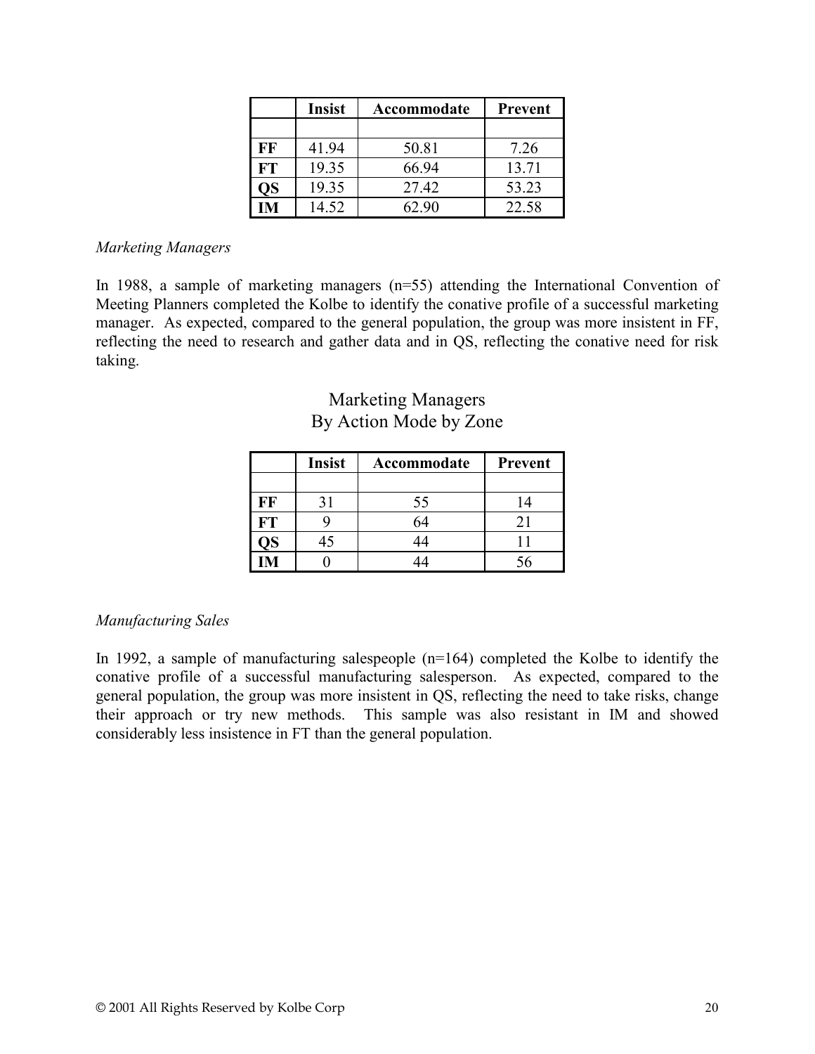| | Insist | Accommodate | Prevent |
|---|---|---|---|
| | | | |
| **FF** | 41.94 | 50.81 | 7.26 |
| **FT** | 19.35 | 66.94 | 13.71 |
| **QS** | 19.35 | 27.42 | 53.23 |
| **IM** | 14.52 | 62.90 | 22.58 |

*Marketing Managers*

In 1988, a sample of marketing managers (n=55) attending the International Convention of Meeting Planners completed the Kolbe to identify the conative profile of a successful marketing manager. As expected, compared to the general population, the group was more insistent in FF, reflecting the need to research and gather data and in QS, reflecting the conative need for risk taking.

Marketing Managers
By Action Mode by Zone

| | Insist | Accommodate | Prevent |
|---|---|---|---|
| | | | |
| **FF** | 31 | 55 | 14 |
| **FT** | 9 | 64 | 21 |
| **QS** | 45 | 44 | 11 |
| **IM** | 0 | 44 | 56 |

*Manufacturing Sales*

In 1992, a sample of manufacturing salespeople (n=164) completed the Kolbe to identify the conative profile of a successful manufacturing salesperson. As expected, compared to the general population, the group was more insistent in QS, reflecting the need to take risks, change their approach or try new methods. This sample was also resistant in IM and showed considerably less insistence in FT than the general population.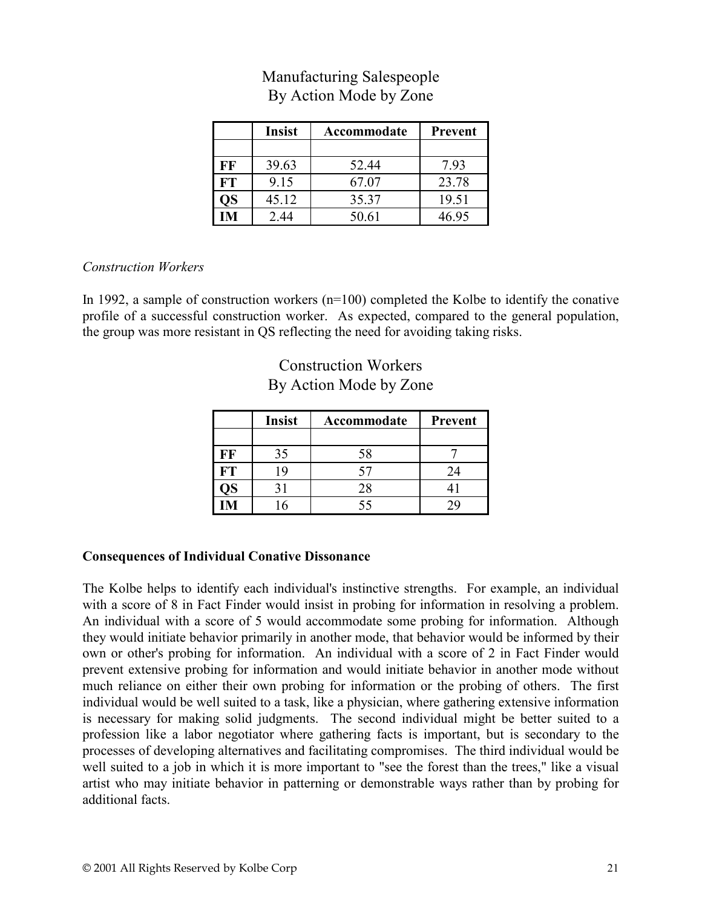## Manufacturing Salespeople By Action Mode by Zone

| | Insist | Accommodate | Prevent |
|---|---|---|---|
| | | | |
| **FF** | 39.63 | 52.44 | 7.93 |
| **FT** | 9.15 | 67.07 | 23.78 |
| **QS** | 45.12 | 35.37 | 19.51 |
| **IM** | 2.44 | 50.61 | 46.95 |

*Construction Workers*

In 1992, a sample of construction workers (n=100) completed the Kolbe to identify the conative profile of a successful construction worker. As expected, compared to the general population, the group was more resistant in QS reflecting the need for avoiding taking risks.

## Construction Workers By Action Mode by Zone

| | Insist | Accommodate | Prevent |
|---|---|---|---|
| | | | |
| **FF** | 35 | 58 | 7 |
| **FT** | 19 | 57 | 24 |
| **QS** | 31 | 28 | 41 |
| **IM** | 16 | 55 | 29 |

**Consequences of Individual Conative Dissonance**

The Kolbe helps to identify each individual's instinctive strengths. For example, an individual with a score of 8 in Fact Finder would insist in probing for information in resolving a problem. An individual with a score of 5 would accommodate some probing for information. Although they would initiate behavior primarily in another mode, that behavior would be informed by their own or other's probing for information. An individual with a score of 2 in Fact Finder would prevent extensive probing for information and would initiate behavior in another mode without much reliance on either their own probing for information or the probing of others. The first individual would be well suited to a task, like a physician, where gathering extensive information is necessary for making solid judgments. The second individual might be better suited to a profession like a labor negotiator where gathering facts is important, but is secondary to the processes of developing alternatives and facilitating compromises. The third individual would be well suited to a job in which it is more important to "see the forest than the trees," like a visual artist who may initiate behavior in patterning or demonstrable ways rather than by probing for additional facts.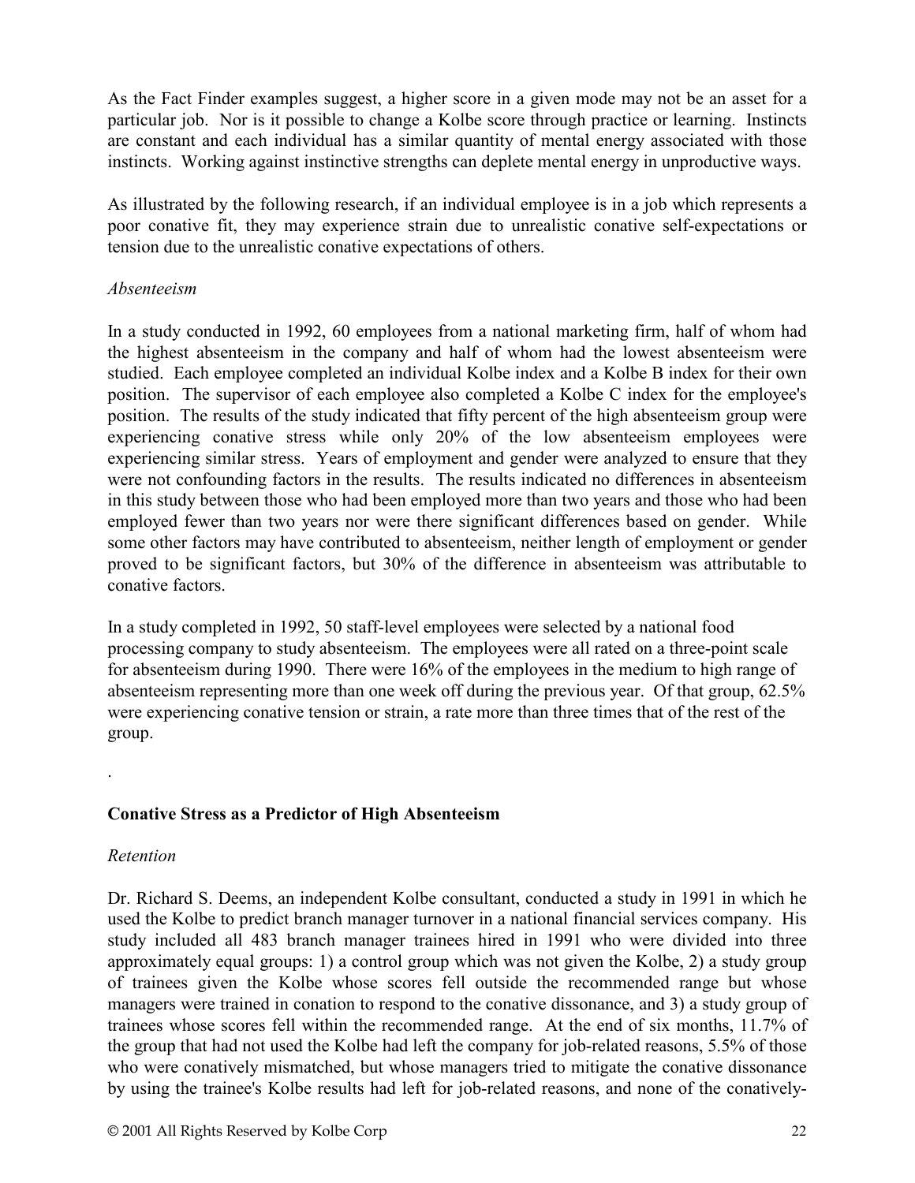As the Fact Finder examples suggest, a higher score in a given mode may not be an asset for a particular job. Nor is it possible to change a Kolbe score through practice or learning. Instincts are constant and each individual has a similar quantity of mental energy associated with those instincts. Working against instinctive strengths can deplete mental energy in unproductive ways.

As illustrated by the following research, if an individual employee is in a job which represents a poor conative fit, they may experience strain due to unrealistic conative self-expectations or tension due to the unrealistic conative expectations of others.

*Absenteeism*

In a study conducted in 1992, 60 employees from a national marketing firm, half of whom had the highest absenteeism in the company and half of whom had the lowest absenteeism were studied. Each employee completed an individual Kolbe index and a Kolbe B index for their own position. The supervisor of each employee also completed a Kolbe C index for the employee's position. The results of the study indicated that fifty percent of the high absenteeism group were experiencing conative stress while only 20% of the low absenteeism employees were experiencing similar stress. Years of employment and gender were analyzed to ensure that they were not confounding factors in the results. The results indicated no differences in absenteeism in this study between those who had been employed more than two years and those who had been employed fewer than two years nor were there significant differences based on gender. While some other factors may have contributed to absenteeism, neither length of employment or gender proved to be significant factors, but 30% of the difference in absenteeism was attributable to conative factors.

In a study completed in 1992, 50 staff-level employees were selected by a national food processing company to study absenteeism. The employees were all rated on a three-point scale for absenteeism during 1990. There were 16% of the employees in the medium to high range of absenteeism representing more than one week off during the previous year. Of that group, 62.5% were experiencing conative tension or strain, a rate more than three times that of the rest of the group.

.

**Conative Stress as a Predictor of High Absenteeism**

*Retention*

Dr. Richard S. Deems, an independent Kolbe consultant, conducted a study in 1991 in which he used the Kolbe to predict branch manager turnover in a national financial services company. His study included all 483 branch manager trainees hired in 1991 who were divided into three approximately equal groups: 1) a control group which was not given the Kolbe, 2) a study group of trainees given the Kolbe whose scores fell outside the recommended range but whose managers were trained in conation to respond to the conative dissonance, and 3) a study group of trainees whose scores fell within the recommended range. At the end of six months, 11.7% of the group that had not used the Kolbe had left the company for job-related reasons, 5.5% of those who were conatively mismatched, but whose managers tried to mitigate the conative dissonance by using the trainee's Kolbe results had left for job-related reasons, and none of the conatively-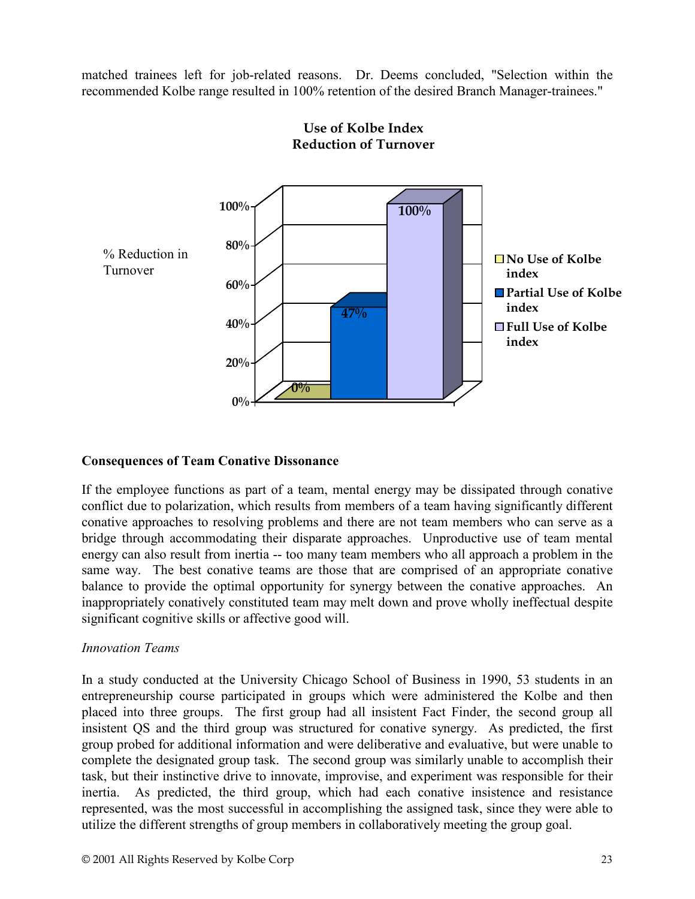matched trainees left for job-related reasons. Dr. Deems concluded, "Selection within the recommended Kolbe range resulted in 100% retention of the desired Branch Manager-trainees."

**Use of Kolbe Index**
**Reduction of Turnover**

% Reduction in Turnover

| | % Reduction in Turnover |
|---|---|
| No Use of Kolbe index | 0% |
| Partial Use of Kolbe index | 47% |
| Full Use of Kolbe index | 100% |

**Consequences of Team Conative Dissonance**

If the employee functions as part of a team, mental energy may be dissipated through conative conflict due to polarization, which results from members of a team having significantly different conative approaches to resolving problems and there are not team members who can serve as a bridge through accommodating their disparate approaches. Unproductive use of team mental energy can also result from inertia -- too many team members who all approach a problem in the same way. The best conative teams are those that are comprised of an appropriate conative balance to provide the optimal opportunity for synergy between the conative approaches. An inappropriately conatively constituted team may melt down and prove wholly ineffectual despite significant cognitive skills or affective good will.

*Innovation Teams*

In a study conducted at the University Chicago School of Business in 1990, 53 students in an entrepreneurship course participated in groups which were administered the Kolbe and then placed into three groups. The first group had all insistent Fact Finder, the second group all insistent QS and the third group was structured for conative synergy. As predicted, the first group probed for additional information and were deliberative and evaluative, but were unable to complete the designated group task. The second group was similarly unable to accomplish their task, but their instinctive drive to innovate, improvise, and experiment was responsible for their inertia. As predicted, the third group, which had each conative insistence and resistance represented, was the most successful in accomplishing the assigned task, since they were able to utilize the different strengths of group members in collaboratively meeting the group goal.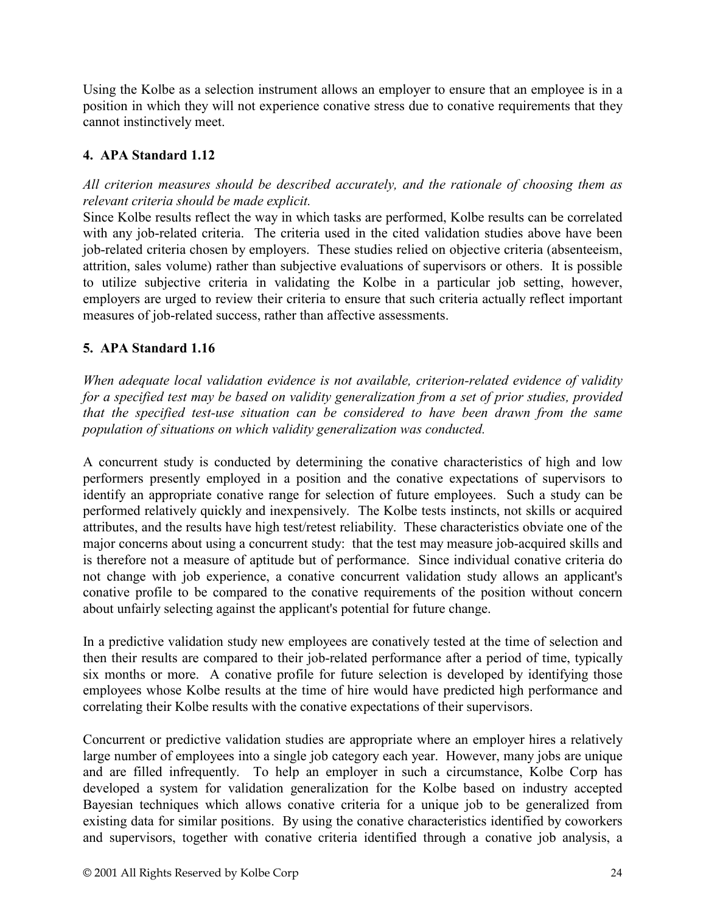Using the Kolbe as a selection instrument allows an employer to ensure that an employee is in a position in which they will not experience conative stress due to conative requirements that they cannot instinctively meet.

### 4. APA Standard 1.12

*All criterion measures should be described accurately, and the rationale of choosing them as relevant criteria should be made explicit.*

Since Kolbe results reflect the way in which tasks are performed, Kolbe results can be correlated with any job-related criteria. The criteria used in the cited validation studies above have been job-related criteria chosen by employers. These studies relied on objective criteria (absenteeism, attrition, sales volume) rather than subjective evaluations of supervisors or others. It is possible to utilize subjective criteria in validating the Kolbe in a particular job setting, however, employers are urged to review their criteria to ensure that such criteria actually reflect important measures of job-related success, rather than affective assessments.

### 5. APA Standard 1.16

*When adequate local validation evidence is not available, criterion-related evidence of validity for a specified test may be based on validity generalization from a set of prior studies, provided that the specified test-use situation can be considered to have been drawn from the same population of situations on which validity generalization was conducted.*

A concurrent study is conducted by determining the conative characteristics of high and low performers presently employed in a position and the conative expectations of supervisors to identify an appropriate conative range for selection of future employees. Such a study can be performed relatively quickly and inexpensively. The Kolbe tests instincts, not skills or acquired attributes, and the results have high test/retest reliability. These characteristics obviate one of the major concerns about using a concurrent study: that the test may measure job-acquired skills and is therefore not a measure of aptitude but of performance. Since individual conative criteria do not change with job experience, a conative concurrent validation study allows an applicant's conative profile to be compared to the conative requirements of the position without concern about unfairly selecting against the applicant's potential for future change.

In a predictive validation study new employees are conatively tested at the time of selection and then their results are compared to their job-related performance after a period of time, typically six months or more. A conative profile for future selection is developed by identifying those employees whose Kolbe results at the time of hire would have predicted high performance and correlating their Kolbe results with the conative expectations of their supervisors.

Concurrent or predictive validation studies are appropriate where an employer hires a relatively large number of employees into a single job category each year. However, many jobs are unique and are filled infrequently. To help an employer in such a circumstance, Kolbe Corp has developed a system for validation generalization for the Kolbe based on industry accepted Bayesian techniques which allows conative criteria for a unique job to be generalized from existing data for similar positions. By using the conative characteristics identified by coworkers and supervisors, together with conative criteria identified through a conative job analysis, a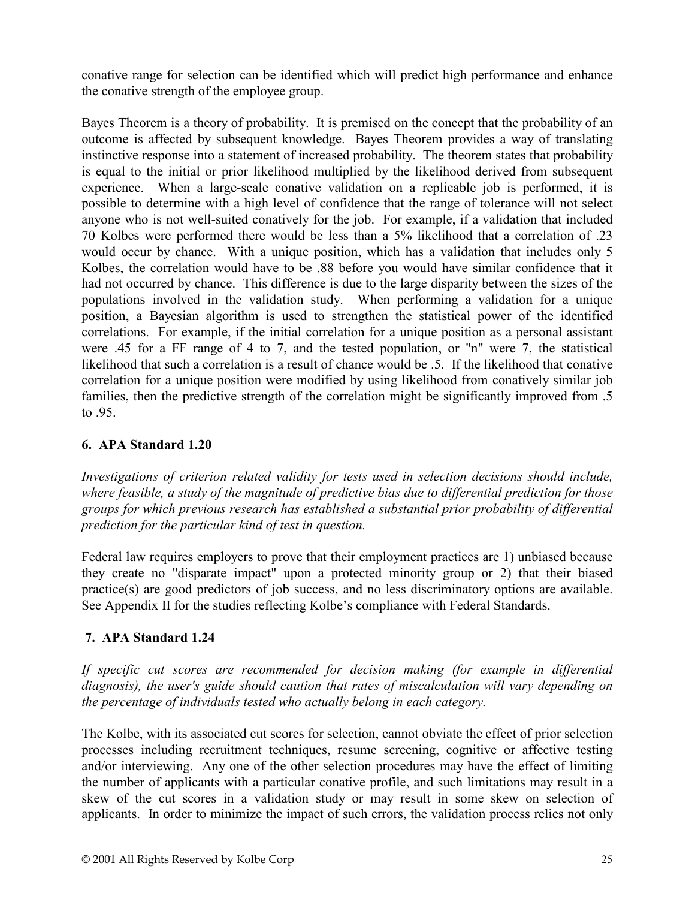conative range for selection can be identified which will predict high performance and enhance the conative strength of the employee group.

Bayes Theorem is a theory of probability. It is premised on the concept that the probability of an outcome is affected by subsequent knowledge. Bayes Theorem provides a way of translating instinctive response into a statement of increased probability. The theorem states that probability is equal to the initial or prior likelihood multiplied by the likelihood derived from subsequent experience. When a large-scale conative validation on a replicable job is performed, it is possible to determine with a high level of confidence that the range of tolerance will not select anyone who is not well-suited conatively for the job. For example, if a validation that included 70 Kolbes were performed there would be less than a 5% likelihood that a correlation of .23 would occur by chance. With a unique position, which has a validation that includes only 5 Kolbes, the correlation would have to be .88 before you would have similar confidence that it had not occurred by chance. This difference is due to the large disparity between the sizes of the populations involved in the validation study. When performing a validation for a unique position, a Bayesian algorithm is used to strengthen the statistical power of the identified correlations. For example, if the initial correlation for a unique position as a personal assistant were .45 for a FF range of 4 to 7, and the tested population, or "n" were 7, the statistical likelihood that such a correlation is a result of chance would be .5. If the likelihood that conative correlation for a unique position were modified by using likelihood from conatively similar job families, then the predictive strength of the correlation might be significantly improved from .5 to .95.

### 6. APA Standard 1.20

*Investigations of criterion related validity for tests used in selection decisions should include, where feasible, a study of the magnitude of predictive bias due to differential prediction for those groups for which previous research has established a substantial prior probability of differential prediction for the particular kind of test in question.*

Federal law requires employers to prove that their employment practices are 1) unbiased because they create no "disparate impact" upon a protected minority group or 2) that their biased practice(s) are good predictors of job success, and no less discriminatory options are available. See Appendix II for the studies reflecting Kolbe's compliance with Federal Standards.

### 7. APA Standard 1.24

*If specific cut scores are recommended for decision making (for example in differential diagnosis), the user's guide should caution that rates of miscalculation will vary depending on the percentage of individuals tested who actually belong in each category.*

The Kolbe, with its associated cut scores for selection, cannot obviate the effect of prior selection processes including recruitment techniques, resume screening, cognitive or affective testing and/or interviewing. Any one of the other selection procedures may have the effect of limiting the number of applicants with a particular conative profile, and such limitations may result in a skew of the cut scores in a validation study or may result in some skew on selection of applicants. In order to minimize the impact of such errors, the validation process relies not only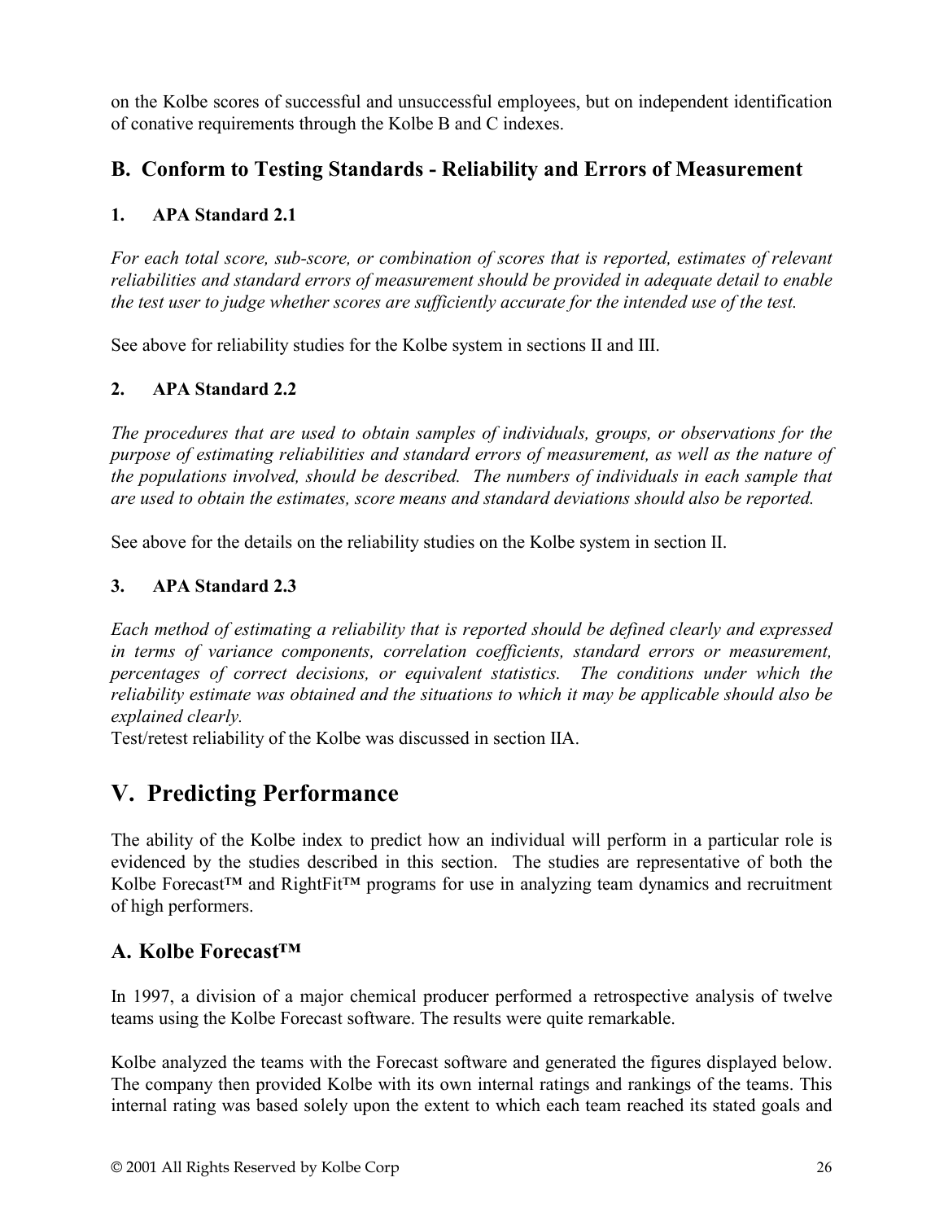on the Kolbe scores of successful and unsuccessful employees, but on independent identification of conative requirements through the Kolbe B and C indexes.

## B. Conform to Testing Standards - Reliability and Errors of Measurement

### 1. APA Standard 2.1

*For each total score, sub-score, or combination of scores that is reported, estimates of relevant reliabilities and standard errors of measurement should be provided in adequate detail to enable the test user to judge whether scores are sufficiently accurate for the intended use of the test.*

See above for reliability studies for the Kolbe system in sections II and III.

### 2. APA Standard 2.2

*The procedures that are used to obtain samples of individuals, groups, or observations for the purpose of estimating reliabilities and standard errors of measurement, as well as the nature of the populations involved, should be described. The numbers of individuals in each sample that are used to obtain the estimates, score means and standard deviations should also be reported.*

See above for the details on the reliability studies on the Kolbe system in section II.

### 3. APA Standard 2.3

*Each method of estimating a reliability that is reported should be defined clearly and expressed in terms of variance components, correlation coefficients, standard errors or measurement, percentages of correct decisions, or equivalent statistics. The conditions under which the reliability estimate was obtained and the situations to which it may be applicable should also be explained clearly.*

Test/retest reliability of the Kolbe was discussed in section IIA.

# V. Predicting Performance

The ability of the Kolbe index to predict how an individual will perform in a particular role is evidenced by the studies described in this section. The studies are representative of both the Kolbe Forecast™ and RightFit™ programs for use in analyzing team dynamics and recruitment of high performers.

## A. Kolbe Forecast™

In 1997, a division of a major chemical producer performed a retrospective analysis of twelve teams using the Kolbe Forecast software. The results were quite remarkable.

Kolbe analyzed the teams with the Forecast software and generated the figures displayed below. The company then provided Kolbe with its own internal ratings and rankings of the teams. This internal rating was based solely upon the extent to which each team reached its stated goals and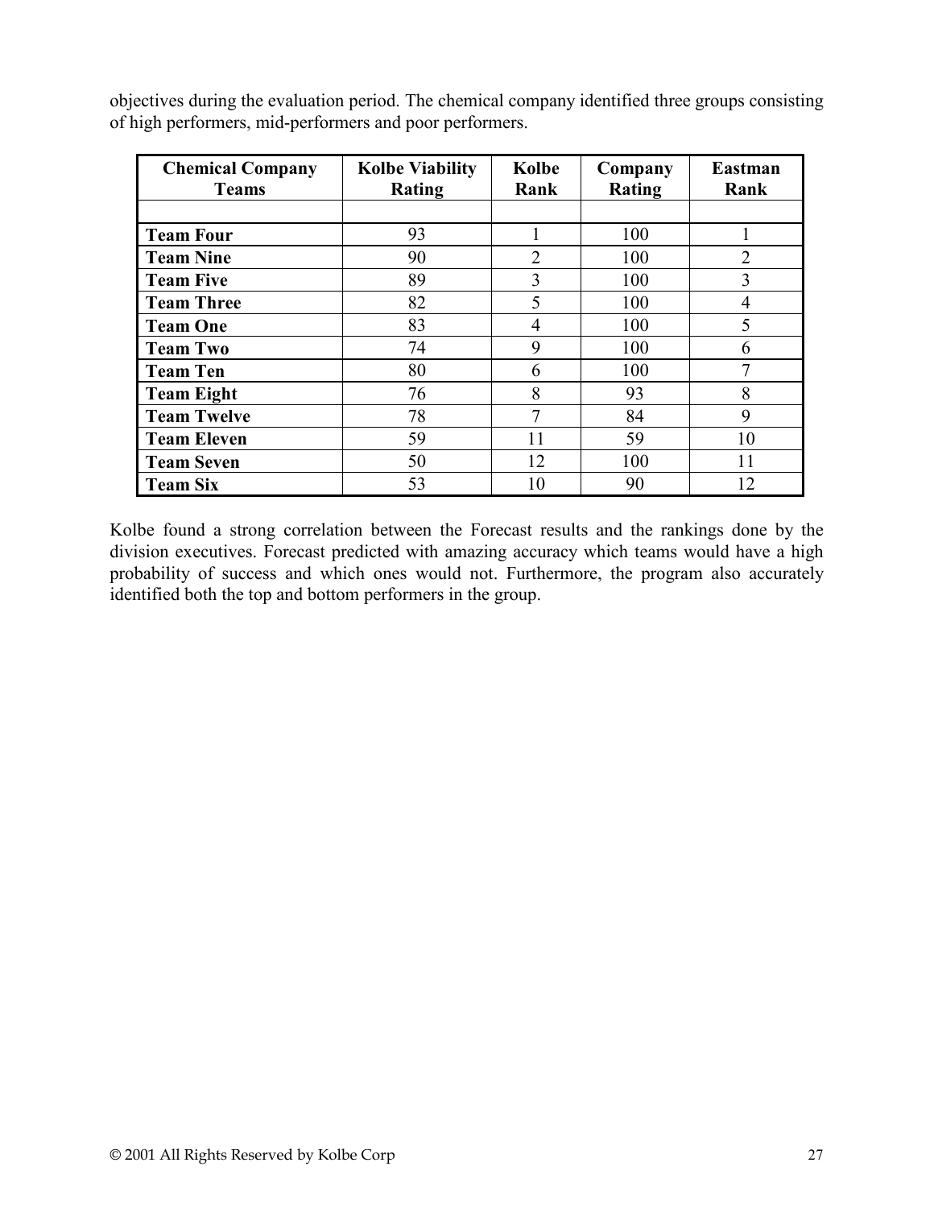objectives during the evaluation period. The chemical company identified three groups consisting of high performers, mid-performers and poor performers.

| Chemical Company Teams | Kolbe Viability Rating | Kolbe Rank | Company Rating | Eastman Rank |
|---|---|---|---|---|
| | | | | |
| **Team Four** | 93 | 1 | 100 | 1 |
| **Team Nine** | 90 | 2 | 100 | 2 |
| **Team Five** | 89 | 3 | 100 | 3 |
| **Team Three** | 82 | 5 | 100 | 4 |
| **Team One** | 83 | 4 | 100 | 5 |
| **Team Two** | 74 | 9 | 100 | 6 |
| **Team Ten** | 80 | 6 | 100 | 7 |
| **Team Eight** | 76 | 8 | 93 | 8 |
| **Team Twelve** | 78 | 7 | 84 | 9 |
| **Team Eleven** | 59 | 11 | 59 | 10 |
| **Team Seven** | 50 | 12 | 100 | 11 |
| **Team Six** | 53 | 10 | 90 | 12 |

Kolbe found a strong correlation between the Forecast results and the rankings done by the division executives. Forecast predicted with amazing accuracy which teams would have a high probability of success and which ones would not. Furthermore, the program also accurately identified both the top and bottom performers in the group.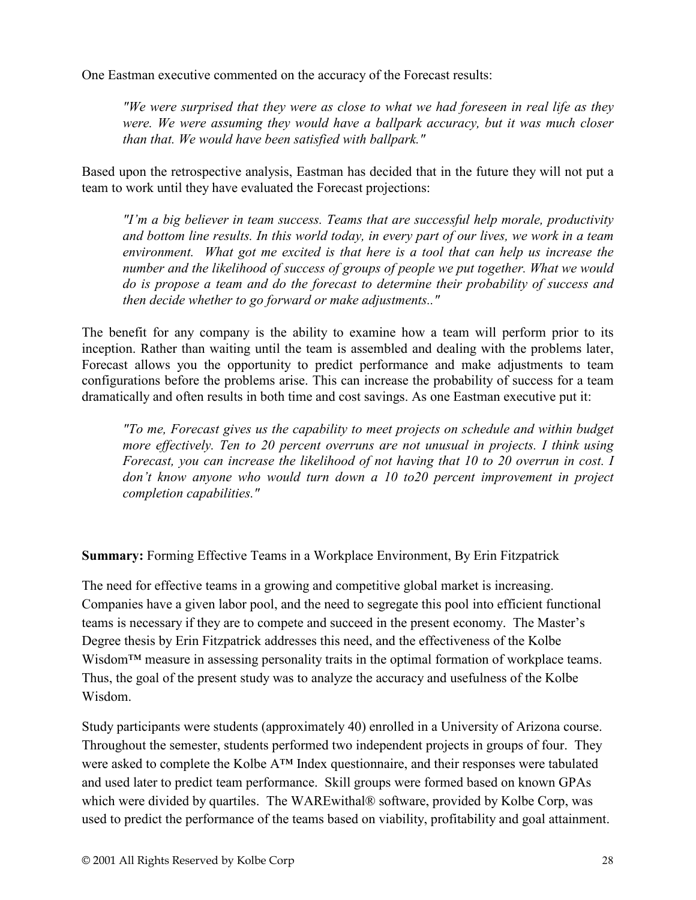One Eastman executive commented on the accuracy of the Forecast results:

> *"We were surprised that they were as close to what we had foreseen in real life as they were. We were assuming they would have a ballpark accuracy, but it was much closer than that. We would have been satisfied with ballpark."*

Based upon the retrospective analysis, Eastman has decided that in the future they will not put a team to work until they have evaluated the Forecast projections:

> *"I'm a big believer in team success. Teams that are successful help morale, productivity and bottom line results. In this world today, in every part of our lives, we work in a team environment. What got me excited is that here is a tool that can help us increase the number and the likelihood of success of groups of people we put together. What we would do is propose a team and do the forecast to determine their probability of success and then decide whether to go forward or make adjustments.."*

The benefit for any company is the ability to examine how a team will perform prior to its inception. Rather than waiting until the team is assembled and dealing with the problems later, Forecast allows you the opportunity to predict performance and make adjustments to team configurations before the problems arise. This can increase the probability of success for a team dramatically and often results in both time and cost savings. As one Eastman executive put it:

> *"To me, Forecast gives us the capability to meet projects on schedule and within budget more effectively. Ten to 20 percent overruns are not unusual in projects. I think using Forecast, you can increase the likelihood of not having that 10 to 20 overrun in cost. I don't know anyone who would turn down a 10 to20 percent improvement in project completion capabilities."*

**Summary:** Forming Effective Teams in a Workplace Environment, By Erin Fitzpatrick

The need for effective teams in a growing and competitive global market is increasing. Companies have a given labor pool, and the need to segregate this pool into efficient functional teams is necessary if they are to compete and succeed in the present economy. The Master's Degree thesis by Erin Fitzpatrick addresses this need, and the effectiveness of the Kolbe Wisdom™ measure in assessing personality traits in the optimal formation of workplace teams. Thus, the goal of the present study was to analyze the accuracy and usefulness of the Kolbe Wisdom.

Study participants were students (approximately 40) enrolled in a University of Arizona course. Throughout the semester, students performed two independent projects in groups of four. They were asked to complete the Kolbe A™ Index questionnaire, and their responses were tabulated and used later to predict team performance. Skill groups were formed based on known GPAs which were divided by quartiles. The WAREwithal® software, provided by Kolbe Corp, was used to predict the performance of the teams based on viability, profitability and goal attainment.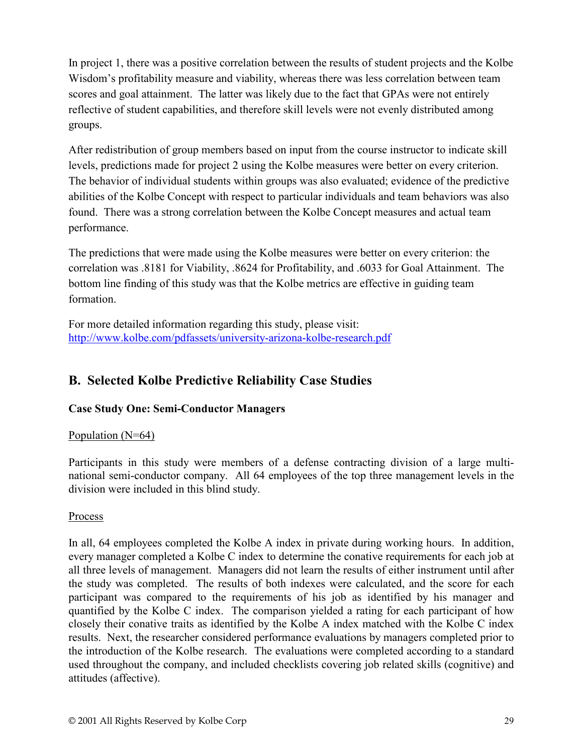In project 1, there was a positive correlation between the results of student projects and the Kolbe Wisdom's profitability measure and viability, whereas there was less correlation between team scores and goal attainment. The latter was likely due to the fact that GPAs were not entirely reflective of student capabilities, and therefore skill levels were not evenly distributed among groups.

After redistribution of group members based on input from the course instructor to indicate skill levels, predictions made for project 2 using the Kolbe measures were better on every criterion. The behavior of individual students within groups was also evaluated; evidence of the predictive abilities of the Kolbe Concept with respect to particular individuals and team behaviors was also found. There was a strong correlation between the Kolbe Concept measures and actual team performance.

The predictions that were made using the Kolbe measures were better on every criterion: the correlation was .8181 for Viability, .8624 for Profitability, and .6033 for Goal Attainment. The bottom line finding of this study was that the Kolbe metrics are effective in guiding team formation.

For more detailed information regarding this study, please visit:
http://www.kolbe.com/pdfassets/university-arizona-kolbe-research.pdf

## B. Selected Kolbe Predictive Reliability Case Studies

**Case Study One: Semi-Conductor Managers**

Population (N=64)

Participants in this study were members of a defense contracting division of a large multi-national semi-conductor company. All 64 employees of the top three management levels in the division were included in this blind study.

Process

In all, 64 employees completed the Kolbe A index in private during working hours. In addition, every manager completed a Kolbe C index to determine the conative requirements for each job at all three levels of management. Managers did not learn the results of either instrument until after the study was completed. The results of both indexes were calculated, and the score for each participant was compared to the requirements of his job as identified by his manager and quantified by the Kolbe C index. The comparison yielded a rating for each participant of how closely their conative traits as identified by the Kolbe A index matched with the Kolbe C index results. Next, the researcher considered performance evaluations by managers completed prior to the introduction of the Kolbe research. The evaluations were completed according to a standard used throughout the company, and included checklists covering job related skills (cognitive) and attitudes (affective).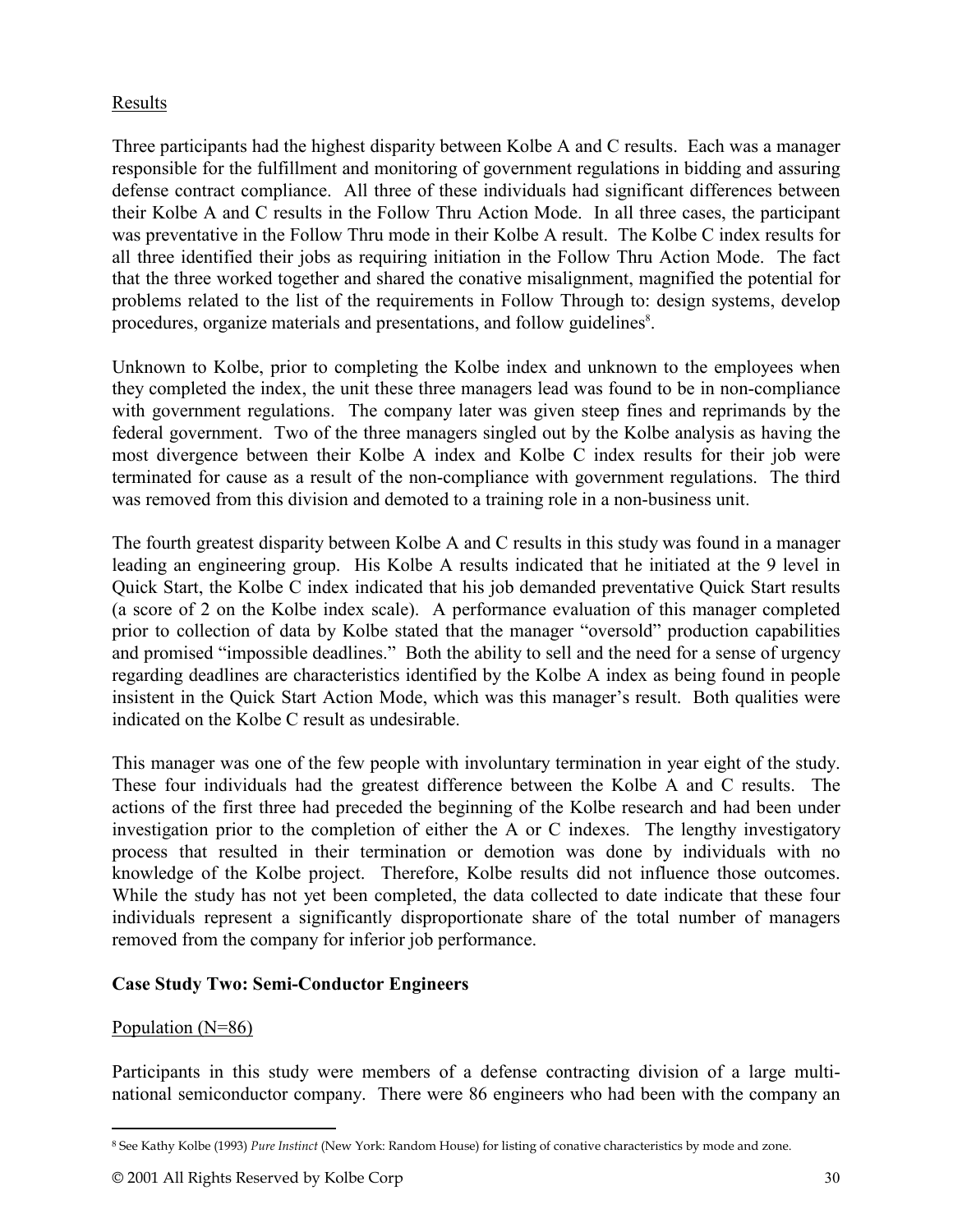Results

Three participants had the highest disparity between Kolbe A and C results. Each was a manager responsible for the fulfillment and monitoring of government regulations in bidding and assuring defense contract compliance. All three of these individuals had significant differences between their Kolbe A and C results in the Follow Thru Action Mode. In all three cases, the participant was preventative in the Follow Thru mode in their Kolbe A result. The Kolbe C index results for all three identified their jobs as requiring initiation in the Follow Thru Action Mode. The fact that the three worked together and shared the conative misalignment, magnified the potential for problems related to the list of the requirements in Follow Through to: design systems, develop procedures, organize materials and presentations, and follow guidelines[8].

Unknown to Kolbe, prior to completing the Kolbe index and unknown to the employees when they completed the index, the unit these three managers lead was found to be in non-compliance with government regulations. The company later was given steep fines and reprimands by the federal government. Two of the three managers singled out by the Kolbe analysis as having the most divergence between their Kolbe A index and Kolbe C index results for their job were terminated for cause as a result of the non-compliance with government regulations. The third was removed from this division and demoted to a training role in a non-business unit.

The fourth greatest disparity between Kolbe A and C results in this study was found in a manager leading an engineering group. His Kolbe A results indicated that he initiated at the 9 level in Quick Start, the Kolbe C index indicated that his job demanded preventative Quick Start results (a score of 2 on the Kolbe index scale). A performance evaluation of this manager completed prior to collection of data by Kolbe stated that the manager "oversold" production capabilities and promised "impossible deadlines." Both the ability to sell and the need for a sense of urgency regarding deadlines are characteristics identified by the Kolbe A index as being found in people insistent in the Quick Start Action Mode, which was this manager's result. Both qualities were indicated on the Kolbe C result as undesirable.

This manager was one of the few people with involuntary termination in year eight of the study. These four individuals had the greatest difference between the Kolbe A and C results. The actions of the first three had preceded the beginning of the Kolbe research and had been under investigation prior to the completion of either the A or C indexes. The lengthy investigatory process that resulted in their termination or demotion was done by individuals with no knowledge of the Kolbe project. Therefore, Kolbe results did not influence those outcomes. While the study has not yet been completed, the data collected to date indicate that these four individuals represent a significantly disproportionate share of the total number of managers removed from the company for inferior job performance.

**Case Study Two: Semi-Conductor Engineers**

Population (N=86)

Participants in this study were members of a defense contracting division of a large multi-national semiconductor company. There were 86 engineers who had been with the company an

[8] See Kathy Kolbe (1993) *Pure Instinct* (New York: Random House) for listing of conative characteristics by mode and zone.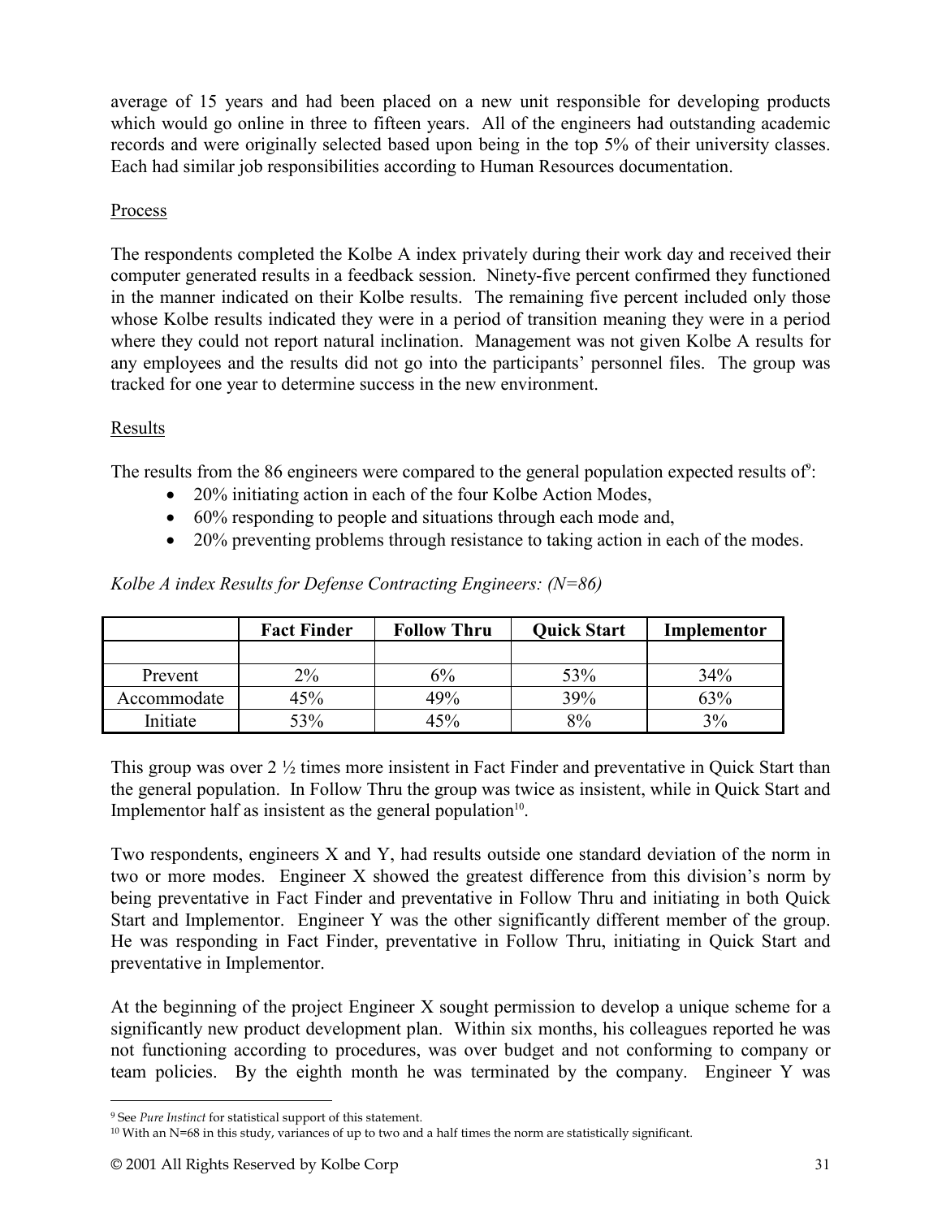average of 15 years and had been placed on a new unit responsible for developing products which would go online in three to fifteen years. All of the engineers had outstanding academic records and were originally selected based upon being in the top 5% of their university classes. Each had similar job responsibilities according to Human Resources documentation.

Process

The respondents completed the Kolbe A index privately during their work day and received their computer generated results in a feedback session. Ninety-five percent confirmed they functioned in the manner indicated on their Kolbe results. The remaining five percent included only those whose Kolbe results indicated they were in a period of transition meaning they were in a period where they could not report natural inclination. Management was not given Kolbe A results for any employees and the results did not go into the participants' personnel files. The group was tracked for one year to determine success in the new environment.

Results

The results from the 86 engineers were compared to the general population expected results of[9]:

- 20% initiating action in each of the four Kolbe Action Modes,
- 60% responding to people and situations through each mode and,
- 20% preventing problems through resistance to taking action in each of the modes.

*Kolbe A index Results for Defense Contracting Engineers: (N=86)*

| | Fact Finder | Follow Thru | Quick Start | Implementor |
|---|---|---|---|---|
| | | | | |
| Prevent | 2% | 6% | 53% | 34% |
| Accommodate | 45% | 49% | 39% | 63% |
| Initiate | 53% | 45% | 8% | 3% |

This group was over 2 ½ times more insistent in Fact Finder and preventative in Quick Start than the general population. In Follow Thru the group was twice as insistent, while in Quick Start and Implementor half as insistent as the general population[10].

Two respondents, engineers X and Y, had results outside one standard deviation of the norm in two or more modes. Engineer X showed the greatest difference from this division's norm by being preventative in Fact Finder and preventative in Follow Thru and initiating in both Quick Start and Implementor. Engineer Y was the other significantly different member of the group. He was responding in Fact Finder, preventative in Follow Thru, initiating in Quick Start and preventative in Implementor.

At the beginning of the project Engineer X sought permission to develop a unique scheme for a significantly new product development plan. Within six months, his colleagues reported he was not functioning according to procedures, was over budget and not conforming to company or team policies. By the eighth month he was terminated by the company. Engineer Y was

[9] See *Pure Instinct* for statistical support of this statement.

[10] With an N=68 in this study, variances of up to two and a half times the norm are statistically significant.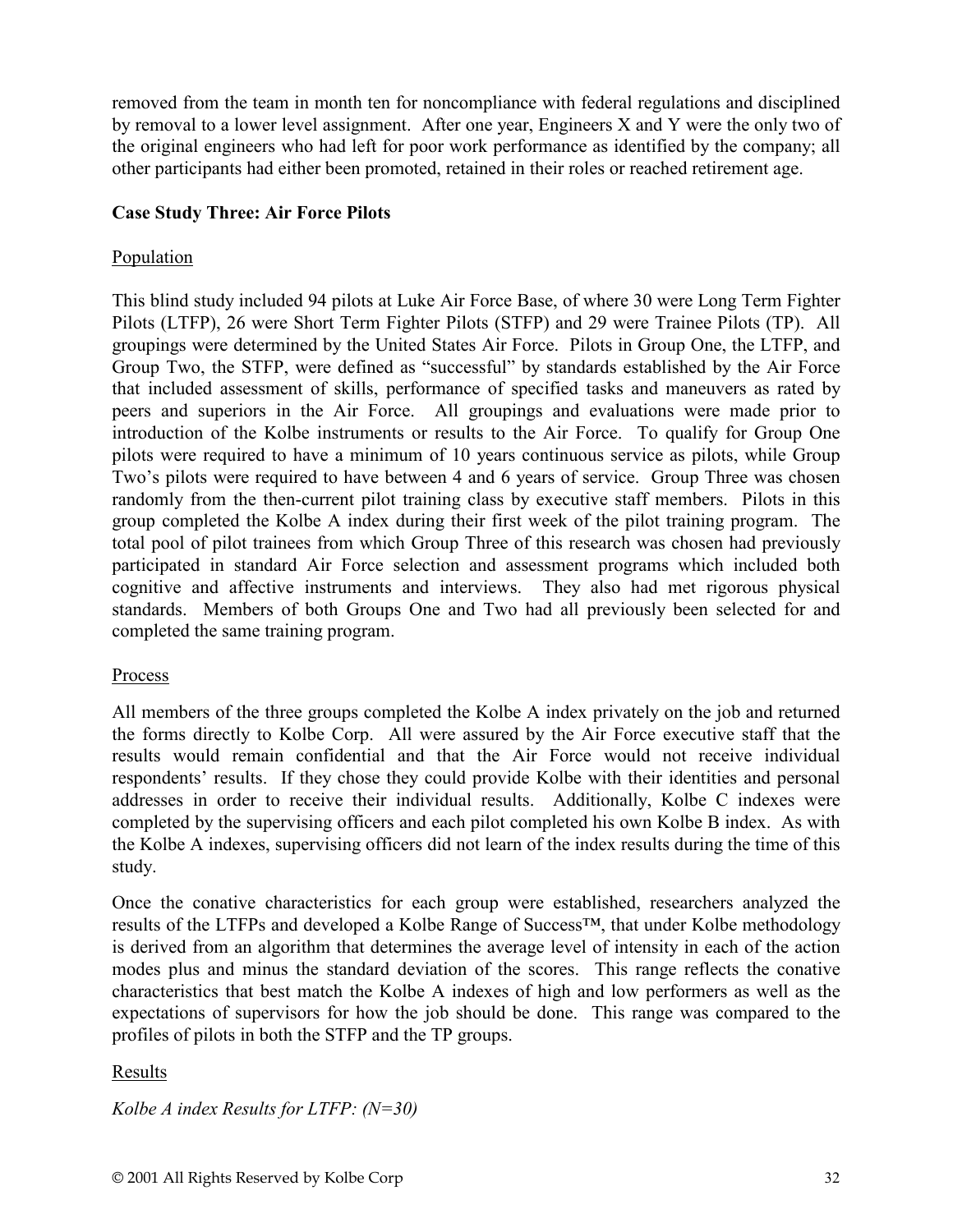removed from the team in month ten for noncompliance with federal regulations and disciplined by removal to a lower level assignment. After one year, Engineers X and Y were the only two of the original engineers who had left for poor work performance as identified by the company; all other participants had either been promoted, retained in their roles or reached retirement age.

**Case Study Three: Air Force Pilots**

Population

This blind study included 94 pilots at Luke Air Force Base, of where 30 were Long Term Fighter Pilots (LTFP), 26 were Short Term Fighter Pilots (STFP) and 29 were Trainee Pilots (TP). All groupings were determined by the United States Air Force. Pilots in Group One, the LTFP, and Group Two, the STFP, were defined as "successful" by standards established by the Air Force that included assessment of skills, performance of specified tasks and maneuvers as rated by peers and superiors in the Air Force. All groupings and evaluations were made prior to introduction of the Kolbe instruments or results to the Air Force. To qualify for Group One pilots were required to have a minimum of 10 years continuous service as pilots, while Group Two's pilots were required to have between 4 and 6 years of service. Group Three was chosen randomly from the then-current pilot training class by executive staff members. Pilots in this group completed the Kolbe A index during their first week of the pilot training program. The total pool of pilot trainees from which Group Three of this research was chosen had previously participated in standard Air Force selection and assessment programs which included both cognitive and affective instruments and interviews. They also had met rigorous physical standards. Members of both Groups One and Two had all previously been selected for and completed the same training program.

Process

All members of the three groups completed the Kolbe A index privately on the job and returned the forms directly to Kolbe Corp. All were assured by the Air Force executive staff that the results would remain confidential and that the Air Force would not receive individual respondents' results. If they chose they could provide Kolbe with their identities and personal addresses in order to receive their individual results. Additionally, Kolbe C indexes were completed by the supervising officers and each pilot completed his own Kolbe B index. As with the Kolbe A indexes, supervising officers did not learn of the index results during the time of this study.

Once the conative characteristics for each group were established, researchers analyzed the results of the LTFPs and developed a Kolbe Range of Success™, that under Kolbe methodology is derived from an algorithm that determines the average level of intensity in each of the action modes plus and minus the standard deviation of the scores. This range reflects the conative characteristics that best match the Kolbe A indexes of high and low performers as well as the expectations of supervisors for how the job should be done. This range was compared to the profiles of pilots in both the STFP and the TP groups.

Results

*Kolbe A index Results for LTFP: (N=30)*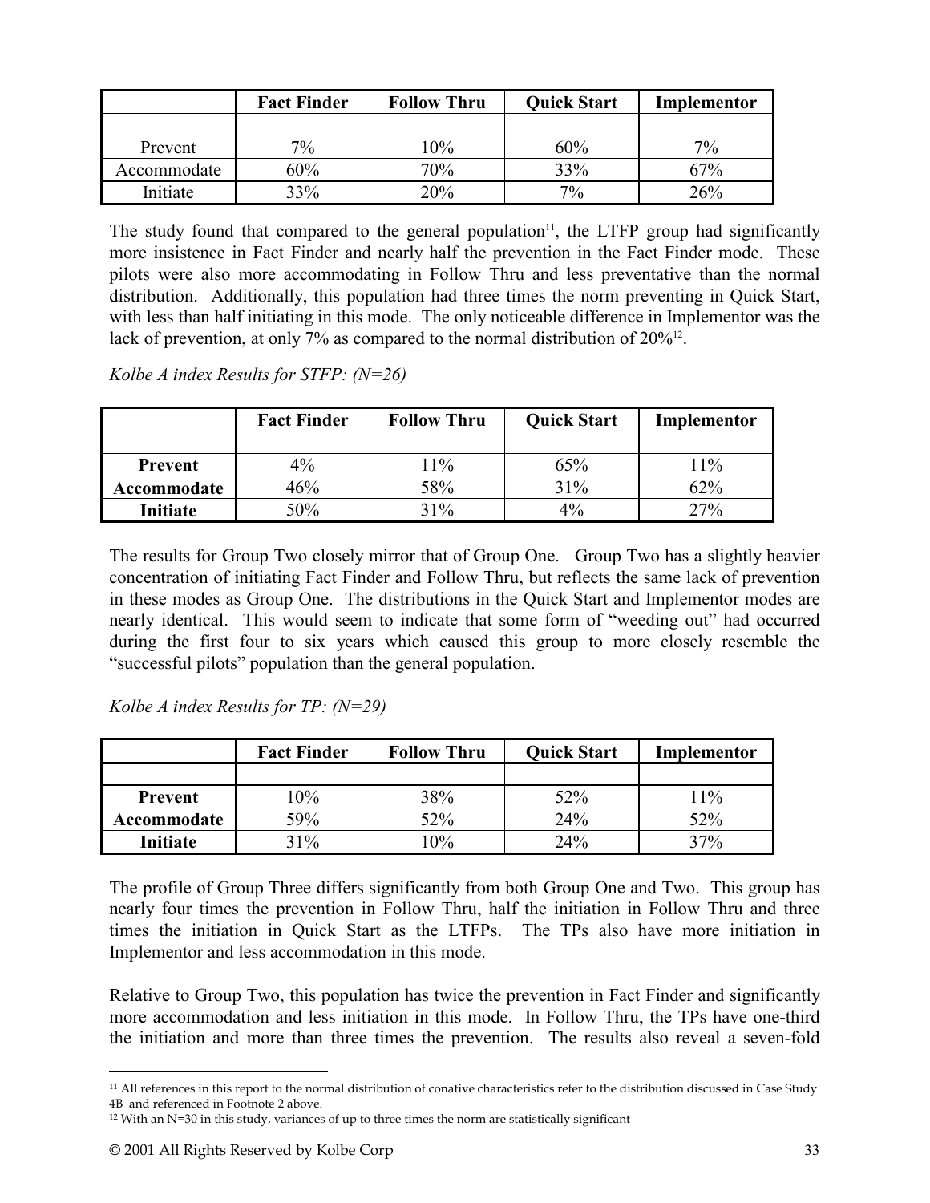| | Fact Finder | Follow Thru | Quick Start | Implementor |
|---|---|---|---|---|
| | | | | |
| Prevent | 7% | 10% | 60% | 7% |
| Accommodate | 60% | 70% | 33% | 67% |
| Initiate | 33% | 20% | 7% | 26% |

The study found that compared to the general population[11], the LTFP group had significantly more insistence in Fact Finder and nearly half the prevention in the Fact Finder mode. These pilots were also more accommodating in Follow Thru and less preventative than the normal distribution. Additionally, this population had three times the norm preventing in Quick Start, with less than half initiating in this mode. The only noticeable difference in Implementor was the lack of prevention, at only 7% as compared to the normal distribution of 20%[12].

*Kolbe A index Results for STFP: (N=26)*

| | Fact Finder | Follow Thru | Quick Start | Implementor |
|---|---|---|---|---|
| | | | | |
| **Prevent** | 4% | 11% | 65% | 11% |
| **Accommodate** | 46% | 58% | 31% | 62% |
| **Initiate** | 50% | 31% | 4% | 27% |

The results for Group Two closely mirror that of Group One. Group Two has a slightly heavier concentration of initiating Fact Finder and Follow Thru, but reflects the same lack of prevention in these modes as Group One. The distributions in the Quick Start and Implementor modes are nearly identical. This would seem to indicate that some form of "weeding out" had occurred during the first four to six years which caused this group to more closely resemble the "successful pilots" population than the general population.

*Kolbe A index Results for TP: (N=29)*

| | Fact Finder | Follow Thru | Quick Start | Implementor |
|---|---|---|---|---|
| | | | | |
| **Prevent** | 10% | 38% | 52% | 11% |
| **Accommodate** | 59% | 52% | 24% | 52% |
| **Initiate** | 31% | 10% | 24% | 37% |

The profile of Group Three differs significantly from both Group One and Two. This group has nearly four times the prevention in Follow Thru, half the initiation in Follow Thru and three times the initiation in Quick Start as the LTFPs. The TPs also have more initiation in Implementor and less accommodation in this mode.

Relative to Group Two, this population has twice the prevention in Fact Finder and significantly more accommodation and less initiation in this mode. In Follow Thru, the TPs have one-third the initiation and more than three times the prevention. The results also reveal a seven-fold

[11] All references in this report to the normal distribution of conative characteristics refer to the distribution discussed in Case Study 4B and referenced in Footnote 2 above.

[12] With an N=30 in this study, variances of up to three times the norm are statistically significant

© 2001 All Rights Reserved by Kolbe Corp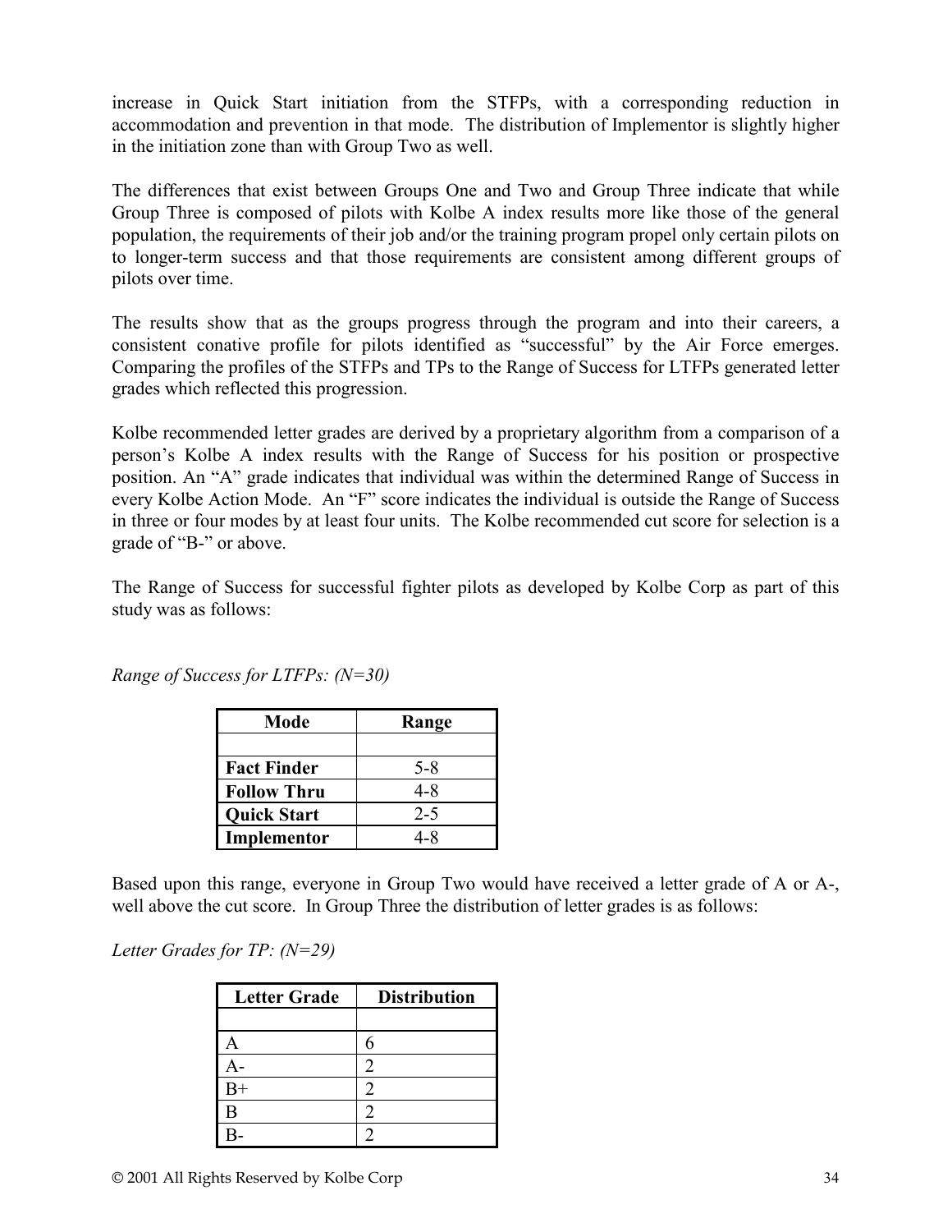increase in Quick Start initiation from the STFPs, with a corresponding reduction in accommodation and prevention in that mode. The distribution of Implementor is slightly higher in the initiation zone than with Group Two as well.

The differences that exist between Groups One and Two and Group Three indicate that while Group Three is composed of pilots with Kolbe A index results more like those of the general population, the requirements of their job and/or the training program propel only certain pilots on to longer-term success and that those requirements are consistent among different groups of pilots over time.

The results show that as the groups progress through the program and into their careers, a consistent conative profile for pilots identified as "successful" by the Air Force emerges. Comparing the profiles of the STFPs and TPs to the Range of Success for LTFPs generated letter grades which reflected this progression.

Kolbe recommended letter grades are derived by a proprietary algorithm from a comparison of a person's Kolbe A index results with the Range of Success for his position or prospective position. An "A" grade indicates that individual was within the determined Range of Success in every Kolbe Action Mode. An "F" score indicates the individual is outside the Range of Success in three or four modes by at least four units. The Kolbe recommended cut score for selection is a grade of "B-" or above.

The Range of Success for successful fighter pilots as developed by Kolbe Corp as part of this study was as follows:

*Range of Success for LTFPs: (N=30)*

| Mode | Range |
|---|---|
| | |
| **Fact Finder** | 5-8 |
| **Follow Thru** | 4-8 |
| **Quick Start** | 2-5 |
| **Implementor** | 4-8 |

Based upon this range, everyone in Group Two would have received a letter grade of A or A-, well above the cut score. In Group Three the distribution of letter grades is as follows:

*Letter Grades for TP: (N=29)*

| Letter Grade | Distribution |
|---|---|
| | |
| A | 6 |
| A- | 2 |
| B+ | 2 |
| B | 2 |
| B- | 2 |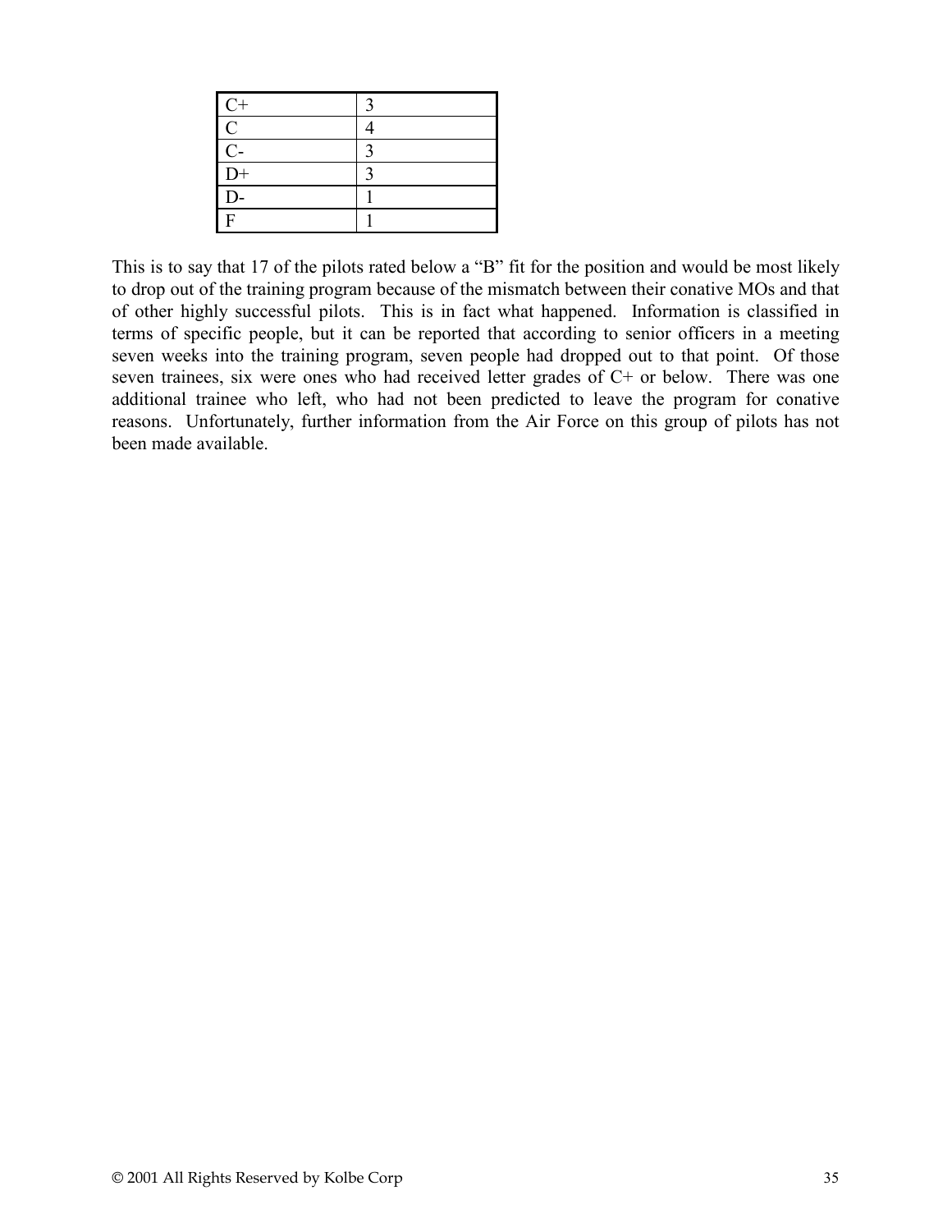| C+ | 3 |
|---|---|
| C | 4 |
| C- | 3 |
| D+ | 3 |
| D- | 1 |
| F | 1 |

This is to say that 17 of the pilots rated below a "B" fit for the position and would be most likely to drop out of the training program because of the mismatch between their conative MOs and that of other highly successful pilots. This is in fact what happened. Information is classified in terms of specific people, but it can be reported that according to senior officers in a meeting seven weeks into the training program, seven people had dropped out to that point. Of those seven trainees, six were ones who had received letter grades of C+ or below. There was one additional trainee who left, who had not been predicted to leave the program for conative reasons. Unfortunately, further information from the Air Force on this group of pilots has not been made available.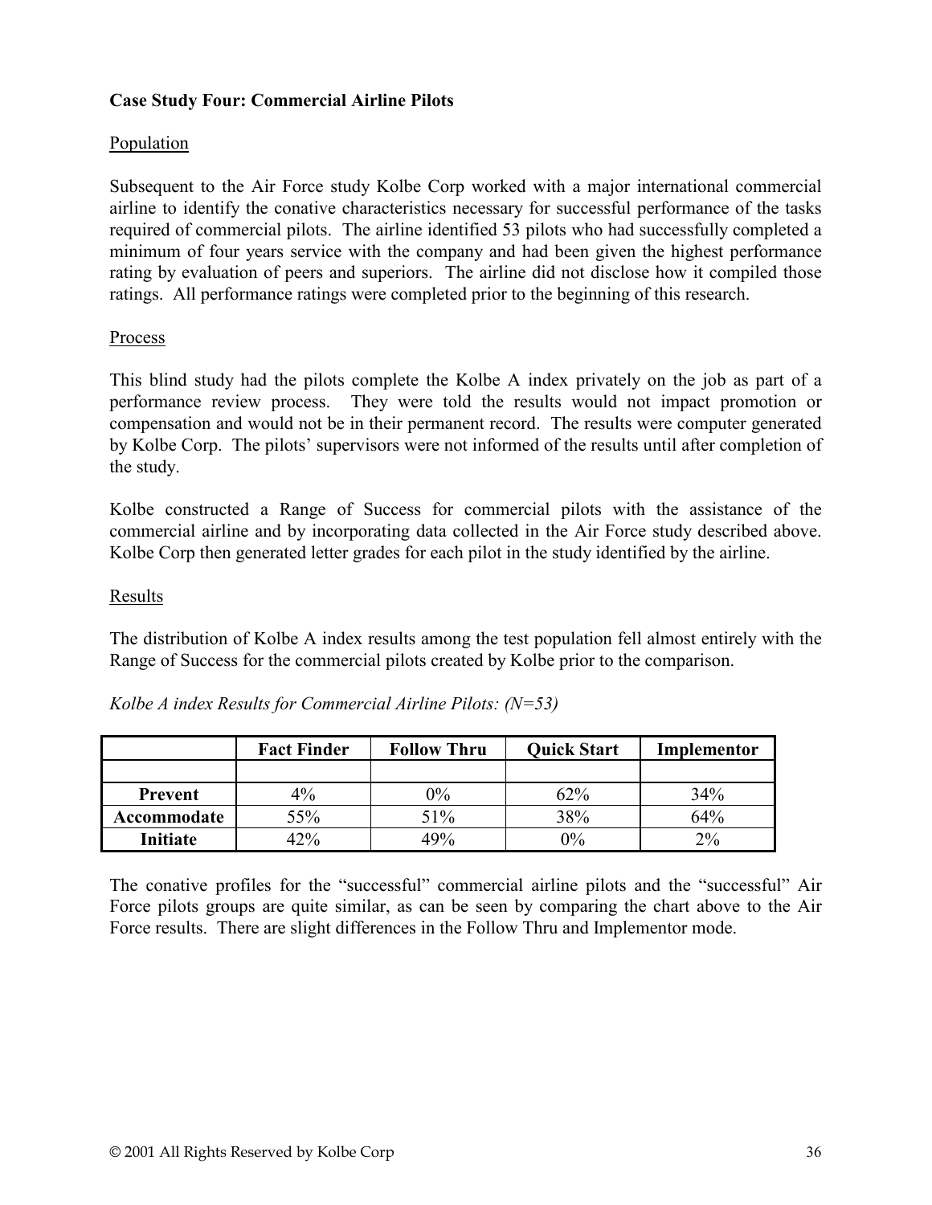**Case Study Four: Commercial Airline Pilots**

Population

Subsequent to the Air Force study Kolbe Corp worked with a major international commercial airline to identify the conative characteristics necessary for successful performance of the tasks required of commercial pilots. The airline identified 53 pilots who had successfully completed a minimum of four years service with the company and had been given the highest performance rating by evaluation of peers and superiors. The airline did not disclose how it compiled those ratings. All performance ratings were completed prior to the beginning of this research.

Process

This blind study had the pilots complete the Kolbe A index privately on the job as part of a performance review process. They were told the results would not impact promotion or compensation and would not be in their permanent record. The results were computer generated by Kolbe Corp. The pilots' supervisors were not informed of the results until after completion of the study.

Kolbe constructed a Range of Success for commercial pilots with the assistance of the commercial airline and by incorporating data collected in the Air Force study described above. Kolbe Corp then generated letter grades for each pilot in the study identified by the airline.

Results

The distribution of Kolbe A index results among the test population fell almost entirely with the Range of Success for the commercial pilots created by Kolbe prior to the comparison.

*Kolbe A index Results for Commercial Airline Pilots: (N=53)*

| | Fact Finder | Follow Thru | Quick Start | Implementor |
|---|---|---|---|---|
| | | | | |
| **Prevent** | 4% | 0% | 62% | 34% |
| **Accommodate** | 55% | 51% | 38% | 64% |
| **Initiate** | 42% | 49% | 0% | 2% |

The conative profiles for the "successful" commercial airline pilots and the "successful" Air Force pilots groups are quite similar, as can be seen by comparing the chart above to the Air Force results. There are slight differences in the Follow Thru and Implementor mode.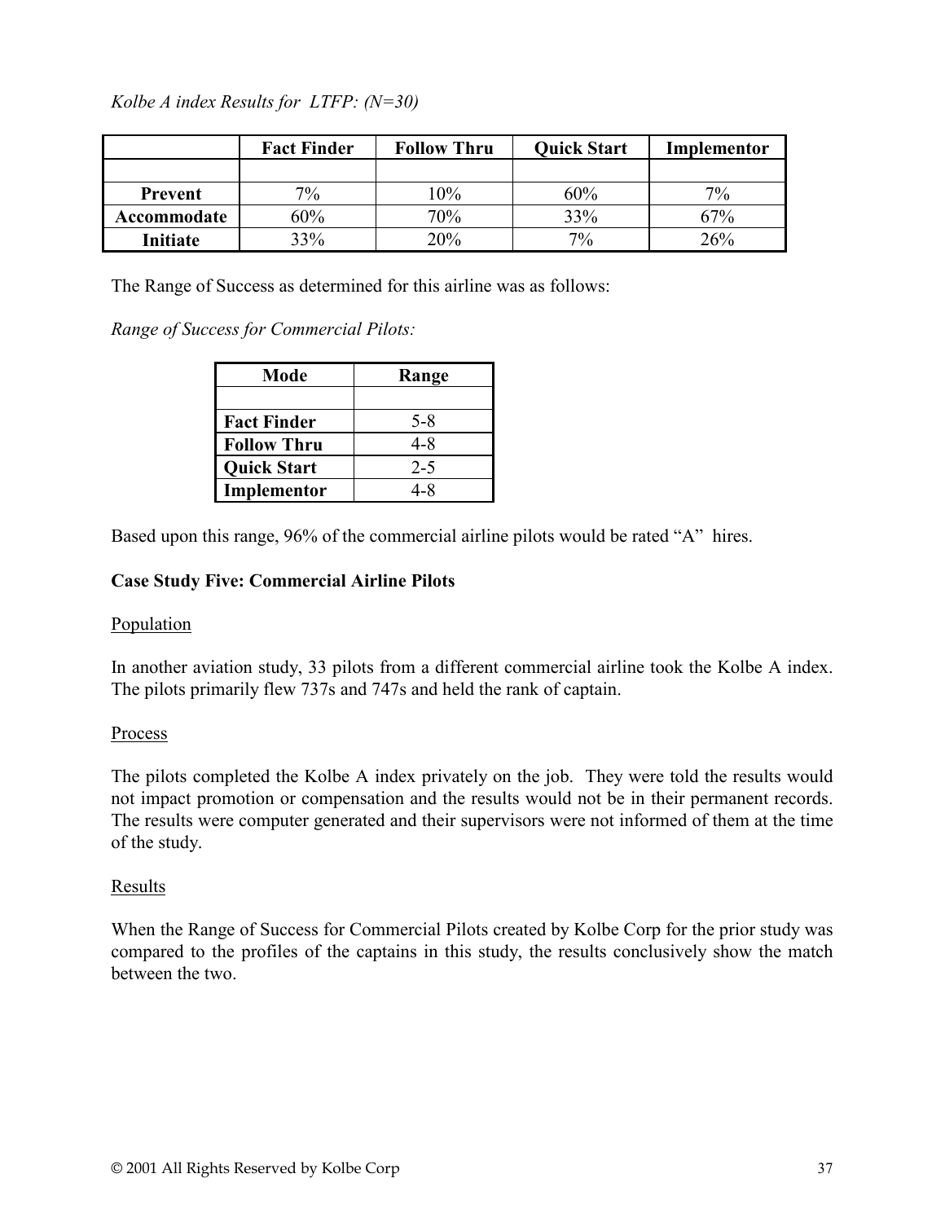*Kolbe A index Results for LTFP: (N=30)*

| | Fact Finder | Follow Thru | Quick Start | Implementor |
|---|---|---|---|---|
| | | | | |
| **Prevent** | 7% | 10% | 60% | 7% |
| **Accommodate** | 60% | 70% | 33% | 67% |
| **Initiate** | 33% | 20% | 7% | 26% |

The Range of Success as determined for this airline was as follows:

*Range of Success for Commercial Pilots:*

| Mode | Range |
|---|---|
| | |
| **Fact Finder** | 5-8 |
| **Follow Thru** | 4-8 |
| **Quick Start** | 2-5 |
| **Implementor** | 4-8 |

Based upon this range, 96% of the commercial airline pilots would be rated “A” hires.

**Case Study Five: Commercial Airline Pilots**

Population

In another aviation study, 33 pilots from a different commercial airline took the Kolbe A index. The pilots primarily flew 737s and 747s and held the rank of captain.

Process

The pilots completed the Kolbe A index privately on the job. They were told the results would not impact promotion or compensation and the results would not be in their permanent records. The results were computer generated and their supervisors were not informed of them at the time of the study.

Results

When the Range of Success for Commercial Pilots created by Kolbe Corp for the prior study was compared to the profiles of the captains in this study, the results conclusively show the match between the two.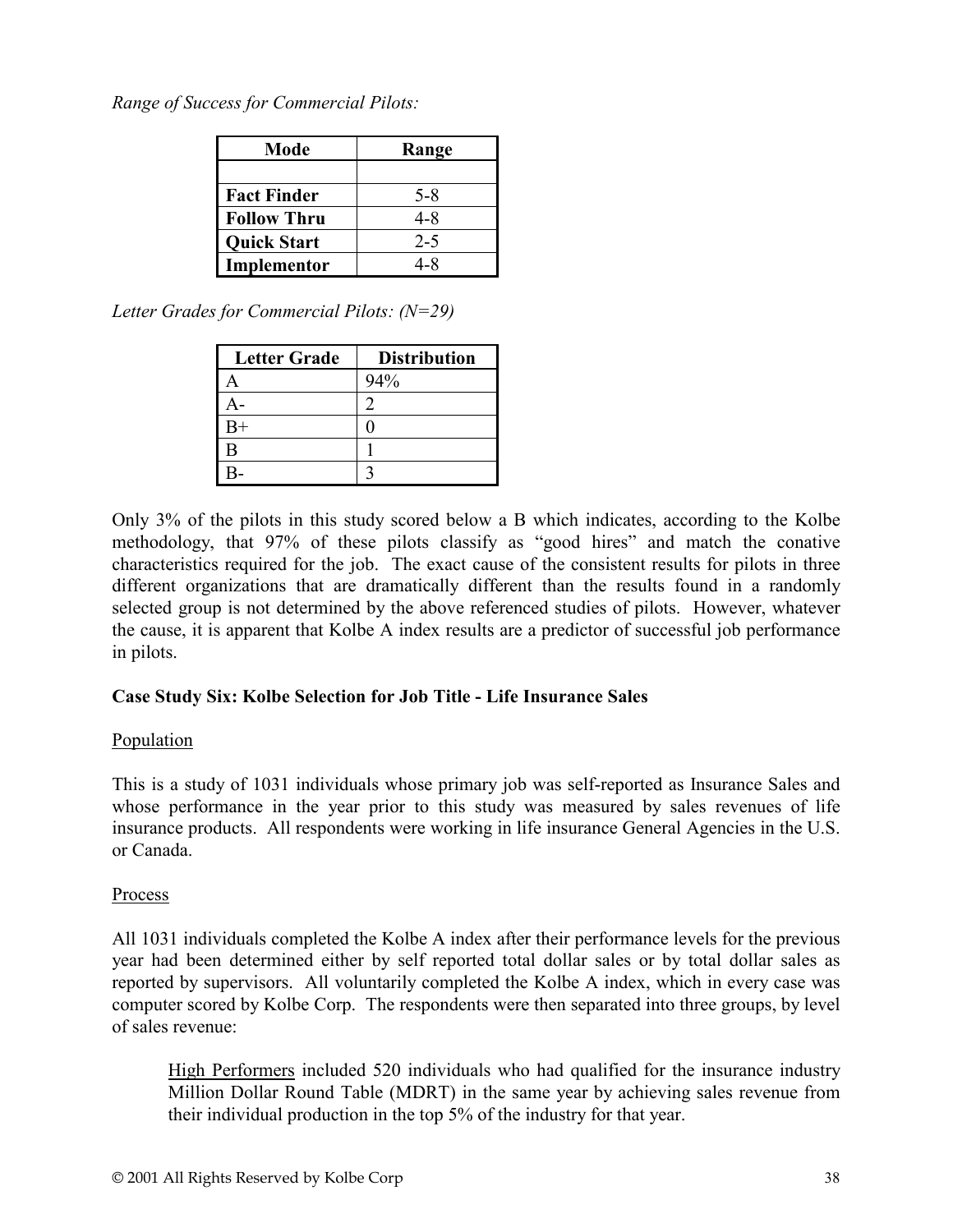*Range of Success for Commercial Pilots:*

| Mode | Range |
|---|---|
| | |
| **Fact Finder** | 5-8 |
| **Follow Thru** | 4-8 |
| **Quick Start** | 2-5 |
| **Implementor** | 4-8 |

*Letter Grades for Commercial Pilots: (N=29)*

| Letter Grade | Distribution |
|---|---|
| A | 94% |
| A- | 2 |
| B+ | 0 |
| B | 1 |
| B- | 3 |

Only 3% of the pilots in this study scored below a B which indicates, according to the Kolbe methodology, that 97% of these pilots classify as "good hires" and match the conative characteristics required for the job. The exact cause of the consistent results for pilots in three different organizations that are dramatically different than the results found in a randomly selected group is not determined by the above referenced studies of pilots. However, whatever the cause, it is apparent that Kolbe A index results are a predictor of successful job performance in pilots.

**Case Study Six: Kolbe Selection for Job Title - Life Insurance Sales**

Population

This is a study of 1031 individuals whose primary job was self-reported as Insurance Sales and whose performance in the year prior to this study was measured by sales revenues of life insurance products. All respondents were working in life insurance General Agencies in the U.S. or Canada.

Process

All 1031 individuals completed the Kolbe A index after their performance levels for the previous year had been determined either by self reported total dollar sales or by total dollar sales as reported by supervisors. All voluntarily completed the Kolbe A index, which in every case was computer scored by Kolbe Corp. The respondents were then separated into three groups, by level of sales revenue:

> High Performers included 520 individuals who had qualified for the insurance industry Million Dollar Round Table (MDRT) in the same year by achieving sales revenue from their individual production in the top 5% of the industry for that year.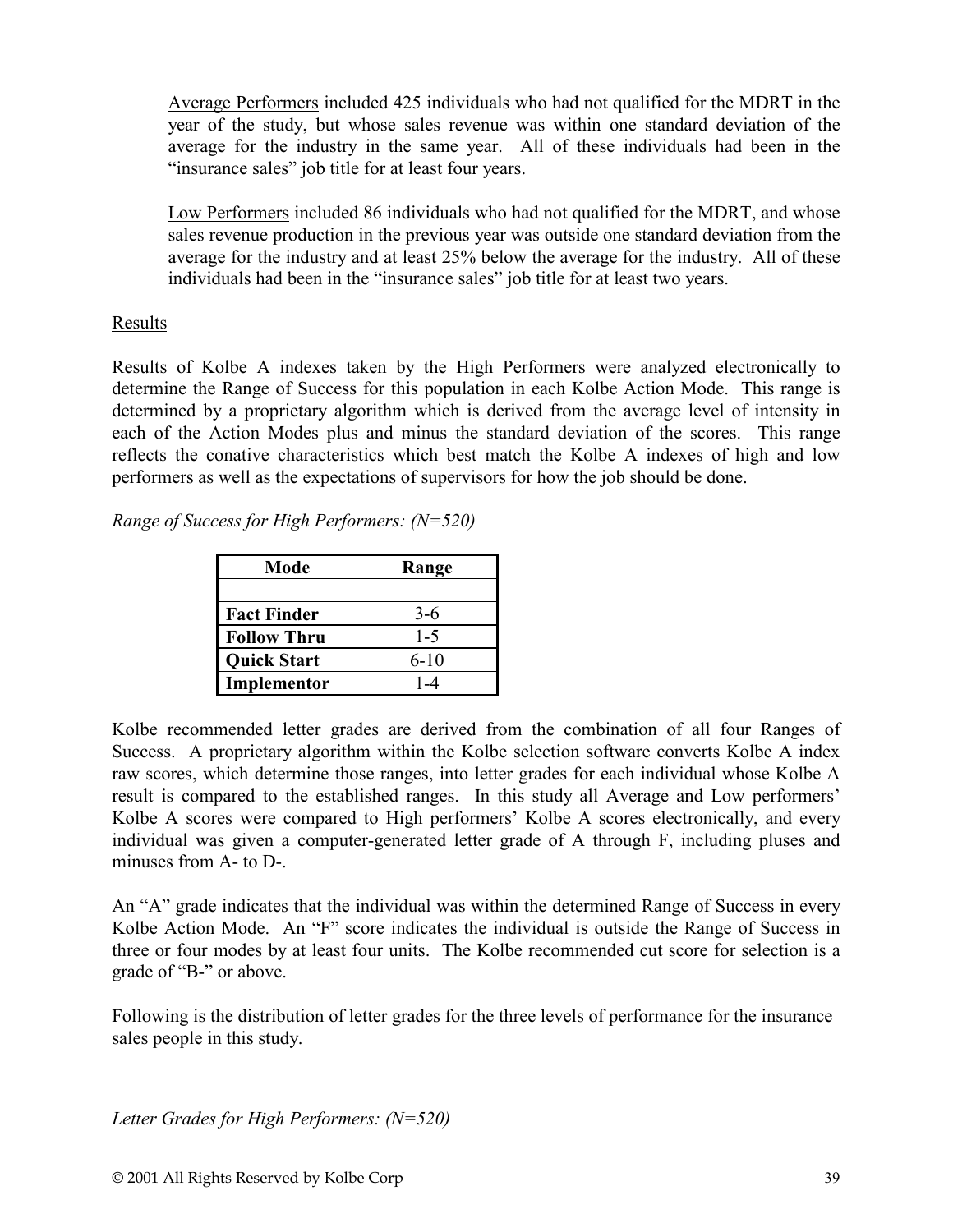<u>Average Performers</u> included 425 individuals who had not qualified for the MDRT in the year of the study, but whose sales revenue was within one standard deviation of the average for the industry in the same year. All of these individuals had been in the "insurance sales" job title for at least four years.

<u>Low Performers</u> included 86 individuals who had not qualified for the MDRT, and whose sales revenue production in the previous year was outside one standard deviation from the average for the industry and at least 25% below the average for the industry. All of these individuals had been in the "insurance sales" job title for at least two years.

<u>Results</u>

Results of Kolbe A indexes taken by the High Performers were analyzed electronically to determine the Range of Success for this population in each Kolbe Action Mode. This range is determined by a proprietary algorithm which is derived from the average level of intensity in each of the Action Modes plus and minus the standard deviation of the scores. This range reflects the conative characteristics which best match the Kolbe A indexes of high and low performers as well as the expectations of supervisors for how the job should be done.

*Range of Success for High Performers: (N=520)*

| Mode | Range |
|---|---|
| | |
| **Fact Finder** | 3-6 |
| **Follow Thru** | 1-5 |
| **Quick Start** | 6-10 |
| **Implementor** | 1-4 |

Kolbe recommended letter grades are derived from the combination of all four Ranges of Success. A proprietary algorithm within the Kolbe selection software converts Kolbe A index raw scores, which determine those ranges, into letter grades for each individual whose Kolbe A result is compared to the established ranges. In this study all Average and Low performers' Kolbe A scores were compared to High performers' Kolbe A scores electronically, and every individual was given a computer-generated letter grade of A through F, including pluses and minuses from A- to D-.

An "A" grade indicates that the individual was within the determined Range of Success in every Kolbe Action Mode. An "F" score indicates the individual is outside the Range of Success in three or four modes by at least four units. The Kolbe recommended cut score for selection is a grade of "B-" or above.

Following is the distribution of letter grades for the three levels of performance for the insurance sales people in this study.

*Letter Grades for High Performers: (N=520)*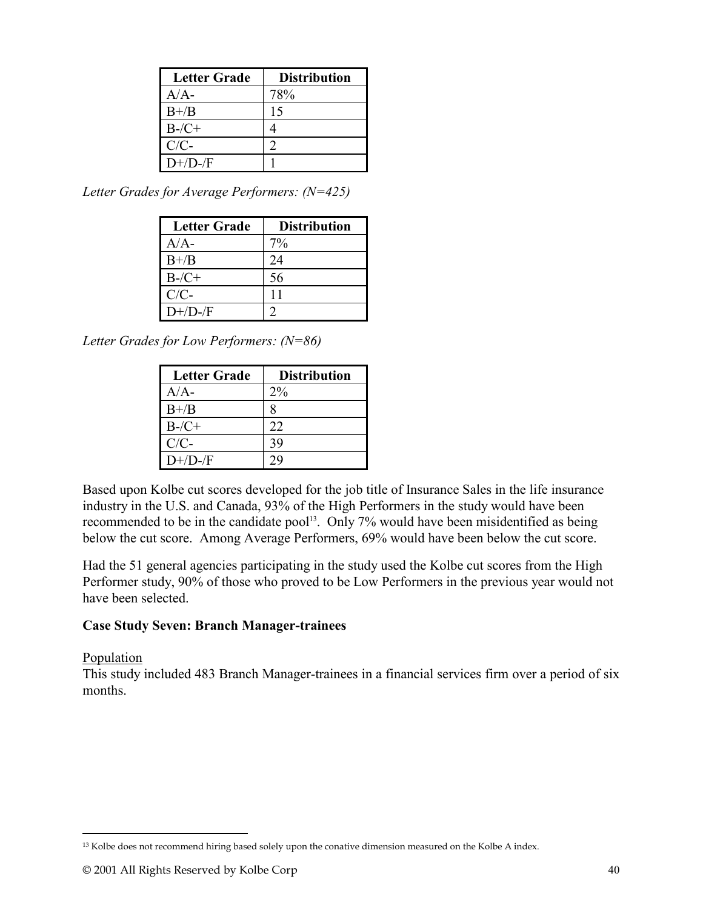| Letter Grade | Distribution |
|---|---|
| A/A- | 78% |
| B+/B | 15 |
| B-/C+ | 4 |
| C/C- | 2 |
| D+/D-/F | 1 |

*Letter Grades for Average Performers: (N=425)*

| Letter Grade | Distribution |
|---|---|
| A/A- | 7% |
| B+/B | 24 |
| B-/C+ | 56 |
| C/C- | 11 |
| D+/D-/F | 2 |

*Letter Grades for Low Performers: (N=86)*

| Letter Grade | Distribution |
|---|---|
| A/A- | 2% |
| B+/B | 8 |
| B-/C+ | 22 |
| C/C- | 39 |
| D+/D-/F | 29 |

Based upon Kolbe cut scores developed for the job title of Insurance Sales in the life insurance industry in the U.S. and Canada, 93% of the High Performers in the study would have been recommended to be in the candidate pool[13]. Only 7% would have been misidentified as being below the cut score. Among Average Performers, 69% would have been below the cut score.

Had the 51 general agencies participating in the study used the Kolbe cut scores from the High Performer study, 90% of those who proved to be Low Performers in the previous year would not have been selected.

**Case Study Seven: Branch Manager-trainees**

Population

This study included 483 Branch Manager-trainees in a financial services firm over a period of six months.

[13] Kolbe does not recommend hiring based solely upon the conative dimension measured on the Kolbe A index.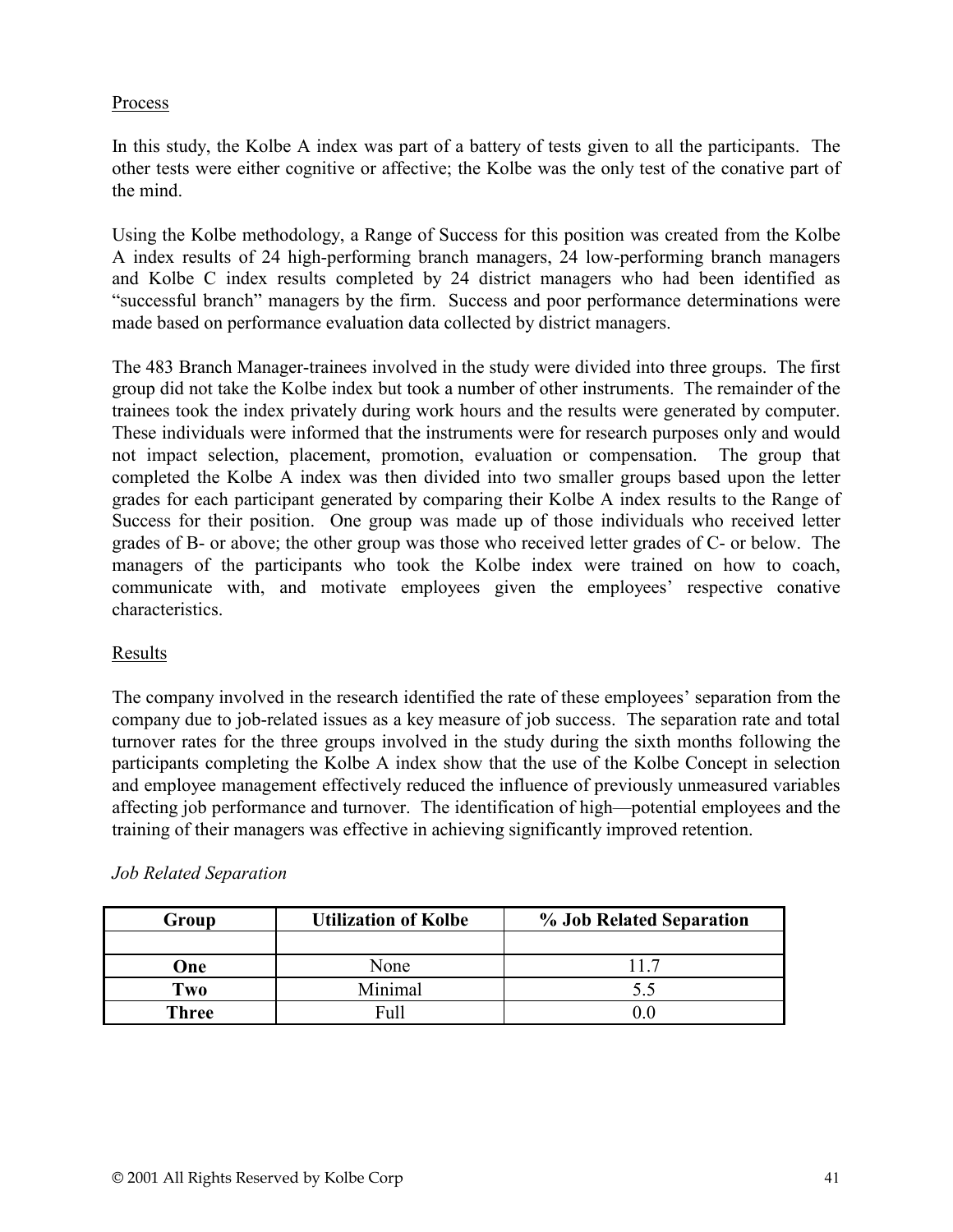Process

In this study, the Kolbe A index was part of a battery of tests given to all the participants. The other tests were either cognitive or affective; the Kolbe was the only test of the conative part of the mind.

Using the Kolbe methodology, a Range of Success for this position was created from the Kolbe A index results of 24 high-performing branch managers, 24 low-performing branch managers and Kolbe C index results completed by 24 district managers who had been identified as "successful branch" managers by the firm. Success and poor performance determinations were made based on performance evaluation data collected by district managers.

The 483 Branch Manager-trainees involved in the study were divided into three groups. The first group did not take the Kolbe index but took a number of other instruments. The remainder of the trainees took the index privately during work hours and the results were generated by computer. These individuals were informed that the instruments were for research purposes only and would not impact selection, placement, promotion, evaluation or compensation. The group that completed the Kolbe A index was then divided into two smaller groups based upon the letter grades for each participant generated by comparing their Kolbe A index results to the Range of Success for their position. One group was made up of those individuals who received letter grades of B- or above; the other group was those who received letter grades of C- or below. The managers of the participants who took the Kolbe index were trained on how to coach, communicate with, and motivate employees given the employees' respective conative characteristics.

Results

The company involved in the research identified the rate of these employees' separation from the company due to job-related issues as a key measure of job success. The separation rate and total turnover rates for the three groups involved in the study during the sixth months following the participants completing the Kolbe A index show that the use of the Kolbe Concept in selection and employee management effectively reduced the influence of previously unmeasured variables affecting job performance and turnover. The identification of high—potential employees and the training of their managers was effective in achieving significantly improved retention.

*Job Related Separation*

| Group | Utilization of Kolbe | % Job Related Separation |
|---|---|---|
| | | |
| **One** | None | 11.7 |
| **Two** | Minimal | 5.5 |
| **Three** | Full | 0.0 |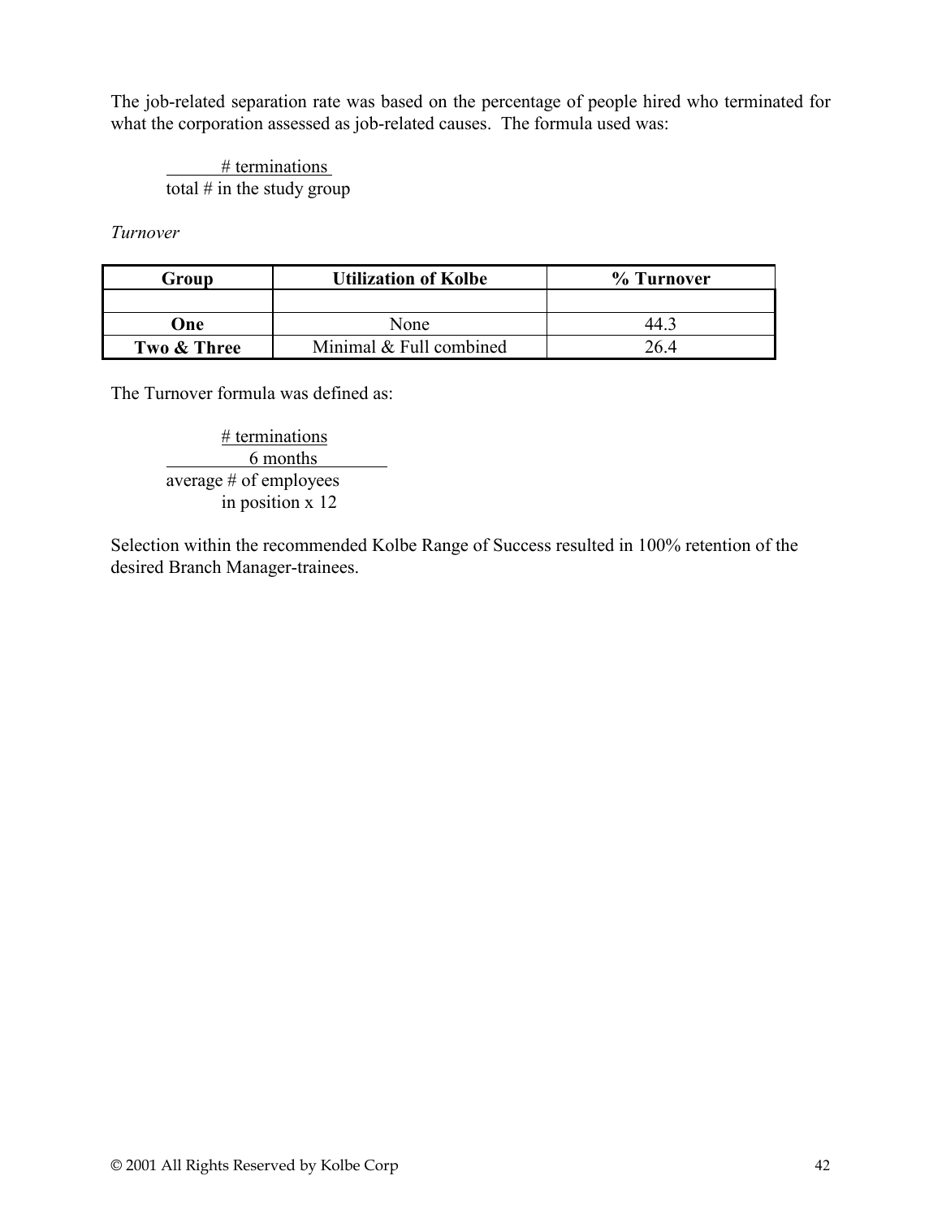The job-related separation rate was based on the percentage of people hired who terminated for what the corporation assessed as job-related causes. The formula used was:

$$\frac{\text{\# terminations}}{\text{total \# in the study group}}$$

*Turnover*

| Group | Utilization of Kolbe | % Turnover |
|---|---|---|
| | | |
| **One** | None | 44.3 |
| **Two & Three** | Minimal & Full combined | 26.4 |

The Turnover formula was defined as:

$$\frac{\frac{\text{\# terminations}}{\text{6 months}}}{\text{average \# of employees in position} \times 12}$$

Selection within the recommended Kolbe Range of Success resulted in 100% retention of the desired Branch Manager-trainees.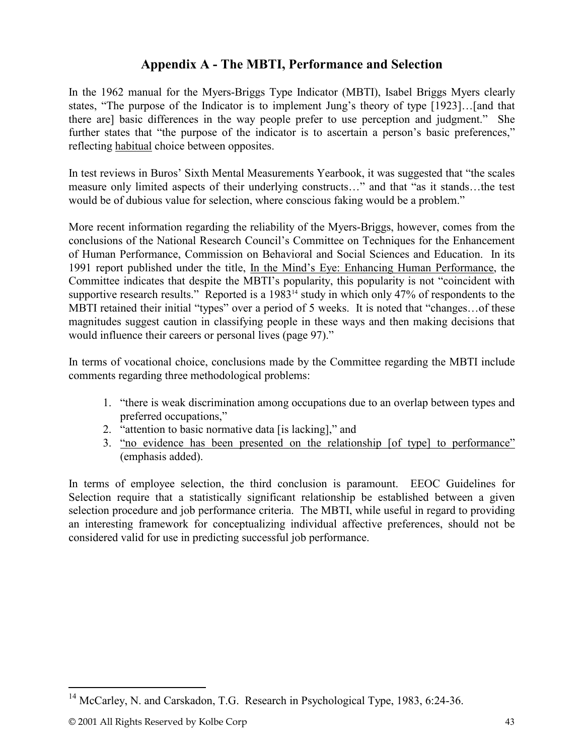## Appendix A - The MBTI, Performance and Selection

In the 1962 manual for the Myers-Briggs Type Indicator (MBTI), Isabel Briggs Myers clearly states, "The purpose of the Indicator is to implement Jung's theory of type [1923]…[and that there are] basic differences in the way people prefer to use perception and judgment." She further states that "the purpose of the indicator is to ascertain a person's basic preferences," reflecting habitual choice between opposites.

In test reviews in Buros' Sixth Mental Measurements Yearbook, it was suggested that "the scales measure only limited aspects of their underlying constructs…" and that "as it stands…the test would be of dubious value for selection, where conscious faking would be a problem."

More recent information regarding the reliability of the Myers-Briggs, however, comes from the conclusions of the National Research Council's Committee on Techniques for the Enhancement of Human Performance, Commission on Behavioral and Social Sciences and Education. In its 1991 report published under the title, In the Mind's Eye: Enhancing Human Performance, the Committee indicates that despite the MBTI's popularity, this popularity is not "coincident with supportive research results." Reported is a 1983[14] study in which only 47% of respondents to the MBTI retained their initial "types" over a period of 5 weeks. It is noted that "changes…of these magnitudes suggest caution in classifying people in these ways and then making decisions that would influence their careers or personal lives (page 97)."

In terms of vocational choice, conclusions made by the Committee regarding the MBTI include comments regarding three methodological problems:

1. "there is weak discrimination among occupations due to an overlap between types and preferred occupations,"
2. "attention to basic normative data [is lacking]," and
3. "no evidence has been presented on the relationship [of type] to performance" (emphasis added).

In terms of employee selection, the third conclusion is paramount. EEOC Guidelines for Selection require that a statistically significant relationship be established between a given selection procedure and job performance criteria. The MBTI, while useful in regard to providing an interesting framework for conceptualizing individual affective preferences, should not be considered valid for use in predicting successful job performance.

[14] McCarley, N. and Carskadon, T.G. Research in Psychological Type, 1983, 6:24-36.

© 2001 All Rights Reserved by Kolbe Corp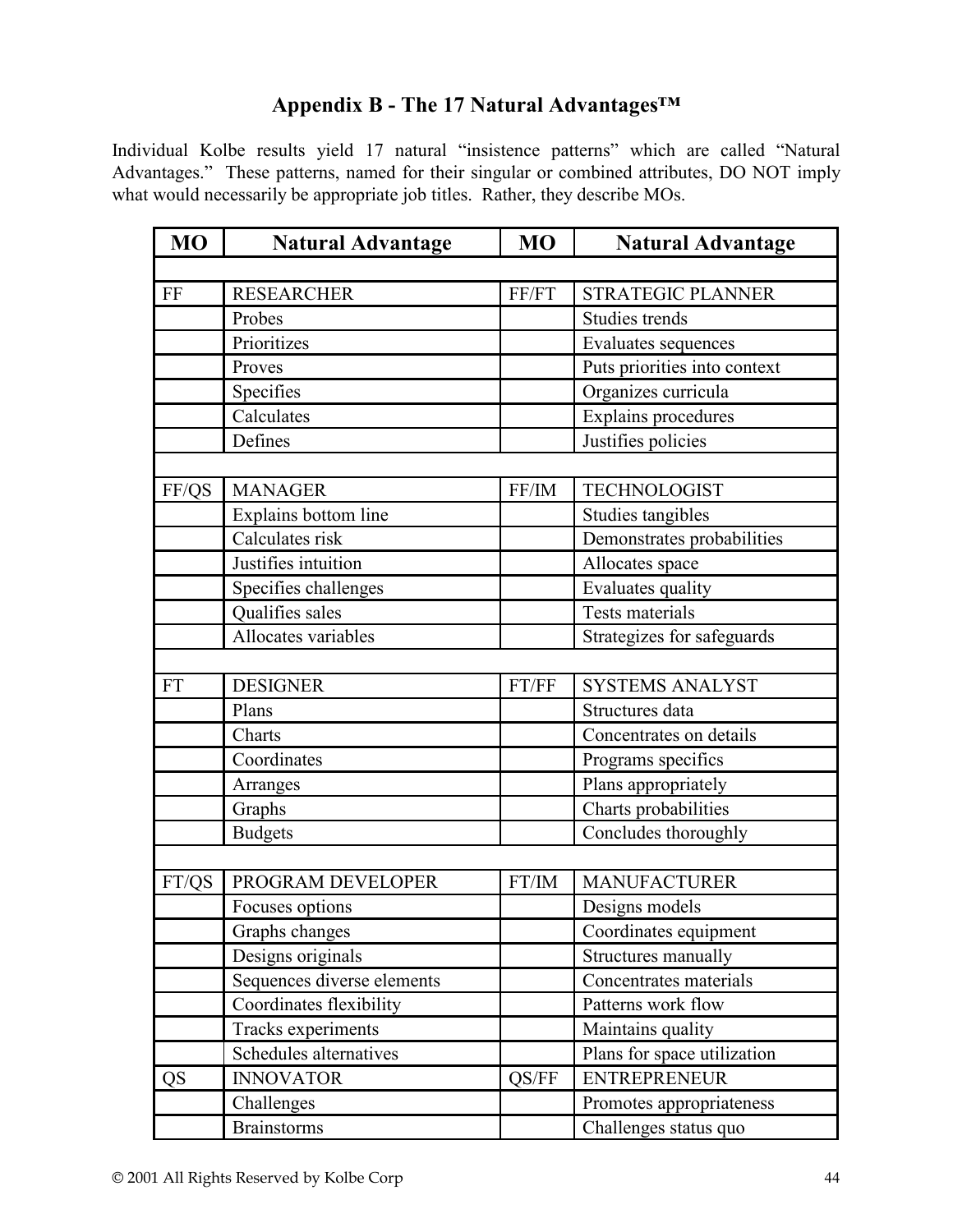## Appendix B - The 17 Natural Advantages™

Individual Kolbe results yield 17 natural "insistence patterns" which are called "Natural Advantages." These patterns, named for their singular or combined attributes, DO NOT imply what would necessarily be appropriate job titles. Rather, they describe MOs.

| MO | Natural Advantage | MO | Natural Advantage |
|---|---|---|---|
| | | | |
| FF | RESEARCHER | FF/FT | STRATEGIC PLANNER |
| | Probes | | Studies trends |
| | Prioritizes | | Evaluates sequences |
| | Proves | | Puts priorities into context |
| | Specifies | | Organizes curricula |
| | Calculates | | Explains procedures |
| | Defines | | Justifies policies |
| | | | |
| FF/QS | MANAGER | FF/IM | TECHNOLOGIST |
| | Explains bottom line | | Studies tangibles |
| | Calculates risk | | Demonstrates probabilities |
| | Justifies intuition | | Allocates space |
| | Specifies challenges | | Evaluates quality |
| | Qualifies sales | | Tests materials |
| | Allocates variables | | Strategizes for safeguards |
| | | | |
| FT | DESIGNER | FT/FF | SYSTEMS ANALYST |
| | Plans | | Structures data |
| | Charts | | Concentrates on details |
| | Coordinates | | Programs specifics |
| | Arranges | | Plans appropriately |
| | Graphs | | Charts probabilities |
| | Budgets | | Concludes thoroughly |
| | | | |
| FT/QS | PROGRAM DEVELOPER | FT/IM | MANUFACTURER |
| | Focuses options | | Designs models |
| | Graphs changes | | Coordinates equipment |
| | Designs originals | | Structures manually |
| | Sequences diverse elements | | Concentrates materials |
| | Coordinates flexibility | | Patterns work flow |
| | Tracks experiments | | Maintains quality |
| | Schedules alternatives | | Plans for space utilization |
| QS | INNOVATOR | QS/FF | ENTREPRENEUR |
| | Challenges | | Promotes appropriateness |
| | Brainstorms | | Challenges status quo |

© 2001 All Rights Reserved by Kolbe Corp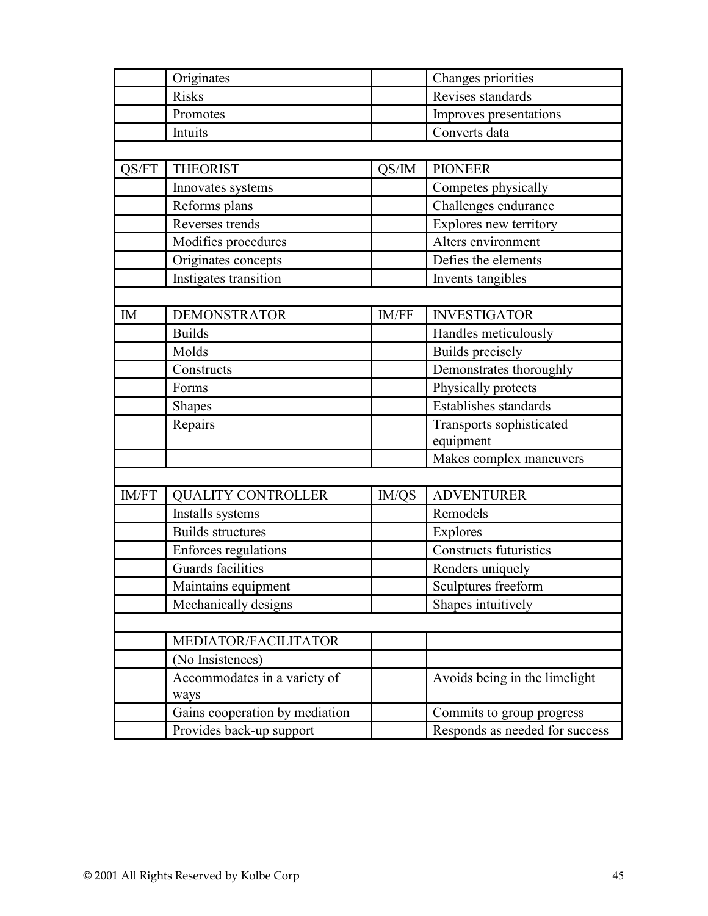| | | | |
|---|---|---|---|
| | Originates | | Changes priorities |
| | Risks | | Revises standards |
| | Promotes | | Improves presentations |
| | Intuits | | Converts data |
| | | | |
| QS/FT | THEORIST | QS/IM | PIONEER |
| | Innovates systems | | Competes physically |
| | Reforms plans | | Challenges endurance |
| | Reverses trends | | Explores new territory |
| | Modifies procedures | | Alters environment |
| | Originates concepts | | Defies the elements |
| | Instigates transition | | Invents tangibles |
| | | | |
| IM | DEMONSTRATOR | IM/FF | INVESTIGATOR |
| | Builds | | Handles meticulously |
| | Molds | | Builds precisely |
| | Constructs | | Demonstrates thoroughly |
| | Forms | | Physically protects |
| | Shapes | | Establishes standards |
| | Repairs | | Transports sophisticated equipment |
| | | | Makes complex maneuvers |
| | | | |
| IM/FT | QUALITY CONTROLLER | IM/QS | ADVENTURER |
| | Installs systems | | Remodels |
| | Builds structures | | Explores |
| | Enforces regulations | | Constructs futuristics |
| | Guards facilities | | Renders uniquely |
| | Maintains equipment | | Sculptures freeform |
| | Mechanically designs | | Shapes intuitively |
| | | | |
| | MEDIATOR/FACILITATOR | | |
| | (No Insistences) | | |
| | Accommodates in a variety of ways | | Avoids being in the limelight |
| | Gains cooperation by mediation | | Commits to group progress |
| | Provides back-up support | | Responds as needed for success |

© 2001 All Rights Reserved by Kolbe Corp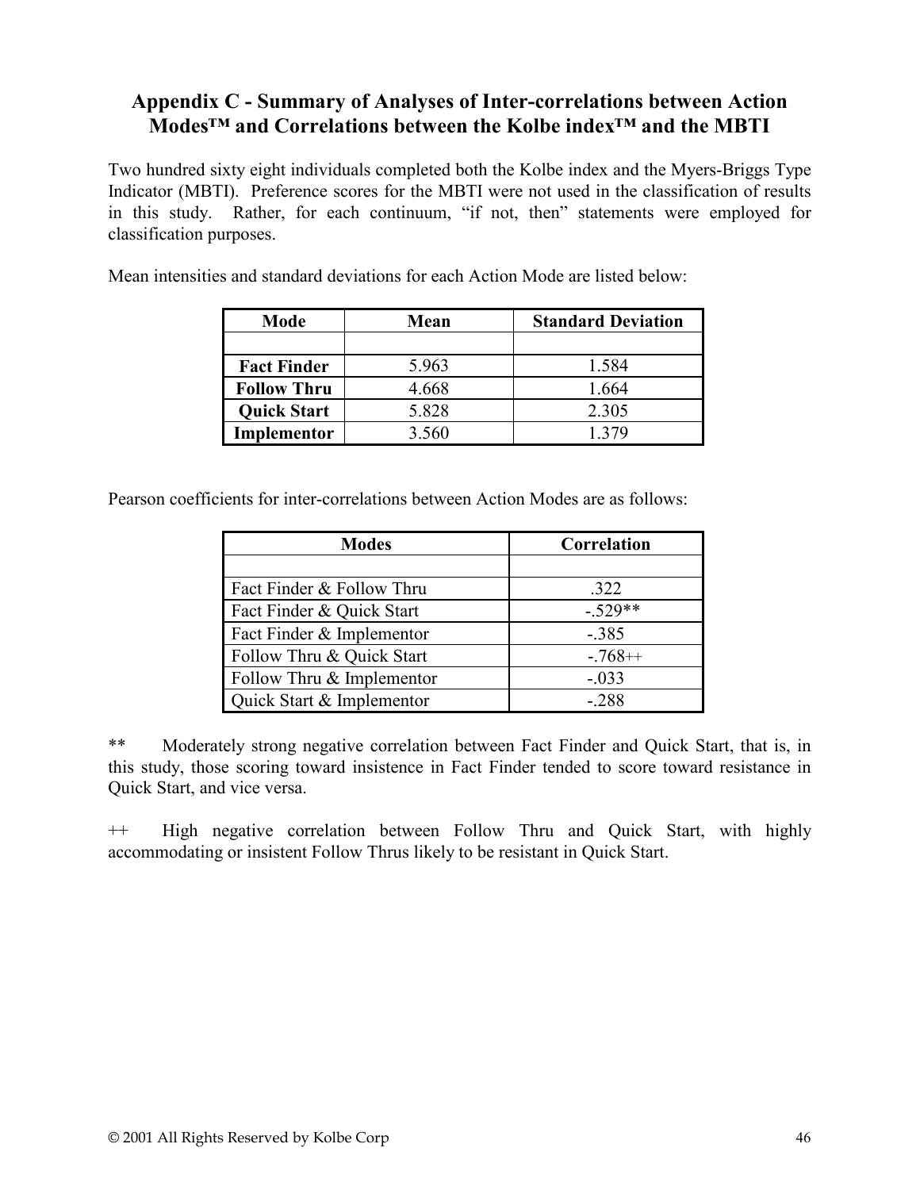## Appendix C - Summary of Analyses of Inter-correlations between Action Modes™ and Correlations between the Kolbe index™ and the MBTI

Two hundred sixty eight individuals completed both the Kolbe index and the Myers-Briggs Type Indicator (MBTI). Preference scores for the MBTI were not used in the classification of results in this study. Rather, for each continuum, "if not, then" statements were employed for classification purposes.

Mean intensities and standard deviations for each Action Mode are listed below:

| Mode | Mean | Standard Deviation |
|---|---|---|
| | | |
| **Fact Finder** | 5.963 | 1.584 |
| **Follow Thru** | 4.668 | 1.664 |
| **Quick Start** | 5.828 | 2.305 |
| **Implementor** | 3.560 | 1.379 |

Pearson coefficients for inter-correlations between Action Modes are as follows:

| Modes | Correlation |
|---|---|
| | |
| Fact Finder & Follow Thru | .322 |
| Fact Finder & Quick Start | -.529** |
| Fact Finder & Implementor | -.385 |
| Follow Thru & Quick Start | -.768++ |
| Follow Thru & Implementor | -.033 |
| Quick Start & Implementor | -.288 |

** Moderately strong negative correlation between Fact Finder and Quick Start, that is, in this study, those scoring toward insistence in Fact Finder tended to score toward resistance in Quick Start, and vice versa.

++ High negative correlation between Follow Thru and Quick Start, with highly accommodating or insistent Follow Thrus likely to be resistant in Quick Start.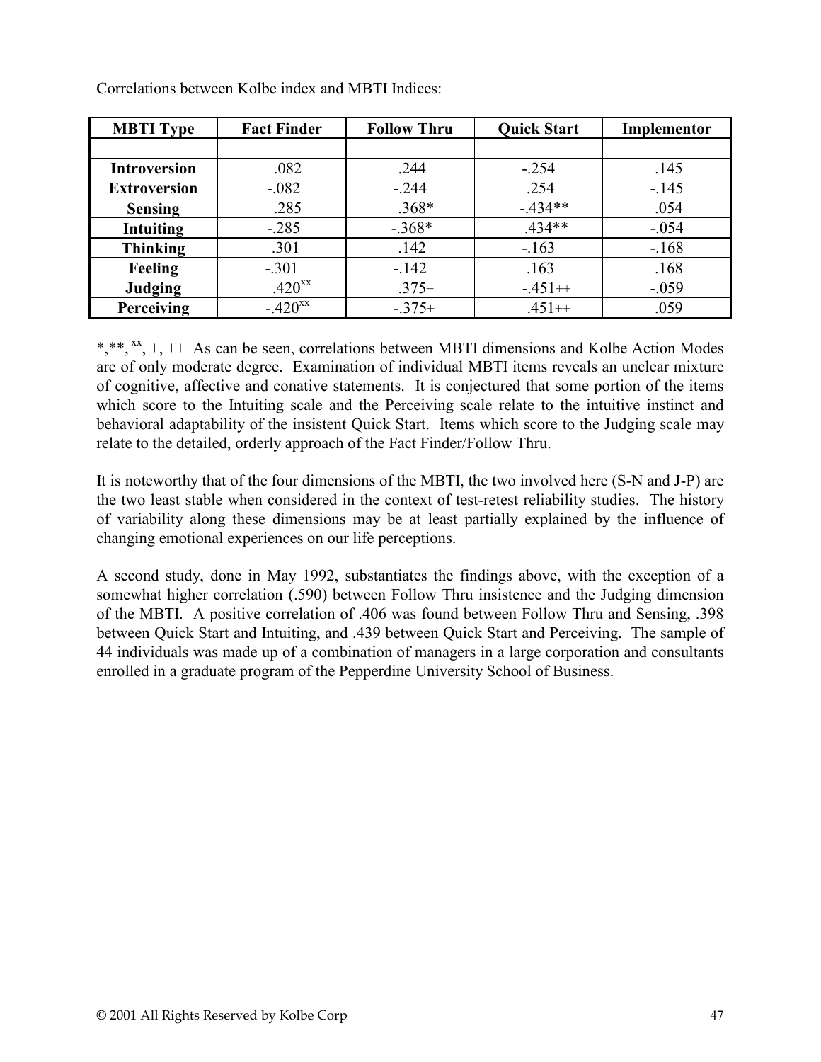Correlations between Kolbe index and MBTI Indices:

| MBTI Type | Fact Finder | Follow Thru | Quick Start | Implementor |
|---|---|---|---|---|
| | | | | |
| **Introversion** | .082 | .244 | -.254 | .145 |
| **Extroversion** | -.082 | -.244 | .254 | -.145 |
| **Sensing** | .285 | .368* | -.434** | .054 |
| **Intuiting** | -.285 | -.368* | .434** | -.054 |
| **Thinking** | .301 | .142 | -.163 | -.168 |
| **Feeling** | -.301 | -.142 | .163 | .168 |
| **Judging** | .420^xx | .375+ | -.451++ | -.059 |
| **Perceiving** | -.420^xx | -.375+ | .451++ | .059 |

*,**, ^xx, +, ++ As can be seen, correlations between MBTI dimensions and Kolbe Action Modes are of only moderate degree. Examination of individual MBTI items reveals an unclear mixture of cognitive, affective and conative statements. It is conjectured that some portion of the items which score to the Intuiting scale and the Perceiving scale relate to the intuitive instinct and behavioral adaptability of the insistent Quick Start. Items which score to the Judging scale may relate to the detailed, orderly approach of the Fact Finder/Follow Thru.

It is noteworthy that of the four dimensions of the MBTI, the two involved here (S-N and J-P) are the two least stable when considered in the context of test-retest reliability studies. The history of variability along these dimensions may be at least partially explained by the influence of changing emotional experiences on our life perceptions.

A second study, done in May 1992, substantiates the findings above, with the exception of a somewhat higher correlation (.590) between Follow Thru insistence and the Judging dimension of the MBTI. A positive correlation of .406 was found between Follow Thru and Sensing, .398 between Quick Start and Intuiting, and .439 between Quick Start and Perceiving. The sample of 44 individuals was made up of a combination of managers in a large corporation and consultants enrolled in a graduate program of the Pepperdine University School of Business.

© 2001 All Rights Reserved by Kolbe Corp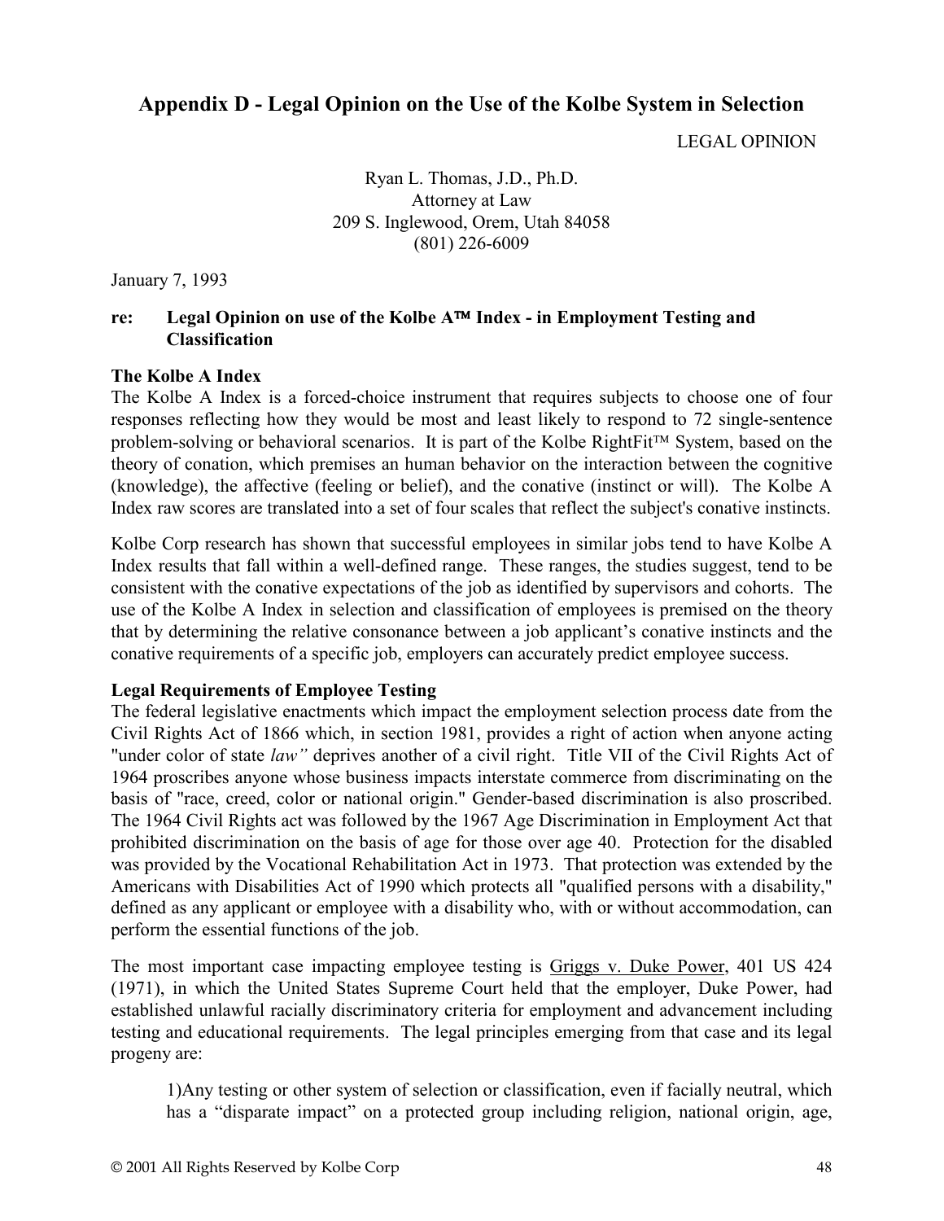## Appendix D - Legal Opinion on the Use of the Kolbe System in Selection

LEGAL OPINION

Ryan L. Thomas, J.D., Ph.D.
Attorney at Law
209 S. Inglewood, Orem, Utah 84058
(801) 226-6009

January 7, 1993

**re: Legal Opinion on use of the Kolbe A™ Index - in Employment Testing and Classification**

**The Kolbe A Index**

The Kolbe A Index is a forced-choice instrument that requires subjects to choose one of four responses reflecting how they would be most and least likely to respond to 72 single-sentence problem-solving or behavioral scenarios. It is part of the Kolbe RightFit™ System, based on the theory of conation, which premises an human behavior on the interaction between the cognitive (knowledge), the affective (feeling or belief), and the conative (instinct or will). The Kolbe A Index raw scores are translated into a set of four scales that reflect the subject's conative instincts.

Kolbe Corp research has shown that successful employees in similar jobs tend to have Kolbe A Index results that fall within a well-defined range. These ranges, the studies suggest, tend to be consistent with the conative expectations of the job as identified by supervisors and cohorts. The use of the Kolbe A Index in selection and classification of employees is premised on the theory that by determining the relative consonance between a job applicant's conative instincts and the conative requirements of a specific job, employers can accurately predict employee success.

**Legal Requirements of Employee Testing**

The federal legislative enactments which impact the employment selection process date from the Civil Rights Act of 1866 which, in section 1981, provides a right of action when anyone acting "under color of state *law"* deprives another of a civil right. Title VII of the Civil Rights Act of 1964 proscribes anyone whose business impacts interstate commerce from discriminating on the basis of "race, creed, color or national origin." Gender-based discrimination is also proscribed. The 1964 Civil Rights act was followed by the 1967 Age Discrimination in Employment Act that prohibited discrimination on the basis of age for those over age 40. Protection for the disabled was provided by the Vocational Rehabilitation Act in 1973. That protection was extended by the Americans with Disabilities Act of 1990 which protects all "qualified persons with a disability," defined as any applicant or employee with a disability who, with or without accommodation, can perform the essential functions of the job.

The most important case impacting employee testing is Griggs v. Duke Power, 401 US 424 (1971), in which the United States Supreme Court held that the employer, Duke Power, had established unlawful racially discriminatory criteria for employment and advancement including testing and educational requirements. The legal principles emerging from that case and its legal progeny are:

1)Any testing or other system of selection or classification, even if facially neutral, which has a "disparate impact" on a protected group including religion, national origin, age,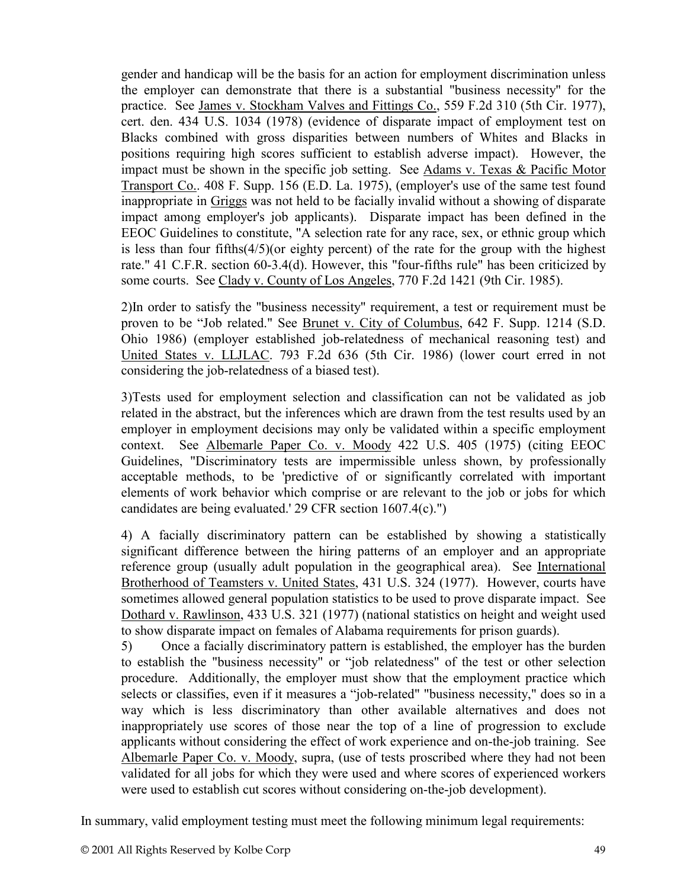gender and handicap will be the basis for an action for employment discrimination unless the employer can demonstrate that there is a substantial "business necessity" for the practice. See James v. Stockham Valves and Fittings Co., 559 F.2d 310 (5th Cir. 1977), cert. den. 434 U.S. 1034 (1978) (evidence of disparate impact of employment test on Blacks combined with gross disparities between numbers of Whites and Blacks in positions requiring high scores sufficient to establish adverse impact). However, the impact must be shown in the specific job setting. See Adams v. Texas & Pacific Motor Transport Co.. 408 F. Supp. 156 (E.D. La. 1975), (employer's use of the same test found inappropriate in Griggs was not held to be facially invalid without a showing of disparate impact among employer's job applicants). Disparate impact has been defined in the EEOC Guidelines to constitute, "A selection rate for any race, sex, or ethnic group which is less than four fifths(4/5)(or eighty percent) of the rate for the group with the highest rate." 41 C.F.R. section 60-3.4(d). However, this "four-fifths rule" has been criticized by some courts. See Clady v. County of Los Angeles, 770 F.2d 1421 (9th Cir. 1985).

2)In order to satisfy the "business necessity" requirement, a test or requirement must be proven to be "Job related." See Brunet v. City of Columbus, 642 F. Supp. 1214 (S.D. Ohio 1986) (employer established job-relatedness of mechanical reasoning test) and United States v. LLJLAC. 793 F.2d 636 (5th Cir. 1986) (lower court erred in not considering the job-relatedness of a biased test).

3)Tests used for employment selection and classification can not be validated as job related in the abstract, but the inferences which are drawn from the test results used by an employer in employment decisions may only be validated within a specific employment context. See Albemarle Paper Co. v. Moody 422 U.S. 405 (1975) (citing EEOC Guidelines, "Discriminatory tests are impermissible unless shown, by professionally acceptable methods, to be 'predictive of or significantly correlated with important elements of work behavior which comprise or are relevant to the job or jobs for which candidates are being evaluated.' 29 CFR section 1607.4(c).")

4) A facially discriminatory pattern can be established by showing a statistically significant difference between the hiring patterns of an employer and an appropriate reference group (usually adult population in the geographical area). See International Brotherhood of Teamsters v. United States, 431 U.S. 324 (1977). However, courts have sometimes allowed general population statistics to be used to prove disparate impact. See Dothard v. Rawlinson, 433 U.S. 321 (1977) (national statistics on height and weight used to show disparate impact on females of Alabama requirements for prison guards).

5) Once a facially discriminatory pattern is established, the employer has the burden to establish the "business necessity" or "job relatedness" of the test or other selection procedure. Additionally, the employer must show that the employment practice which selects or classifies, even if it measures a "job-related" "business necessity," does so in a way which is less discriminatory than other available alternatives and does not inappropriately use scores of those near the top of a line of progression to exclude applicants without considering the effect of work experience and on-the-job training. See Albemarle Paper Co. v. Moody, supra, (use of tests proscribed where they had not been validated for all jobs for which they were used and where scores of experienced workers were used to establish cut scores without considering on-the-job development).

In summary, valid employment testing must meet the following minimum legal requirements: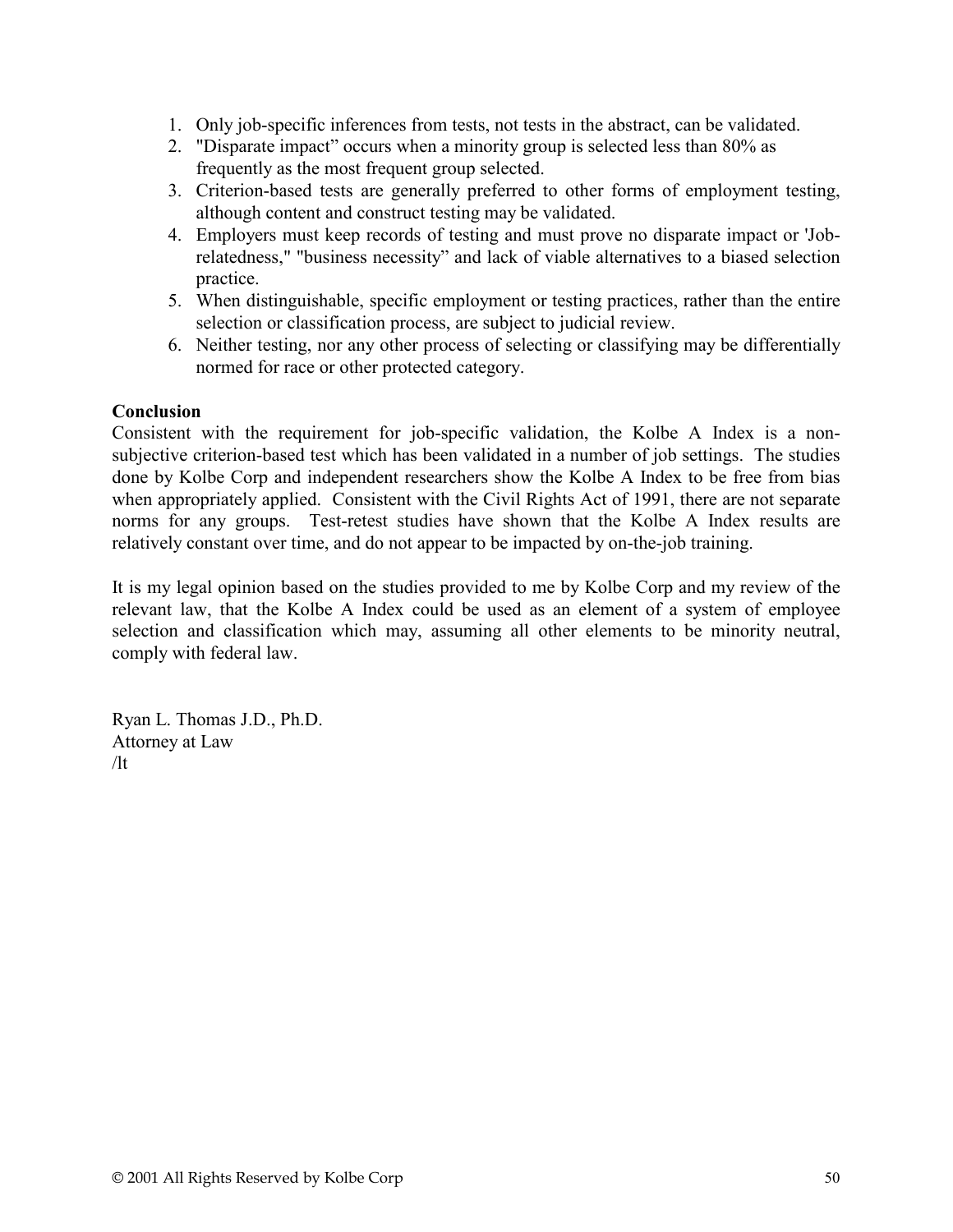1. Only job-specific inferences from tests, not tests in the abstract, can be validated.
2. "Disparate impact" occurs when a minority group is selected less than 80% as frequently as the most frequent group selected.
3. Criterion-based tests are generally preferred to other forms of employment testing, although content and construct testing may be validated.
4. Employers must keep records of testing and must prove no disparate impact or 'Job-relatedness," "business necessity" and lack of viable alternatives to a biased selection practice.
5. When distinguishable, specific employment or testing practices, rather than the entire selection or classification process, are subject to judicial review.
6. Neither testing, nor any other process of selecting or classifying may be differentially normed for race or other protected category.

**Conclusion**

Consistent with the requirement for job-specific validation, the Kolbe A Index is a non-subjective criterion-based test which has been validated in a number of job settings. The studies done by Kolbe Corp and independent researchers show the Kolbe A Index to be free from bias when appropriately applied. Consistent with the Civil Rights Act of 1991, there are not separate norms for any groups. Test-retest studies have shown that the Kolbe A Index results are relatively constant over time, and do not appear to be impacted by on-the-job training.

It is my legal opinion based on the studies provided to me by Kolbe Corp and my review of the relevant law, that the Kolbe A Index could be used as an element of a system of employee selection and classification which may, assuming all other elements to be minority neutral, comply with federal law.

Ryan L. Thomas J.D., Ph.D.
Attorney at Law
/lt

© 2001 All Rights Reserved by Kolbe Corp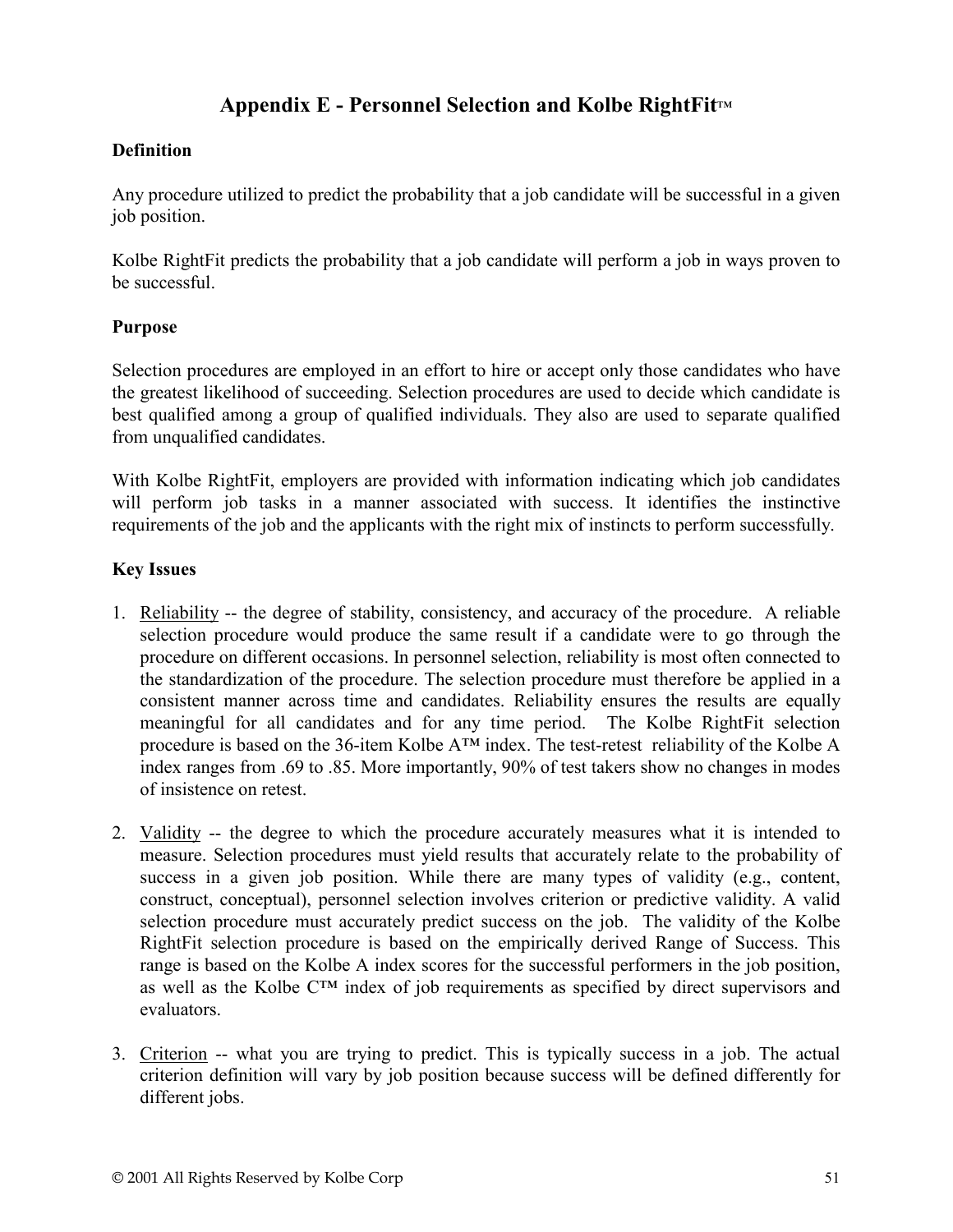# Appendix E - Personnel Selection and Kolbe RightFit™

### Definition

Any procedure utilized to predict the probability that a job candidate will be successful in a given job position.

Kolbe RightFit predicts the probability that a job candidate will perform a job in ways proven to be successful.

### Purpose

Selection procedures are employed in an effort to hire or accept only those candidates who have the greatest likelihood of succeeding. Selection procedures are used to decide which candidate is best qualified among a group of qualified individuals. They also are used to separate qualified from unqualified candidates.

With Kolbe RightFit, employers are provided with information indicating which job candidates will perform job tasks in a manner associated with success. It identifies the instinctive requirements of the job and the applicants with the right mix of instincts to perform successfully.

### Key Issues

1. Reliability -- the degree of stability, consistency, and accuracy of the procedure. A reliable selection procedure would produce the same result if a candidate were to go through the procedure on different occasions. In personnel selection, reliability is most often connected to the standardization of the procedure. The selection procedure must therefore be applied in a consistent manner across time and candidates. Reliability ensures the results are equally meaningful for all candidates and for any time period. The Kolbe RightFit selection procedure is based on the 36-item Kolbe A™ index. The test-retest reliability of the Kolbe A index ranges from .69 to .85. More importantly, 90% of test takers show no changes in modes of insistence on retest.

2. Validity -- the degree to which the procedure accurately measures what it is intended to measure. Selection procedures must yield results that accurately relate to the probability of success in a given job position. While there are many types of validity (e.g., content, construct, conceptual), personnel selection involves criterion or predictive validity. A valid selection procedure must accurately predict success on the job. The validity of the Kolbe RightFit selection procedure is based on the empirically derived Range of Success. This range is based on the Kolbe A index scores for the successful performers in the job position, as well as the Kolbe C™ index of job requirements as specified by direct supervisors and evaluators.

3. Criterion -- what you are trying to predict. This is typically success in a job. The actual criterion definition will vary by job position because success will be defined differently for different jobs.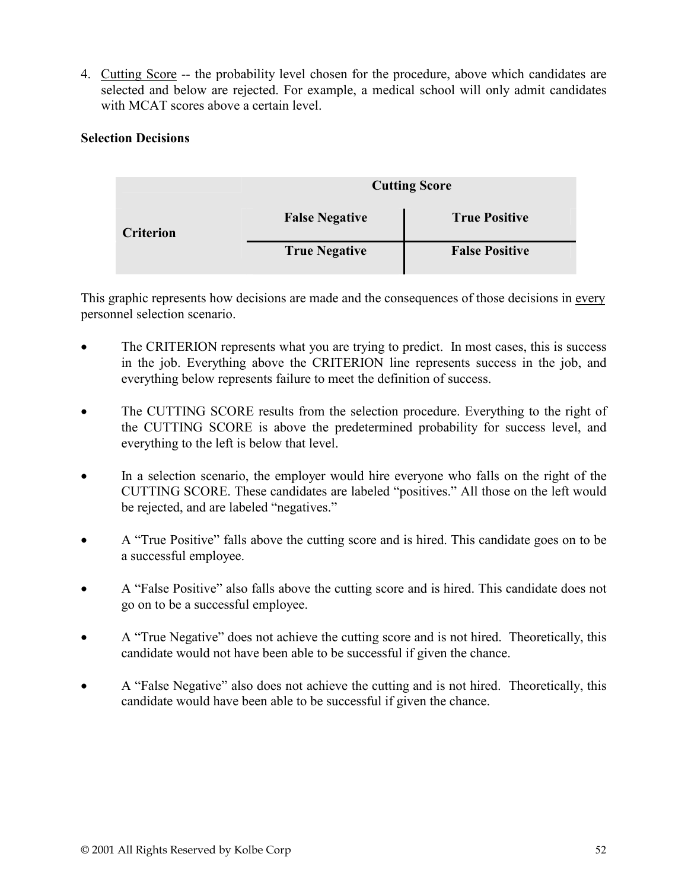4. Cutting Score -- the probability level chosen for the procedure, above which candidates are selected and below are rejected. For example, a medical school will only admit candidates with MCAT scores above a certain level.

**Selection Decisions**

| | Cutting Score | |
|---|---|---|
| **Criterion** | **False Negative** | **True Positive** |
| | **True Negative** | **False Positive** |

This graphic represents how decisions are made and the consequences of those decisions in every personnel selection scenario.

- The CRITERION represents what you are trying to predict. In most cases, this is success in the job. Everything above the CRITERION line represents success in the job, and everything below represents failure to meet the definition of success.

- The CUTTING SCORE results from the selection procedure. Everything to the right of the CUTTING SCORE is above the predetermined probability for success level, and everything to the left is below that level.

- In a selection scenario, the employer would hire everyone who falls on the right of the CUTTING SCORE. These candidates are labeled "positives." All those on the left would be rejected, and are labeled "negatives."

- A "True Positive" falls above the cutting score and is hired. This candidate goes on to be a successful employee.

- A "False Positive" also falls above the cutting score and is hired. This candidate does not go on to be a successful employee.

- A "True Negative" does not achieve the cutting score and is not hired. Theoretically, this candidate would not have been able to be successful if given the chance.

- A "False Negative" also does not achieve the cutting and is not hired. Theoretically, this candidate would have been able to be successful if given the chance.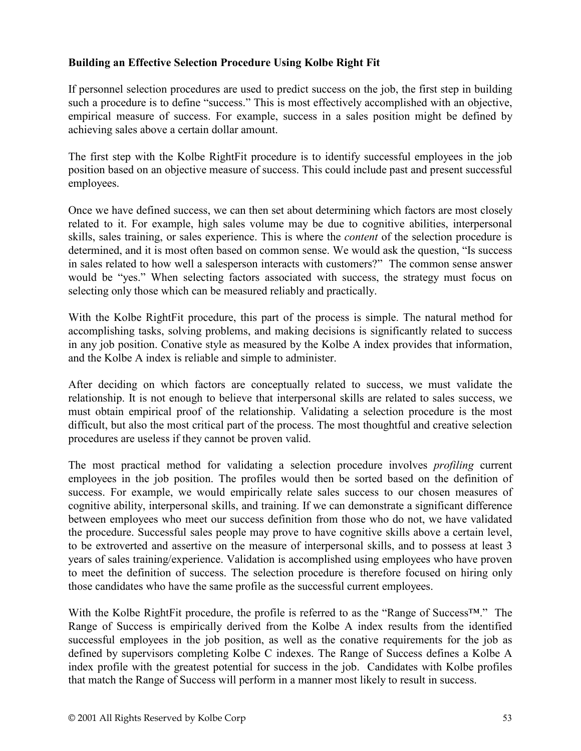**Building an Effective Selection Procedure Using Kolbe Right Fit**

If personnel selection procedures are used to predict success on the job, the first step in building such a procedure is to define "success." This is most effectively accomplished with an objective, empirical measure of success. For example, success in a sales position might be defined by achieving sales above a certain dollar amount.

The first step with the Kolbe RightFit procedure is to identify successful employees in the job position based on an objective measure of success. This could include past and present successful employees.

Once we have defined success, we can then set about determining which factors are most closely related to it. For example, high sales volume may be due to cognitive abilities, interpersonal skills, sales training, or sales experience. This is where the *content* of the selection procedure is determined, and it is most often based on common sense. We would ask the question, "Is success in sales related to how well a salesperson interacts with customers?" The common sense answer would be "yes." When selecting factors associated with success, the strategy must focus on selecting only those which can be measured reliably and practically.

With the Kolbe RightFit procedure, this part of the process is simple. The natural method for accomplishing tasks, solving problems, and making decisions is significantly related to success in any job position. Conative style as measured by the Kolbe A index provides that information, and the Kolbe A index is reliable and simple to administer.

After deciding on which factors are conceptually related to success, we must validate the relationship. It is not enough to believe that interpersonal skills are related to sales success, we must obtain empirical proof of the relationship. Validating a selection procedure is the most difficult, but also the most critical part of the process. The most thoughtful and creative selection procedures are useless if they cannot be proven valid.

The most practical method for validating a selection procedure involves *profiling* current employees in the job position. The profiles would then be sorted based on the definition of success. For example, we would empirically relate sales success to our chosen measures of cognitive ability, interpersonal skills, and training. If we can demonstrate a significant difference between employees who meet our success definition from those who do not, we have validated the procedure. Successful sales people may prove to have cognitive skills above a certain level, to be extroverted and assertive on the measure of interpersonal skills, and to possess at least 3 years of sales training/experience. Validation is accomplished using employees who have proven to meet the definition of success. The selection procedure is therefore focused on hiring only those candidates who have the same profile as the successful current employees.

With the Kolbe RightFit procedure, the profile is referred to as the "Range of Success™." The Range of Success is empirically derived from the Kolbe A index results from the identified successful employees in the job position, as well as the conative requirements for the job as defined by supervisors completing Kolbe C indexes. The Range of Success defines a Kolbe A index profile with the greatest potential for success in the job. Candidates with Kolbe profiles that match the Range of Success will perform in a manner most likely to result in success.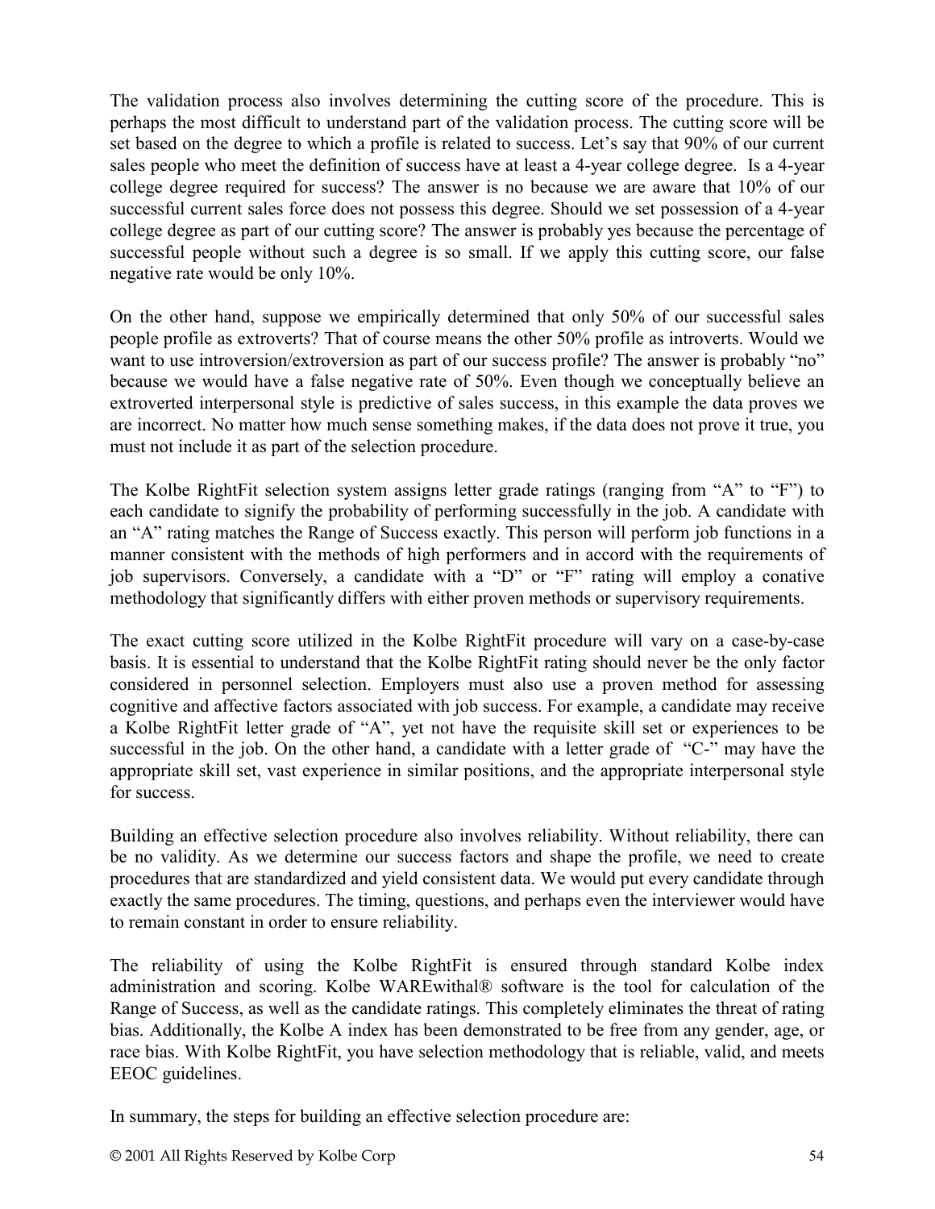The validation process also involves determining the cutting score of the procedure. This is perhaps the most difficult to understand part of the validation process. The cutting score will be set based on the degree to which a profile is related to success. Let's say that 90% of our current sales people who meet the definition of success have at least a 4-year college degree. Is a 4-year college degree required for success? The answer is no because we are aware that 10% of our successful current sales force does not possess this degree. Should we set possession of a 4-year college degree as part of our cutting score? The answer is probably yes because the percentage of successful people without such a degree is so small. If we apply this cutting score, our false negative rate would be only 10%.

On the other hand, suppose we empirically determined that only 50% of our successful sales people profile as extroverts? That of course means the other 50% profile as introverts. Would we want to use introversion/extroversion as part of our success profile? The answer is probably "no" because we would have a false negative rate of 50%. Even though we conceptually believe an extroverted interpersonal style is predictive of sales success, in this example the data proves we are incorrect. No matter how much sense something makes, if the data does not prove it true, you must not include it as part of the selection procedure.

The Kolbe RightFit selection system assigns letter grade ratings (ranging from "A" to "F") to each candidate to signify the probability of performing successfully in the job. A candidate with an "A" rating matches the Range of Success exactly. This person will perform job functions in a manner consistent with the methods of high performers and in accord with the requirements of job supervisors. Conversely, a candidate with a "D" or "F" rating will employ a conative methodology that significantly differs with either proven methods or supervisory requirements.

The exact cutting score utilized in the Kolbe RightFit procedure will vary on a case-by-case basis. It is essential to understand that the Kolbe RightFit rating should never be the only factor considered in personnel selection. Employers must also use a proven method for assessing cognitive and affective factors associated with job success. For example, a candidate may receive a Kolbe RightFit letter grade of "A", yet not have the requisite skill set or experiences to be successful in the job. On the other hand, a candidate with a letter grade of "C-" may have the appropriate skill set, vast experience in similar positions, and the appropriate interpersonal style for success.

Building an effective selection procedure also involves reliability. Without reliability, there can be no validity. As we determine our success factors and shape the profile, we need to create procedures that are standardized and yield consistent data. We would put every candidate through exactly the same procedures. The timing, questions, and perhaps even the interviewer would have to remain constant in order to ensure reliability.

The reliability of using the Kolbe RightFit is ensured through standard Kolbe index administration and scoring. Kolbe WAREwithal® software is the tool for calculation of the Range of Success, as well as the candidate ratings. This completely eliminates the threat of rating bias. Additionally, the Kolbe A index has been demonstrated to be free from any gender, age, or race bias. With Kolbe RightFit, you have selection methodology that is reliable, valid, and meets EEOC guidelines.

In summary, the steps for building an effective selection procedure are: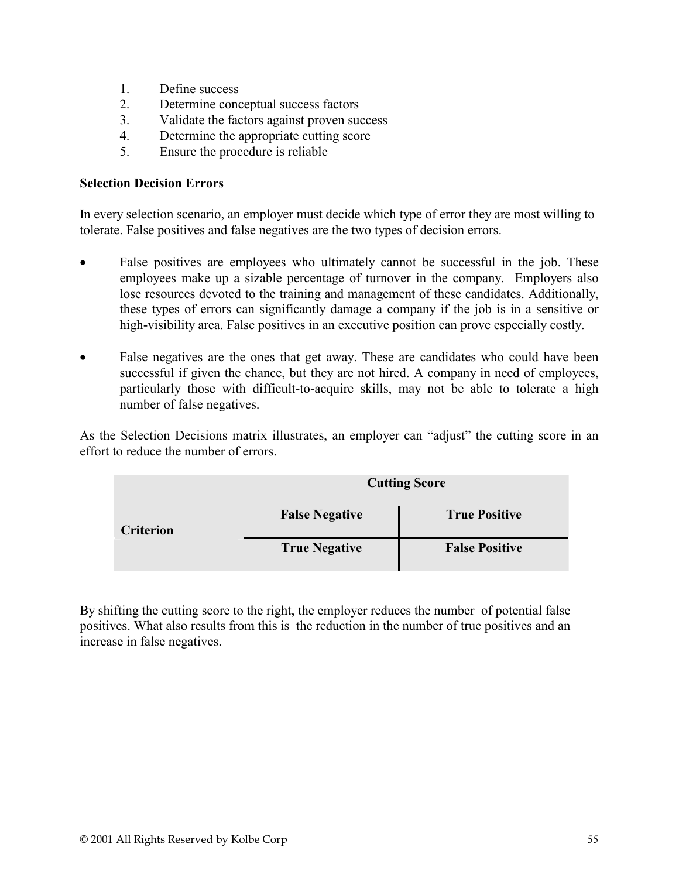1. Define success
2. Determine conceptual success factors
3. Validate the factors against proven success
4. Determine the appropriate cutting score
5. Ensure the procedure is reliable

**Selection Decision Errors**

In every selection scenario, an employer must decide which type of error they are most willing to tolerate. False positives and false negatives are the two types of decision errors.

- False positives are employees who ultimately cannot be successful in the job. These employees make up a sizable percentage of turnover in the company. Employers also lose resources devoted to the training and management of these candidates. Additionally, these types of errors can significantly damage a company if the job is in a sensitive or high-visibility area. False positives in an executive position can prove especially costly.

- False negatives are the ones that get away. These are candidates who could have been successful if given the chance, but they are not hired. A company in need of employees, particularly those with difficult-to-acquire skills, may not be able to tolerate a high number of false negatives.

As the Selection Decisions matrix illustrates, an employer can "adjust" the cutting score in an effort to reduce the number of errors.

| | Cutting Score | |
|---|---|---|
| **Criterion** | **False Negative** | **True Positive** |
| | **True Negative** | **False Positive** |

By shifting the cutting score to the right, the employer reduces the number of potential false positives. What also results from this is the reduction in the number of true positives and an increase in false negatives.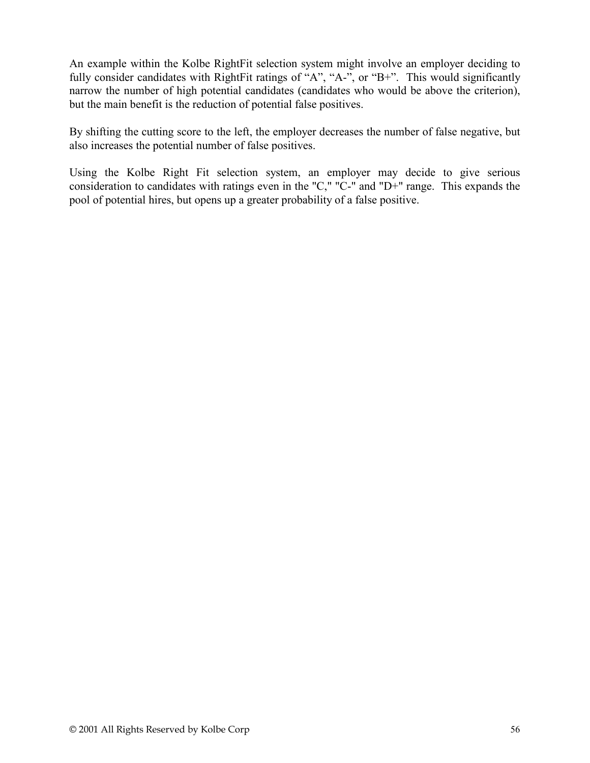An example within the Kolbe RightFit selection system might involve an employer deciding to fully consider candidates with RightFit ratings of “A”, “A-”, or “B+”. This would significantly narrow the number of high potential candidates (candidates who would be above the criterion), but the main benefit is the reduction of potential false positives.

By shifting the cutting score to the left, the employer decreases the number of false negative, but also increases the potential number of false positives.

Using the Kolbe Right Fit selection system, an employer may decide to give serious consideration to candidates with ratings even in the "C," "C-" and "D+" range. This expands the pool of potential hires, but opens up a greater probability of a false positive.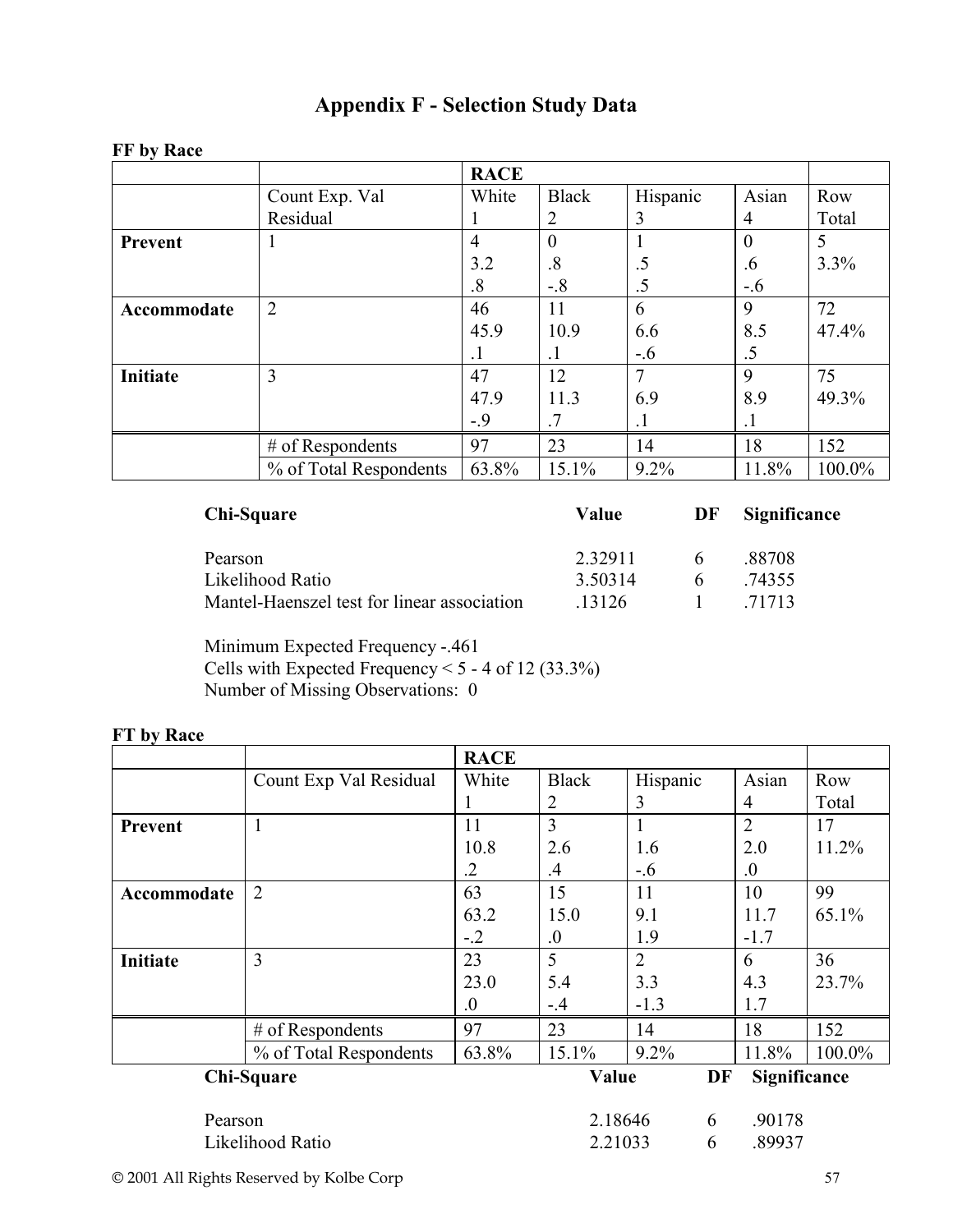# Appendix F - Selection Study Data

**FF by Race**

| | | RACE | | | | |
|---|---|---|---|---|---|---|
| | Count Exp. Val Residual | White 1 | Black 2 | Hispanic 3 | Asian 4 | Row Total |
| **Prevent** | 1 | 4<br>3.2<br>.8 | 0<br>.8<br>-.8 | 1<br>.5<br>.5 | 0<br>.6<br>-.6 | 5<br>3.3% |
| **Accommodate** | 2 | 46<br>45.9<br>.1 | 11<br>10.9<br>.1 | 6<br>6.6<br>-.6 | 9<br>8.5<br>.5 | 72<br>47.4% |
| **Initiate** | 3 | 47<br>47.9<br>-.9 | 12<br>11.3<br>.7 | 7<br>6.9<br>.1 | 9<br>8.9<br>.1 | 75<br>49.3% |
| | # of Respondents | 97 | 23 | 14 | 18 | 152 |
| | % of Total Respondents | 63.8% | 15.1% | 9.2% | 11.8% | 100.0% |

| Chi-Square | Value | DF | Significance |
|---|---|---|---|
| Pearson | 2.32911 | 6 | .88708 |
| Likelihood Ratio | 3.50314 | 6 | .74355 |
| Mantel-Haenszel test for linear association | .13126 | 1 | .71713 |

Minimum Expected Frequency -.461
Cells with Expected Frequency < 5 - 4 of 12 (33.3%)
Number of Missing Observations: 0

**FT by Race**

| | | RACE | | | | |
|---|---|---|---|---|---|---|
| | Count Exp Val Residual | White 1 | Black 2 | Hispanic 3 | Asian 4 | Row Total |
| **Prevent** | 1 | 11<br>10.8<br>.2 | 3<br>2.6<br>.4 | 1<br>1.6<br>-.6 | 2<br>2.0<br>.0 | 17<br>11.2% |
| **Accommodate** | 2 | 63<br>63.2<br>-.2 | 15<br>15.0<br>.0 | 11<br>9.1<br>1.9 | 10<br>11.7<br>-1.7 | 99<br>65.1% |
| **Initiate** | 3 | 23<br>23.0<br>.0 | 5<br>5.4<br>-.4 | 2<br>3.3<br>-1.3 | 6<br>4.3<br>1.7 | 36<br>23.7% |
| | # of Respondents | 97 | 23 | 14 | 18 | 152 |
| | % of Total Respondents | 63.8% | 15.1% | 9.2% | 11.8% | 100.0% |

| Chi-Square | Value | DF | Significance |
|---|---|---|---|
| Pearson | 2.18646 | 6 | .90178 |
| Likelihood Ratio | 2.21033 | 6 | .89937 |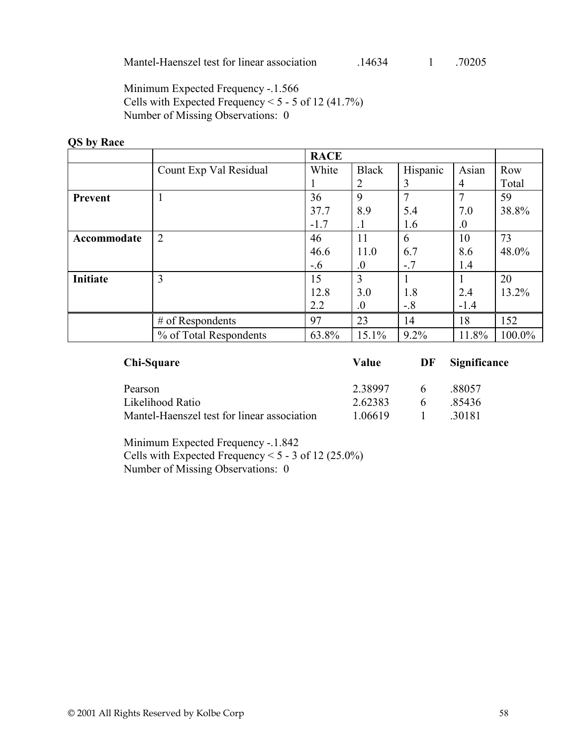Mantel-Haenszel test for linear association .14634 1 .70205

Minimum Expected Frequency -.1.566
Cells with Expected Frequency < 5 - 5 of 12 (41.7%)
Number of Missing Observations: 0

**QS by Race**

| | | RACE | | | | |
|---|---|---|---|---|---|---|
| | Count Exp Val Residual | White 1 | Black 2 | Hispanic 3 | Asian 4 | Row Total |
| **Prevent** | 1 | 36<br>37.7<br>-1.7 | 9<br>8.9<br>.1 | 7<br>5.4<br>1.6 | 7<br>7.0<br>.0 | 59<br>38.8% |
| **Accommodate** | 2 | 46<br>46.6<br>-.6 | 11<br>11.0<br>.0 | 6<br>6.7<br>-.7 | 10<br>8.6<br>1.4 | 73<br>48.0% |
| **Initiate** | 3 | 15<br>12.8<br>2.2 | 3<br>3.0<br>.0 | 1<br>1.8<br>-.8 | 1<br>2.4<br>-1.4 | 20<br>13.2% |
| | # of Respondents | 97 | 23 | 14 | 18 | 152 |
| | % of Total Respondents | 63.8% | 15.1% | 9.2% | 11.8% | 100.0% |

| **Chi-Square** | **Value** | **DF** | **Significance** |
|---|---|---|---|
| Pearson | 2.38997 | 6 | .88057 |
| Likelihood Ratio | 2.62383 | 6 | .85436 |
| Mantel-Haenszel test for linear association | 1.06619 | 1 | .30181 |

Minimum Expected Frequency -.1.842
Cells with Expected Frequency < 5 - 3 of 12 (25.0%)
Number of Missing Observations: 0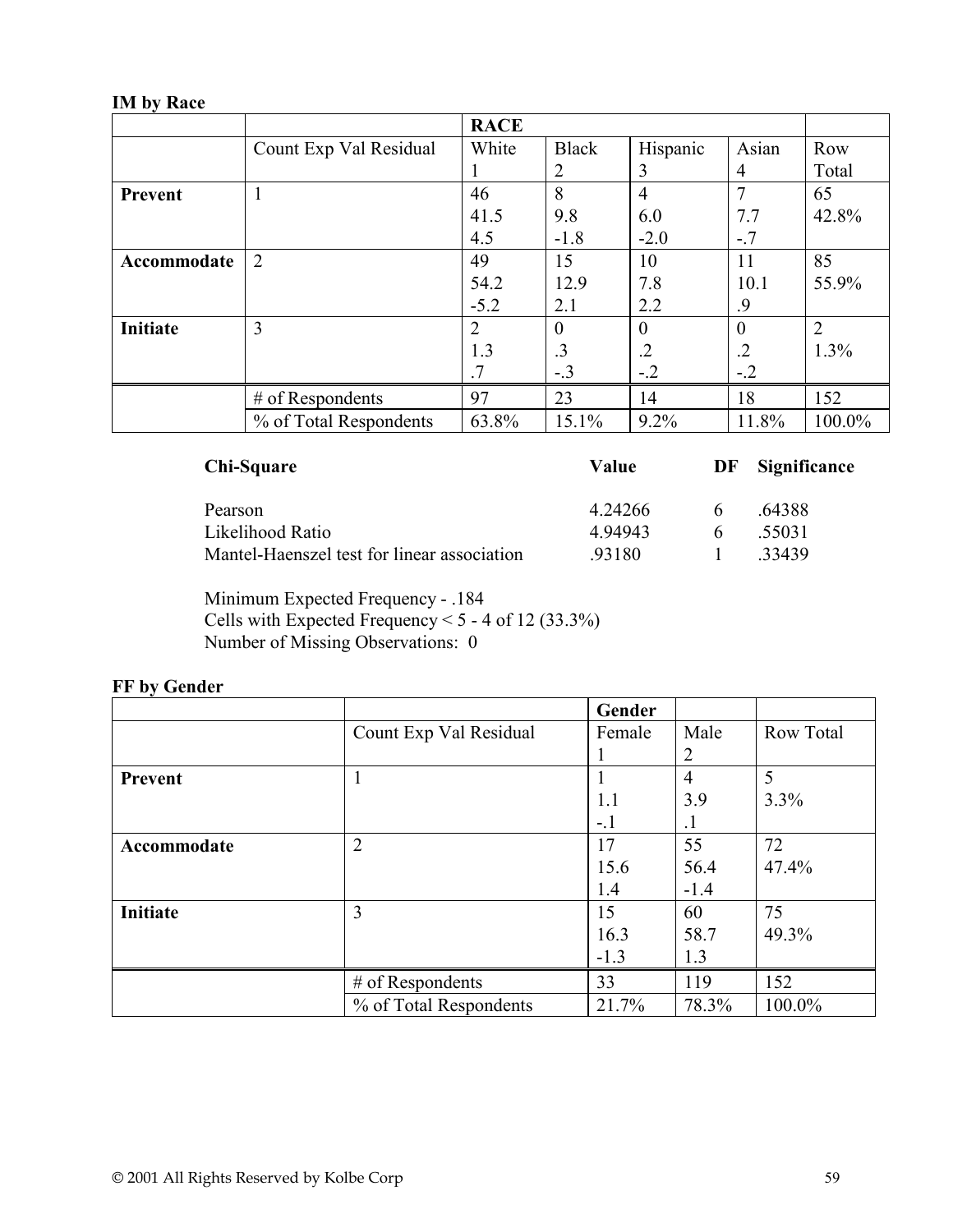**IM by Race**

| | | RACE | | | | |
|---|---|---|---|---|---|---|
| | Count Exp Val Residual | White 1 | Black 2 | Hispanic 3 | Asian 4 | Row Total |
| **Prevent** | 1 | 46<br>41.5<br>4.5 | 8<br>9.8<br>-1.8 | 4<br>6.0<br>-2.0 | 7<br>7.7<br>-.7 | 65<br>42.8% |
| **Accommodate** | 2 | 49<br>54.2<br>-5.2 | 15<br>12.9<br>2.1 | 10<br>7.8<br>2.2 | 11<br>10.1<br>.9 | 85<br>55.9% |
| **Initiate** | 3 | 2<br>1.3<br>.7 | 0<br>.3<br>-.3 | 0<br>.2<br>-.2 | 0<br>.2<br>-.2 | 2<br>1.3% |
| | # of Respondents | 97 | 23 | 14 | 18 | 152 |
| | % of Total Respondents | 63.8% | 15.1% | 9.2% | 11.8% | 100.0% |

| **Chi-Square** | **Value** | **DF** | **Significance** |
|---|---|---|---|
| Pearson | 4.24266 | 6 | .64388 |
| Likelihood Ratio | 4.94943 | 6 | .55031 |
| Mantel-Haenszel test for linear association | .93180 | 1 | .33439 |

Minimum Expected Frequency - .184
Cells with Expected Frequency < 5 - 4 of 12 (33.3%)
Number of Missing Observations: 0

**FF by Gender**

| | | Gender | | |
|---|---|---|---|---|
| | Count Exp Val Residual | Female 1 | Male 2 | Row Total |
| **Prevent** | 1 | 1<br>1.1<br>-.1 | 4<br>3.9<br>.1 | 5<br>3.3% |
| **Accommodate** | 2 | 17<br>15.6<br>1.4 | 55<br>56.4<br>-1.4 | 72<br>47.4% |
| **Initiate** | 3 | 15<br>16.3<br>-1.3 | 60<br>58.7<br>1.3 | 75<br>49.3% |
| | # of Respondents | 33 | 119 | 152 |
| | % of Total Respondents | 21.7% | 78.3% | 100.0% |

© 2001 All Rights Reserved by Kolbe Corp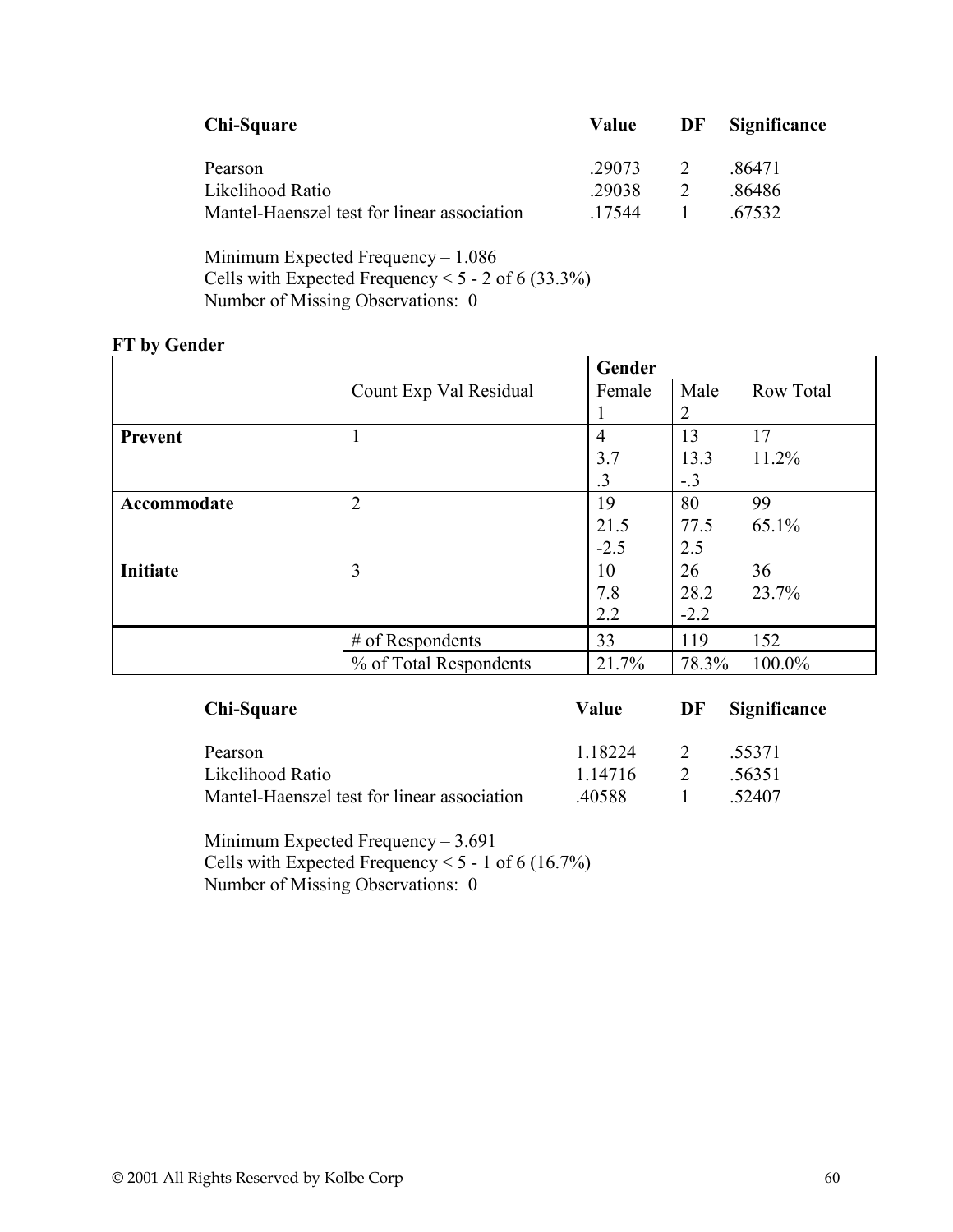| Chi-Square | Value | DF | Significance |
|---|---|---|---|
| Pearson | .29073 | 2 | .86471 |
| Likelihood Ratio | .29038 | 2 | .86486 |
| Mantel-Haenszel test for linear association | .17544 | 1 | .67532 |

Minimum Expected Frequency – 1.086
Cells with Expected Frequency < 5 - 2 of 6 (33.3%)
Number of Missing Observations: 0

**FT by Gender**

| | | Gender | | |
|---|---|---|---|---|
| | Count Exp Val Residual | Female 1 | Male 2 | Row Total |
| **Prevent** | 1 | 4<br>3.7<br>.3 | 13<br>13.3<br>-.3 | 17<br>11.2% |
| **Accommodate** | 2 | 19<br>21.5<br>-2.5 | 80<br>77.5<br>2.5 | 99<br>65.1% |
| **Initiate** | 3 | 10<br>7.8<br>2.2 | 26<br>28.2<br>-2.2 | 36<br>23.7% |
| | # of Respondents | 33 | 119 | 152 |
| | % of Total Respondents | 21.7% | 78.3% | 100.0% |

| Chi-Square | Value | DF | Significance |
|---|---|---|---|
| Pearson | 1.18224 | 2 | .55371 |
| Likelihood Ratio | 1.14716 | 2 | .56351 |
| Mantel-Haenszel test for linear association | .40588 | 1 | .52407 |

Minimum Expected Frequency – 3.691
Cells with Expected Frequency < 5 - 1 of 6 (16.7%)
Number of Missing Observations: 0

© 2001 All Rights Reserved by Kolbe Corp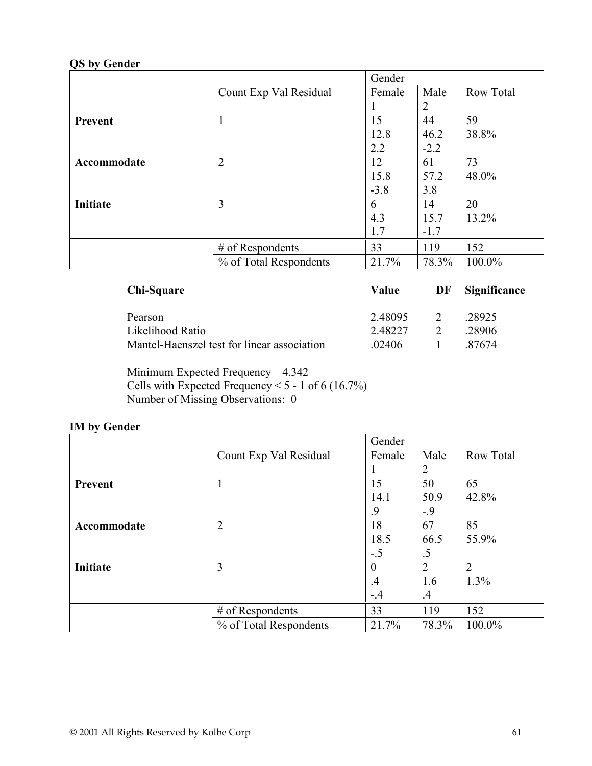**QS by Gender**

| | | Gender | | |
|---|---|---|---|---|
| | Count Exp Val Residual | Female 1 | Male 2 | Row Total |
| **Prevent** | 1 | 15<br>12.8<br>2.2 | 44<br>46.2<br>-2.2 | 59<br>38.8% |
| **Accommodate** | 2 | 12<br>15.8<br>-3.8 | 61<br>57.2<br>3.8 | 73<br>48.0% |
| **Initiate** | 3 | 6<br>4.3<br>1.7 | 14<br>15.7<br>-1.7 | 20<br>13.2% |
| | # of Respondents | 33 | 119 | 152 |
| | % of Total Respondents | 21.7% | 78.3% | 100.0% |

| **Chi-Square** | **Value** | **DF** | **Significance** |
|---|---|---|---|
| Pearson | 2.48095 | 2 | .28925 |
| Likelihood Ratio | 2.48227 | 2 | .28906 |
| Mantel-Haenszel test for linear association | .02406 | 1 | .87674 |

Minimum Expected Frequency – 4.342
Cells with Expected Frequency < 5 - 1 of 6 (16.7%)
Number of Missing Observations: 0

**IM by Gender**

| | | Gender | | |
|---|---|---|---|---|
| | Count Exp Val Residual | Female 1 | Male 2 | Row Total |
| **Prevent** | 1 | 15<br>14.1<br>.9 | 50<br>50.9<br>-.9 | 65<br>42.8% |
| **Accommodate** | 2 | 18<br>18.5<br>-.5 | 67<br>66.5<br>.5 | 85<br>55.9% |
| **Initiate** | 3 | 0<br>.4<br>-.4 | 2<br>1.6<br>.4 | 2<br>1.3% |
| | # of Respondents | 33 | 119 | 152 |
| | % of Total Respondents | 21.7% | 78.3% | 100.0% |

© 2001 All Rights Reserved by Kolbe Corp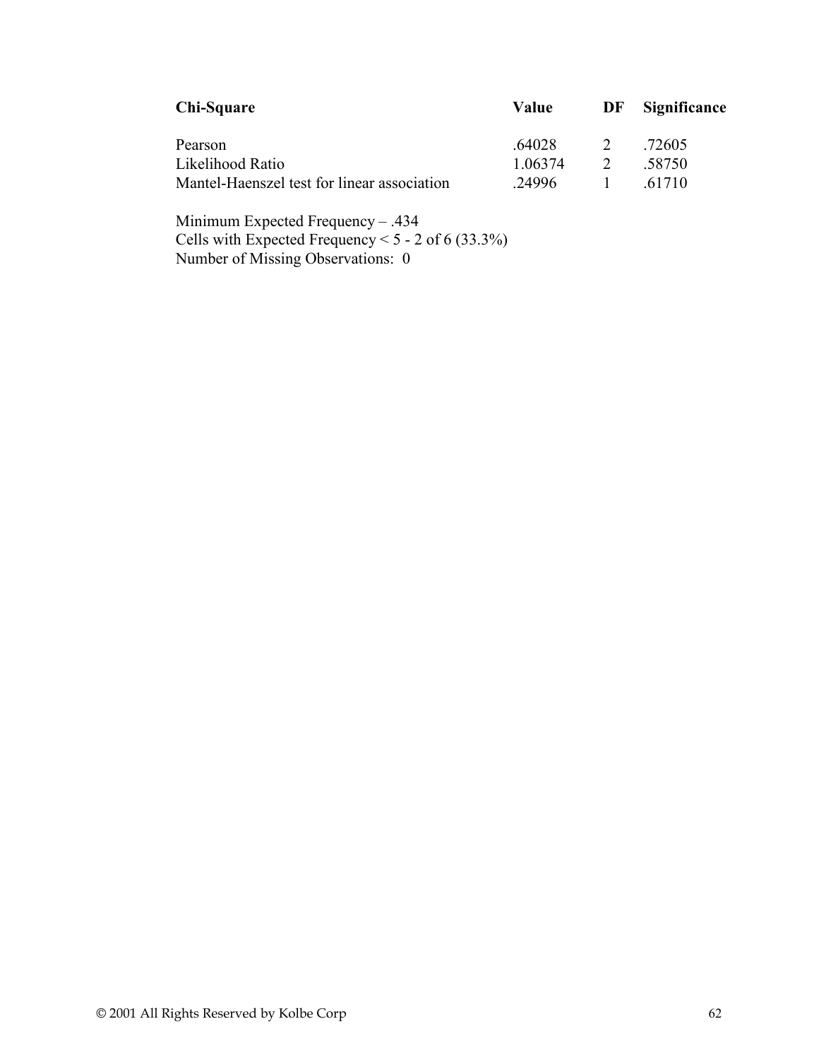| Chi-Square | Value | DF | Significance |
|---|---|---|---|
| Pearson | .64028 | 2 | .72605 |
| Likelihood Ratio | 1.06374 | 2 | .58750 |
| Mantel-Haenszel test for linear association | .24996 | 1 | .61710 |

Minimum Expected Frequency – .434
Cells with Expected Frequency < 5 - 2 of 6 (33.3%)
Number of Missing Observations: 0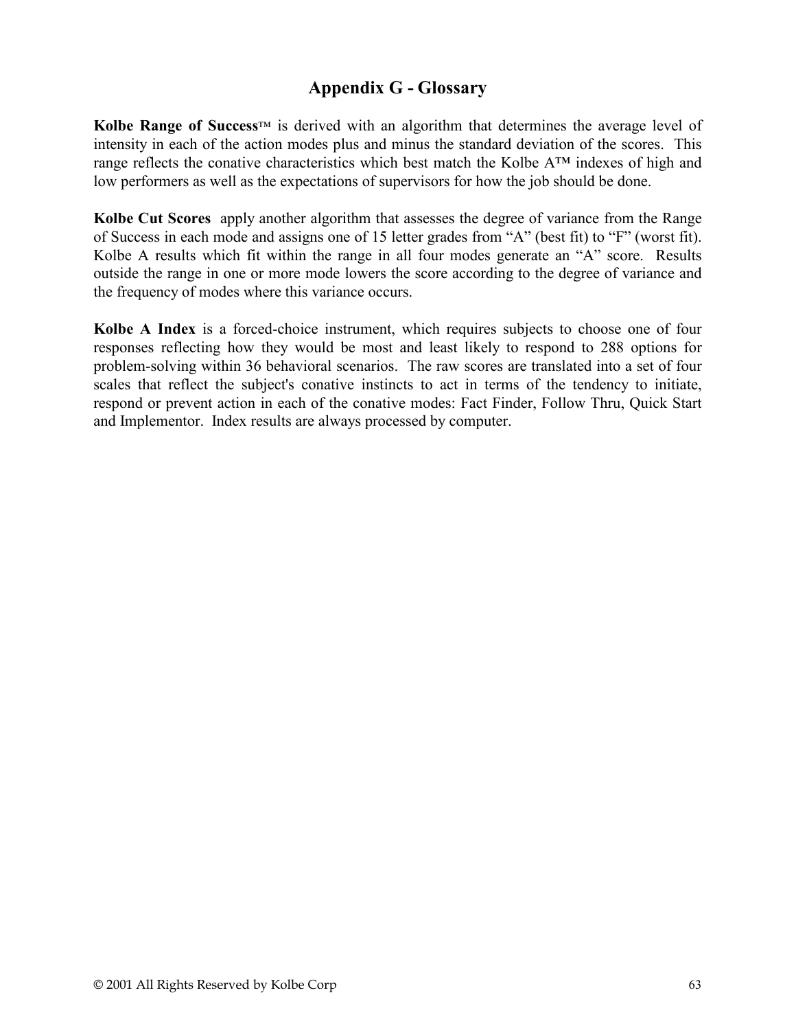## Appendix G - Glossary

**Kolbe Range of Success**™ is derived with an algorithm that determines the average level of intensity in each of the action modes plus and minus the standard deviation of the scores. This range reflects the conative characteristics which best match the Kolbe A™ indexes of high and low performers as well as the expectations of supervisors for how the job should be done.

**Kolbe Cut Scores** apply another algorithm that assesses the degree of variance from the Range of Success in each mode and assigns one of 15 letter grades from "A" (best fit) to "F" (worst fit). Kolbe A results which fit within the range in all four modes generate an "A" score. Results outside the range in one or more mode lowers the score according to the degree of variance and the frequency of modes where this variance occurs.

**Kolbe A Index** is a forced-choice instrument, which requires subjects to choose one of four responses reflecting how they would be most and least likely to respond to 288 options for problem-solving within 36 behavioral scenarios. The raw scores are translated into a set of four scales that reflect the subject's conative instincts to act in terms of the tendency to initiate, respond or prevent action in each of the conative modes: Fact Finder, Follow Thru, Quick Start and Implementor. Index results are always processed by computer.